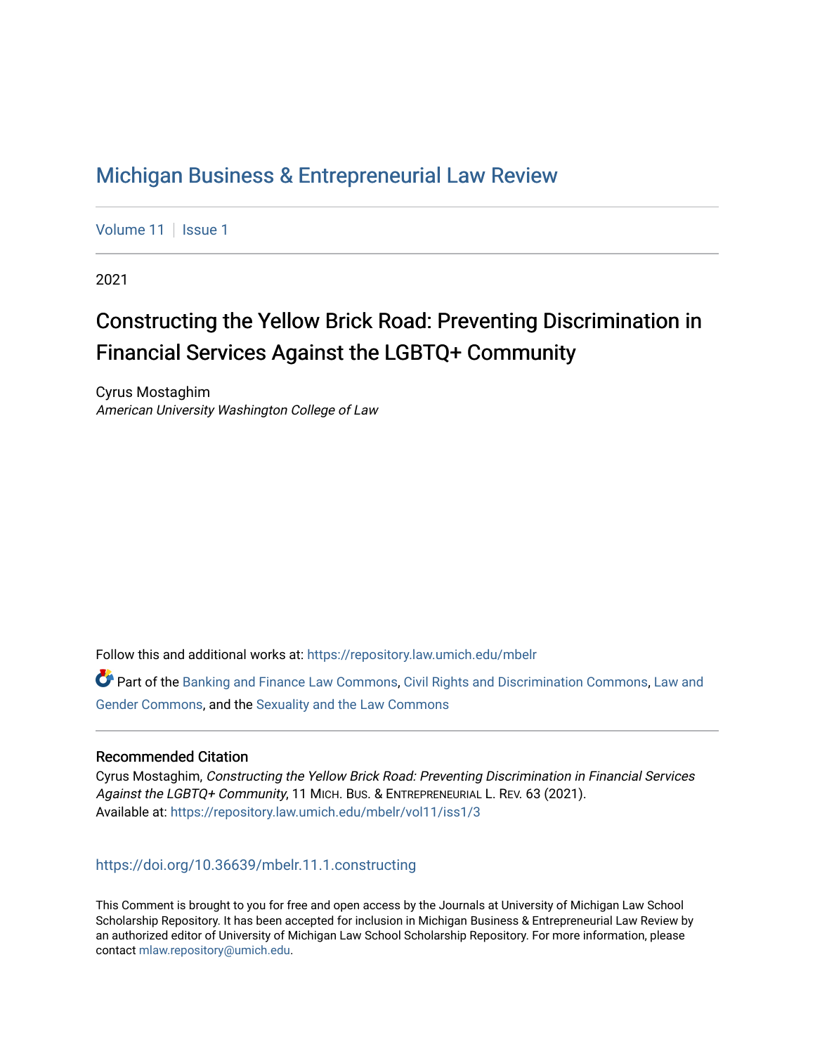# Michigan Business & Entrepreneurial Law Review

Volume 11 | Issue 1

2021

## Constructing the Yellow Brick Road: Preventing Discrimination in Financial Services Against the LGBTQ+ Community

Cyrus Mostaghim
*American University Washington College of Law*

Follow this and additional works at: https://repository.law.umich.edu/mbelr

Part of the Banking and Finance Law Commons, Civil Rights and Discrimination Commons, Law and Gender Commons, and the Sexuality and the Law Commons

### Recommended Citation

Cyrus Mostaghim, *Constructing the Yellow Brick Road: Preventing Discrimination in Financial Services Against the LGBTQ+ Community*, 11 MICH. BUS. & ENTREPRENEURIAL L. REV. 63 (2021).
Available at: https://repository.law.umich.edu/mbelr/vol11/iss1/3

https://doi.org/10.36639/mbelr.11.1.constructing

This Comment is brought to you for free and open access by the Journals at University of Michigan Law School Scholarship Repository. It has been accepted for inclusion in Michigan Business & Entrepreneurial Law Review by an authorized editor of University of Michigan Law School Scholarship Repository. For more information, please contact mlaw.repository@umich.edu.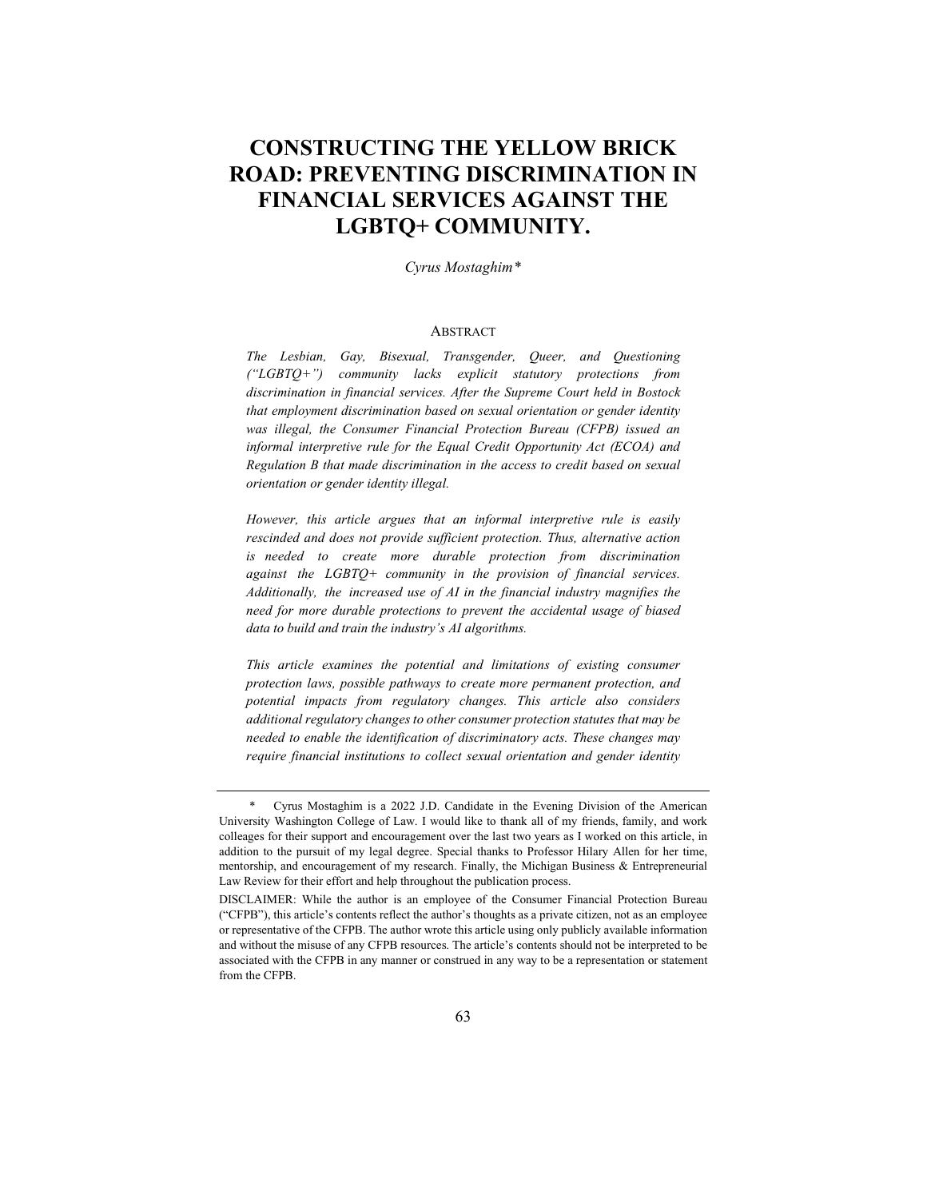# CONSTRUCTING THE YELLOW BRICK ROAD: PREVENTING DISCRIMINATION IN FINANCIAL SERVICES AGAINST THE LGBTQ+ COMMUNITY.

*Cyrus Mostaghim\**

## ABSTRACT

*The Lesbian, Gay, Bisexual, Transgender, Queer, and Questioning ("LGBTQ+") community lacks explicit statutory protections from discrimination in financial services. After the Supreme Court held in Bostock that employment discrimination based on sexual orientation or gender identity was illegal, the Consumer Financial Protection Bureau (CFPB) issued an informal interpretive rule for the Equal Credit Opportunity Act (ECOA) and Regulation B that made discrimination in the access to credit based on sexual orientation or gender identity illegal.*

*However, this article argues that an informal interpretive rule is easily rescinded and does not provide sufficient protection. Thus, alternative action is needed to create more durable protection from discrimination against the LGBTQ+ community in the provision of financial services. Additionally, the increased use of AI in the financial industry magnifies the need for more durable protections to prevent the accidental usage of biased data to build and train the industry's AI algorithms.*

*This article examines the potential and limitations of existing consumer protection laws, possible pathways to create more permanent protection, and potential impacts from regulatory changes. This article also considers additional regulatory changes to other consumer protection statutes that may be needed to enable the identification of discriminatory acts. These changes may require financial institutions to collect sexual orientation and gender identity*

---

\* Cyrus Mostaghim is a 2022 J.D. Candidate in the Evening Division of the American University Washington College of Law. I would like to thank all of my friends, family, and work colleages for their support and encouragement over the last two years as I worked on this article, in addition to the pursuit of my legal degree. Special thanks to Professor Hilary Allen for her time, mentorship, and encouragement of my research. Finally, the Michigan Business & Entrepreneurial Law Review for their effort and help throughout the publication process.

DISCLAIMER: While the author is an employee of the Consumer Financial Protection Bureau ("CFPB"), this article's contents reflect the author's thoughts as a private citizen, not as an employee or representative of the CFPB. The author wrote this article using only publicly available information and without the misuse of any CFPB resources. The article's contents should not be interpreted to be associated with the CFPB in any manner or construed in any way to be a representation or statement from the CFPB.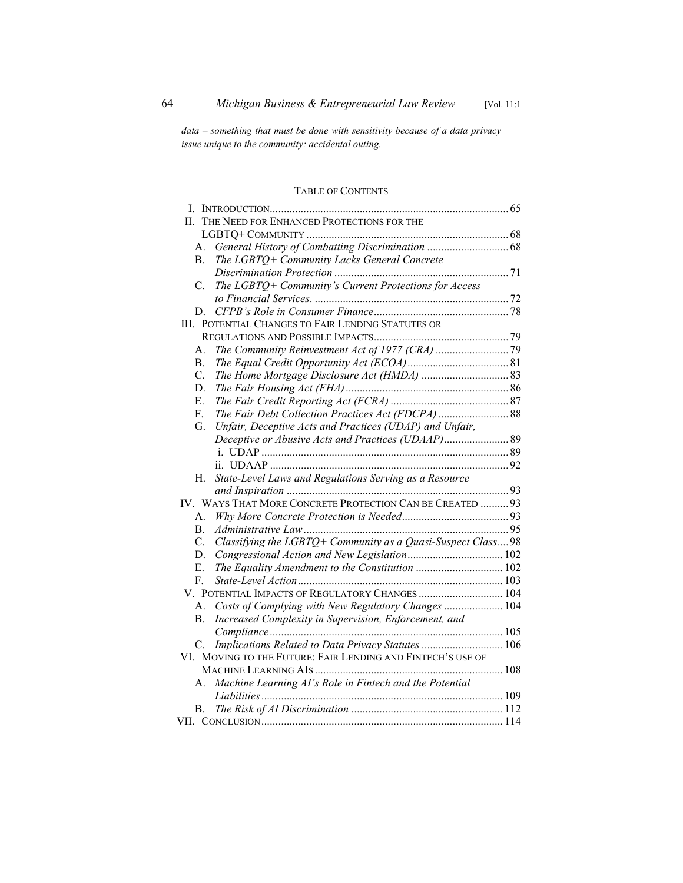*data – something that must be done with sensitivity because of a data privacy issue unique to the community: accidental outing.*

## TABLE OF CONTENTS

I. INTRODUCTION ..... 65

II. THE NEED FOR ENHANCED PROTECTIONS FOR THE LGBTQ+ COMMUNITY ..... 68
- A. *General History of Combatting Discrimination* ..... 68
- B. *The LGBTQ+ Community Lacks General Concrete Discrimination Protection* ..... 71
- C. *The LGBTQ+ Community's Current Protections for Access to Financial Services.* ..... 72
- D. *CFPB's Role in Consumer Finance* ..... 78

III. POTENTIAL CHANGES TO FAIR LENDING STATUTES OR REGULATIONS AND POSSIBLE IMPACTS ..... 79
- A. *The Community Reinvestment Act of 1977 (CRA)* ..... 79
- B. *The Equal Credit Opportunity Act (ECOA)* ..... 81
- C. *The Home Mortgage Disclosure Act (HMDA)* ..... 83
- D. *The Fair Housing Act (FHA)* ..... 86
- E. *The Fair Credit Reporting Act (FCRA)* ..... 87
- F. *The Fair Debt Collection Practices Act (FDCPA)* ..... 88
- G. *Unfair, Deceptive Acts and Practices (UDAP) and Unfair, Deceptive or Abusive Acts and Practices (UDAAP)* ..... 89
  - i. UDAP ..... 89
  - ii. UDAAP ..... 92
- H. *State-Level Laws and Regulations Serving as a Resource and Inspiration* ..... 93

IV. WAYS THAT MORE CONCRETE PROTECTION CAN BE CREATED ..... 93
- A. *Why More Concrete Protection is Needed* ..... 93
- B. *Administrative Law* ..... 95
- C. *Classifying the LGBTQ+ Community as a Quasi-Suspect Class* ..... 98
- D. *Congressional Action and New Legislation* ..... 102
- E. *The Equality Amendment to the Constitution* ..... 102
- F. *State-Level Action* ..... 103

V. POTENTIAL IMPACTS OF REGULATORY CHANGES ..... 104
- A. *Costs of Complying with New Regulatory Changes* ..... 104
- B. *Increased Complexity in Supervision, Enforcement, and Compliance* ..... 105
- C. *Implications Related to Data Privacy Statutes* ..... 106

VI. MOVING TO THE FUTURE: FAIR LENDING AND FINTECH'S USE OF MACHINE LEARNING AIS ..... 108
- A. *Machine Learning AI's Role in Fintech and the Potential Liabilities* ..... 109
- B. *The Risk of AI Discrimination* ..... 112

VII. CONCLUSION ..... 114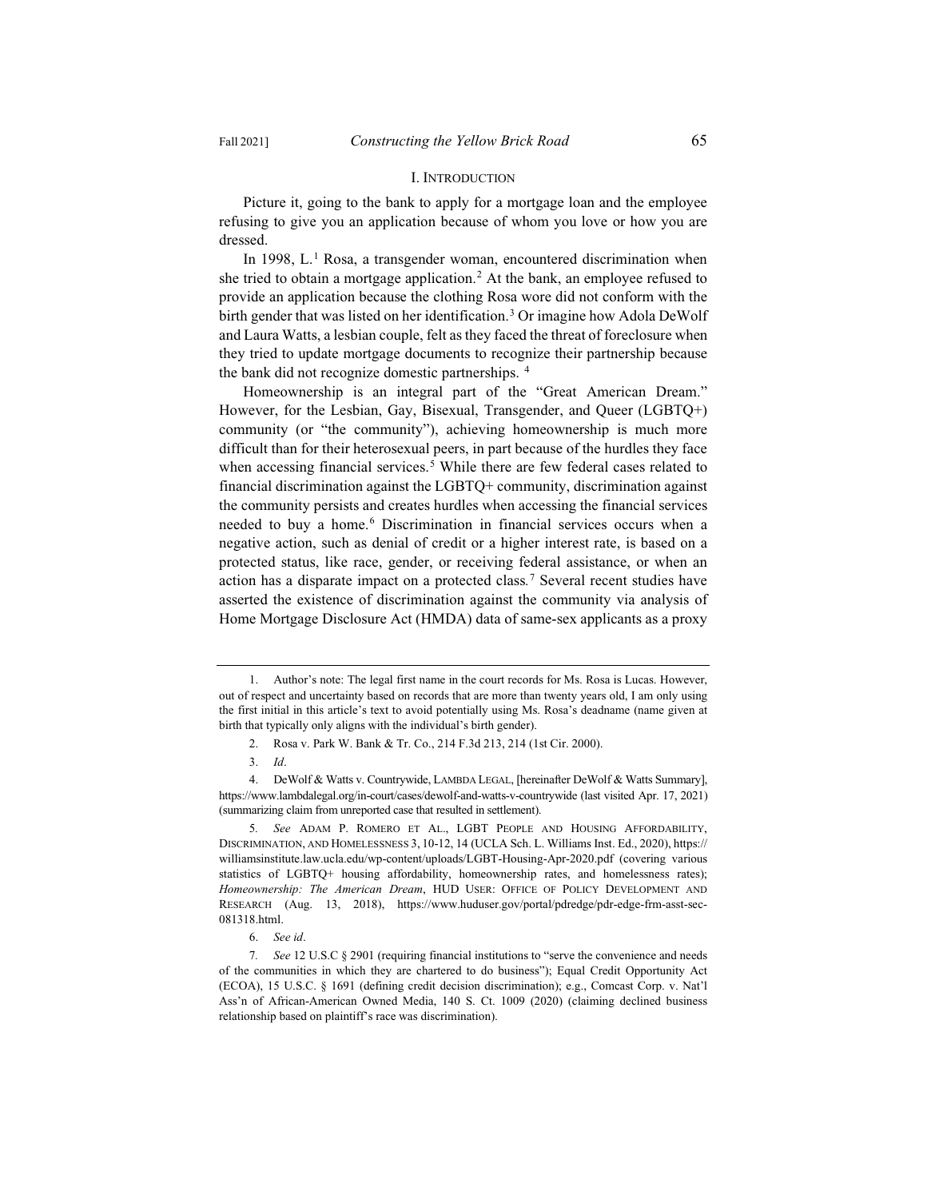## I. INTRODUCTION

Picture it, going to the bank to apply for a mortgage loan and the employee refusing to give you an application because of whom you love or how you are dressed.

In 1998, L.[1] Rosa, a transgender woman, encountered discrimination when she tried to obtain a mortgage application.[2] At the bank, an employee refused to provide an application because the clothing Rosa wore did not conform with the birth gender that was listed on her identification.[3] Or imagine how Adola DeWolf and Laura Watts, a lesbian couple, felt as they faced the threat of foreclosure when they tried to update mortgage documents to recognize their partnership because the bank did not recognize domestic partnerships. [4]

Homeownership is an integral part of the "Great American Dream." However, for the Lesbian, Gay, Bisexual, Transgender, and Queer (LGBTQ+) community (or "the community"), achieving homeownership is much more difficult than for their heterosexual peers, in part because of the hurdles they face when accessing financial services.[5] While there are few federal cases related to financial discrimination against the LGBTQ+ community, discrimination against the community persists and creates hurdles when accessing the financial services needed to buy a home.[6] Discrimination in financial services occurs when a negative action, such as denial of credit or a higher interest rate, is based on a protected status, like race, gender, or receiving federal assistance, or when an action has a disparate impact on a protected class.[7] Several recent studies have asserted the existence of discrimination against the community via analysis of Home Mortgage Disclosure Act (HMDA) data of same-sex applicants as a proxy

---

1. Author's note: The legal first name in the court records for Ms. Rosa is Lucas. However, out of respect and uncertainty based on records that are more than twenty years old, I am only using the first initial in this article's text to avoid potentially using Ms. Rosa's deadname (name given at birth that typically only aligns with the individual's birth gender).

2. Rosa v. Park W. Bank & Tr. Co., 214 F.3d 213, 214 (1st Cir. 2000).

3. *Id*.

4. DeWolf & Watts v. Countrywide, LAMBDA LEGAL, [hereinafter DeWolf & Watts Summary], https://www.lambdalegal.org/in-court/cases/dewolf-and-watts-v-countrywide (last visited Apr. 17, 2021) (summarizing claim from unreported case that resulted in settlement).

5. *See* ADAM P. ROMERO ET AL., LGBT PEOPLE AND HOUSING AFFORDABILITY, DISCRIMINATION, AND HOMELESSNESS 3, 10-12, 14 (UCLA Sch. L. Williams Inst. Ed., 2020), https://williamsinstitute.law.ucla.edu/wp-content/uploads/LGBT-Housing-Apr-2020.pdf (covering various statistics of LGBTQ+ housing affordability, homeownership rates, and homelessness rates); *Homeownership: The American Dream*, HUD USER: OFFICE OF POLICY DEVELOPMENT AND RESEARCH (Aug. 13, 2018), https://www.huduser.gov/portal/pdredge/pdr-edge-frm-asst-sec-081318.html.

6. *See id*.

7. *See* 12 U.S.C § 2901 (requiring financial institutions to "serve the convenience and needs of the communities in which they are chartered to do business"); Equal Credit Opportunity Act (ECOA), 15 U.S.C. § 1691 (defining credit decision discrimination); e.g., Comcast Corp. v. Nat'l Ass'n of African-American Owned Media, 140 S. Ct. 1009 (2020) (claiming declined business relationship based on plaintiff's race was discrimination).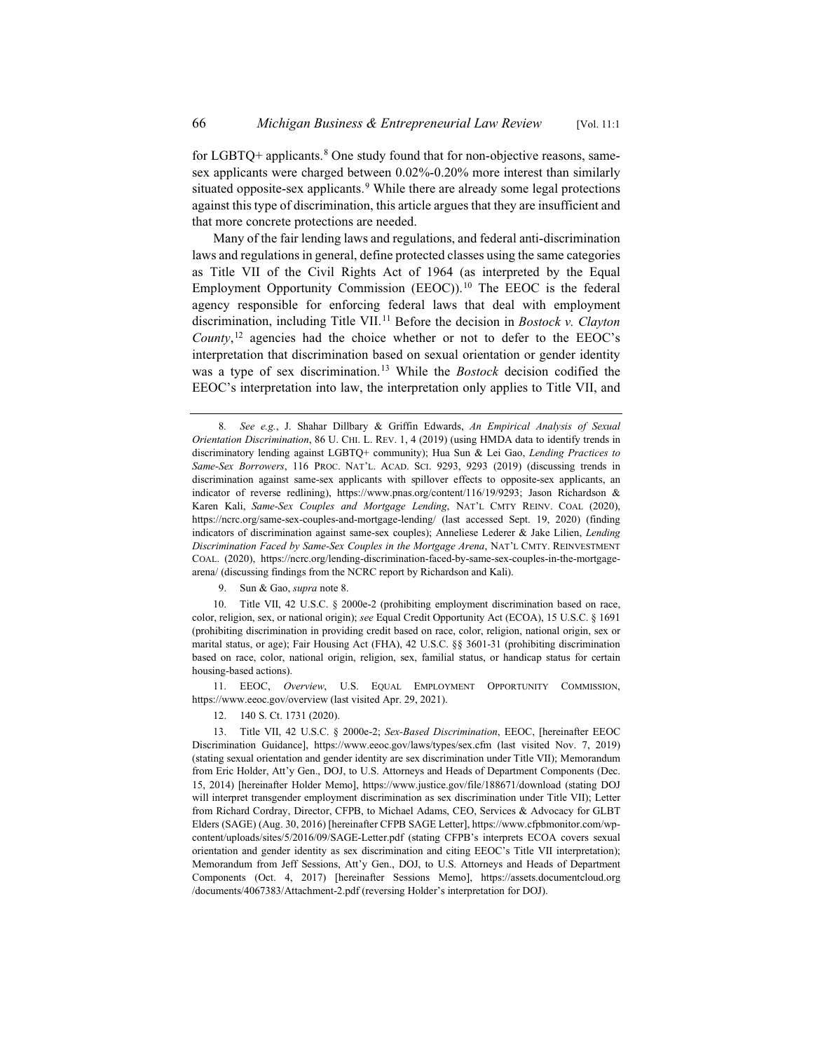for LGBTQ+ applicants.[8] One study found that for non-objective reasons, same-sex applicants were charged between 0.02%-0.20% more interest than similarly situated opposite-sex applicants.[9] While there are already some legal protections against this type of discrimination, this article argues that they are insufficient and that more concrete protections are needed.

Many of the fair lending laws and regulations, and federal anti-discrimination laws and regulations in general, define protected classes using the same categories as Title VII of the Civil Rights Act of 1964 (as interpreted by the Equal Employment Opportunity Commission (EEOC)).[10] The EEOC is the federal agency responsible for enforcing federal laws that deal with employment discrimination, including Title VII.[11] Before the decision in *Bostock v. Clayton County*,[12] agencies had the choice whether or not to defer to the EEOC's interpretation that discrimination based on sexual orientation or gender identity was a type of sex discrimination.[13] While the *Bostock* decision codified the EEOC's interpretation into law, the interpretation only applies to Title VII, and

---

8. *See e.g.*, J. Shahar Dillbary & Griffin Edwards, *An Empirical Analysis of Sexual Orientation Discrimination*, 86 U. CHI. L. REV. 1, 4 (2019) (using HMDA data to identify trends in discriminatory lending against LGBTQ+ community); Hua Sun & Lei Gao, *Lending Practices to Same-Sex Borrowers*, 116 PROC. NAT'L. ACAD. SCI. 9293, 9293 (2019) (discussing trends in discrimination against same-sex applicants with spillover effects to opposite-sex applicants, an indicator of reverse redlining), https://www.pnas.org/content/116/19/9293; Jason Richardson & Karen Kali, *Same-Sex Couples and Mortgage Lending*, NAT'L CMTY REINV. COAL (2020), https://ncrc.org/same-sex-couples-and-mortgage-lending/ (last accessed Sept. 19, 2020) (finding indicators of discrimination against same-sex couples); Anneliese Lederer & Jake Lilien, *Lending Discrimination Faced by Same-Sex Couples in the Mortgage Arena*, NAT'L CMTY. REINVESTMENT COAL. (2020), https://ncrc.org/lending-discrimination-faced-by-same-sex-couples-in-the-mortgage-arena/ (discussing findings from the NCRC report by Richardson and Kali).

9. Sun & Gao, *supra* note 8.

10. Title VII, 42 U.S.C. § 2000e-2 (prohibiting employment discrimination based on race, color, religion, sex, or national origin); *see* Equal Credit Opportunity Act (ECOA), 15 U.S.C. § 1691 (prohibiting discrimination in providing credit based on race, color, religion, national origin, sex or marital status, or age); Fair Housing Act (FHA), 42 U.S.C. §§ 3601-31 (prohibiting discrimination based on race, color, national origin, religion, sex, familial status, or handicap status for certain housing-based actions).

11. EEOC, *Overview*, U.S. EQUAL EMPLOYMENT OPPORTUNITY COMMISSION, https://www.eeoc.gov/overview (last visited Apr. 29, 2021).

12. 140 S. Ct. 1731 (2020).

13. Title VII, 42 U.S.C. § 2000e-2; *Sex-Based Discrimination*, EEOC, [hereinafter EEOC Discrimination Guidance], https://www.eeoc.gov/laws/types/sex.cfm (last visited Nov. 7, 2019) (stating sexual orientation and gender identity are sex discrimination under Title VII); Memorandum from Eric Holder, Att'y Gen., DOJ, to U.S. Attorneys and Heads of Department Components (Dec. 15, 2014) [hereinafter Holder Memo], https://www.justice.gov/file/188671/download (stating DOJ will interpret transgender employment discrimination as sex discrimination under Title VII); Letter from Richard Cordray, Director, CFPB, to Michael Adams, CEO, Services & Advocacy for GLBT Elders (SAGE) (Aug. 30, 2016) [hereinafter CFPB SAGE Letter], https://www.cfpbmonitor.com/wp-content/uploads/sites/5/2016/09/SAGE-Letter.pdf (stating CFPB's interprets ECOA covers sexual orientation and gender identity as sex discrimination and citing EEOC's Title VII interpretation); Memorandum from Jeff Sessions, Att'y Gen., DOJ, to U.S. Attorneys and Heads of Department Components (Oct. 4, 2017) [hereinafter Sessions Memo], https://assets.documentcloud.org /documents/4067383/Attachment-2.pdf (reversing Holder's interpretation for DOJ).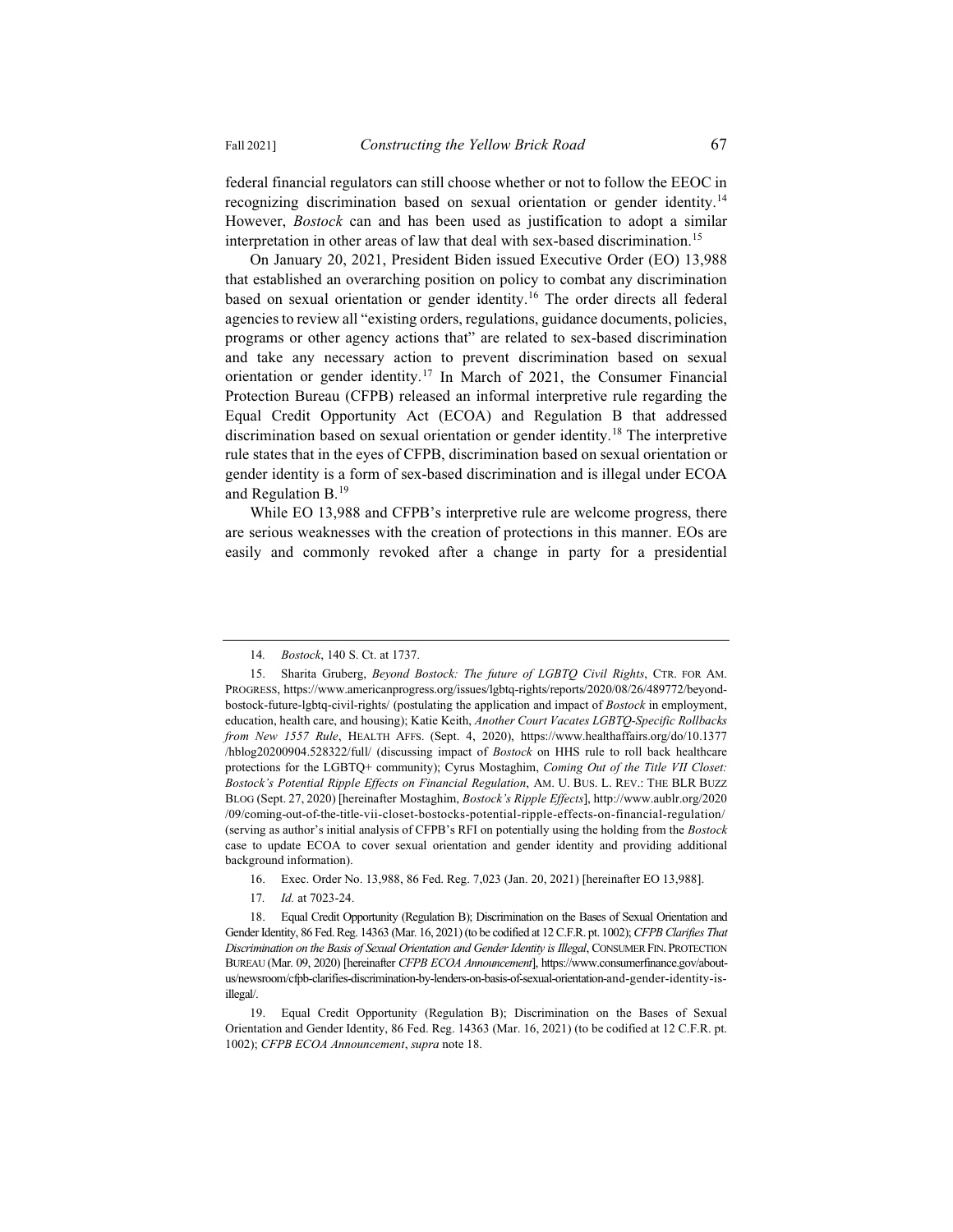federal financial regulators can still choose whether or not to follow the EEOC in recognizing discrimination based on sexual orientation or gender identity.[14] However, *Bostock* can and has been used as justification to adopt a similar interpretation in other areas of law that deal with sex-based discrimination.[15]

On January 20, 2021, President Biden issued Executive Order (EO) 13,988 that established an overarching position on policy to combat any discrimination based on sexual orientation or gender identity.[16] The order directs all federal agencies to review all "existing orders, regulations, guidance documents, policies, programs or other agency actions that" are related to sex-based discrimination and take any necessary action to prevent discrimination based on sexual orientation or gender identity.[17] In March of 2021, the Consumer Financial Protection Bureau (CFPB) released an informal interpretive rule regarding the Equal Credit Opportunity Act (ECOA) and Regulation B that addressed discrimination based on sexual orientation or gender identity.[18] The interpretive rule states that in the eyes of CFPB, discrimination based on sexual orientation or gender identity is a form of sex-based discrimination and is illegal under ECOA and Regulation B.[19]

While EO 13,988 and CFPB's interpretive rule are welcome progress, there are serious weaknesses with the creation of protections in this manner. EOs are easily and commonly revoked after a change in party for a presidential

---

14. *Bostock*, 140 S. Ct. at 1737.

15. Sharita Gruberg, *Beyond Bostock: The future of LGBTQ Civil Rights*, CTR. FOR AM. PROGRESS, https://www.americanprogress.org/issues/lgbtq-rights/reports/2020/08/26/489772/beyond-bostock-future-lgbtq-civil-rights/ (postulating the application and impact of *Bostock* in employment, education, health care, and housing); Katie Keith, *Another Court Vacates LGBTQ-Specific Rollbacks from New 1557 Rule*, HEALTH AFFS. (Sept. 4, 2020), https://www.healthaffairs.org/do/10.1377/hblog20200904.528322/full/ (discussing impact of *Bostock* on HHS rule to roll back healthcare protections for the LGBTQ+ community); Cyrus Mostaghim, *Coming Out of the Title VII Closet: Bostock's Potential Ripple Effects on Financial Regulation*, AM. U. BUS. L. REV.: THE BLR BUZZ BLOG (Sept. 27, 2020) [hereinafter Mostaghim, *Bostock's Ripple Effects*], http://www.aublr.org/2020/09/coming-out-of-the-title-vii-closet-bostocks-potential-ripple-effects-on-financial-regulation/ (serving as author's initial analysis of CFPB's RFI on potentially using the holding from the *Bostock* case to update ECOA to cover sexual orientation and gender identity and providing additional background information).

16. Exec. Order No. 13,988, 86 Fed. Reg. 7,023 (Jan. 20, 2021) [hereinafter EO 13,988].

17. *Id.* at 7023-24.

18. Equal Credit Opportunity (Regulation B); Discrimination on the Bases of Sexual Orientation and Gender Identity, 86 Fed. Reg. 14363 (Mar. 16, 2021) (to be codified at 12 C.F.R. pt. 1002); *CFPB Clarifies That Discrimination on the Basis of Sexual Orientation and Gender Identity is Illegal*, CONSUMER FIN. PROTECTION BUREAU (Mar. 09, 2020) [hereinafter *CFPB ECOA Announcement*], https://www.consumerfinance.gov/about-us/newsroom/cfpb-clarifies-discrimination-by-lenders-on-basis-of-sexual-orientation-and-gender-identity-is-illegal/.

19. Equal Credit Opportunity (Regulation B); Discrimination on the Bases of Sexual Orientation and Gender Identity, 86 Fed. Reg. 14363 (Mar. 16, 2021) (to be codified at 12 C.F.R. pt. 1002); *CFPB ECOA Announcement*, *supra* note 18.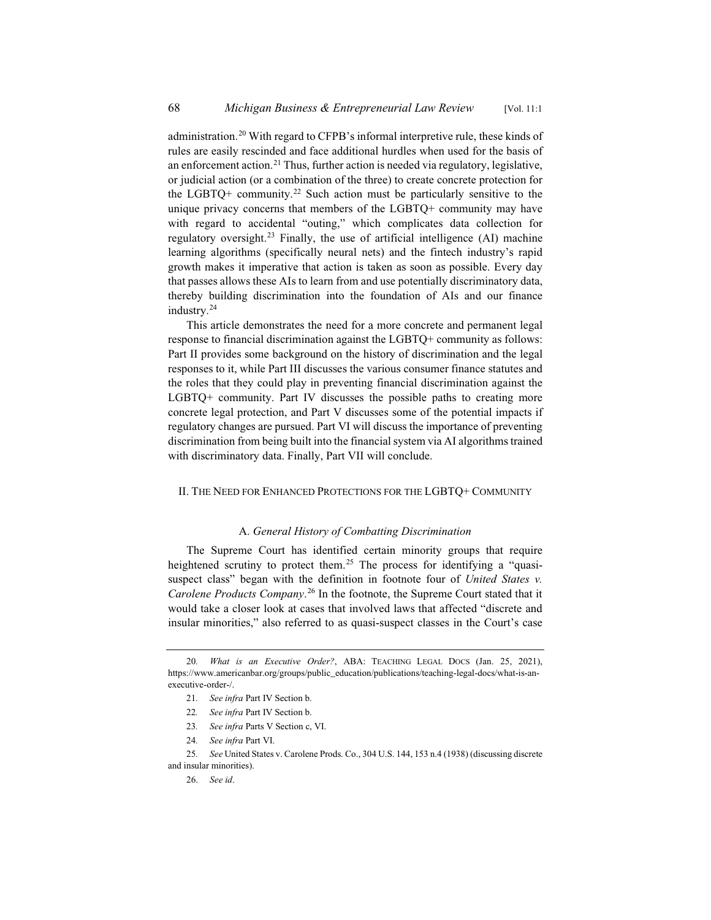administration.[20] With regard to CFPB's informal interpretive rule, these kinds of rules are easily rescinded and face additional hurdles when used for the basis of an enforcement action.[21] Thus, further action is needed via regulatory, legislative, or judicial action (or a combination of the three) to create concrete protection for the LGBTQ+ community.[22] Such action must be particularly sensitive to the unique privacy concerns that members of the LGBTQ+ community may have with regard to accidental "outing," which complicates data collection for regulatory oversight.[23] Finally, the use of artificial intelligence (AI) machine learning algorithms (specifically neural nets) and the fintech industry's rapid growth makes it imperative that action is taken as soon as possible. Every day that passes allows these AIs to learn from and use potentially discriminatory data, thereby building discrimination into the foundation of AIs and our finance industry.[24]

This article demonstrates the need for a more concrete and permanent legal response to financial discrimination against the LGBTQ+ community as follows: Part II provides some background on the history of discrimination and the legal responses to it, while Part III discusses the various consumer finance statutes and the roles that they could play in preventing financial discrimination against the LGBTQ+ community. Part IV discusses the possible paths to creating more concrete legal protection, and Part V discusses some of the potential impacts if regulatory changes are pursued. Part VI will discuss the importance of preventing discrimination from being built into the financial system via AI algorithms trained with discriminatory data. Finally, Part VII will conclude.

## II. The Need for Enhanced Protections for the LGBTQ+ Community

### A. *General History of Combatting Discrimination*

The Supreme Court has identified certain minority groups that require heightened scrutiny to protect them.[25] The process for identifying a "quasi-suspect class" began with the definition in footnote four of *United States v. Carolene Products Company*.[26] In the footnote, the Supreme Court stated that it would take a closer look at cases that involved laws that affected "discrete and insular minorities," also referred to as quasi-suspect classes in the Court's case

---

20. *What is an Executive Order?*, ABA: Teaching Legal Docs (Jan. 25, 2021), https://www.americanbar.org/groups/public_education/publications/teaching-legal-docs/what-is-an-executive-order-/.

21. *See infra* Part IV Section b.

22. *See infra* Part IV Section b.

23. *See infra* Parts V Section c, VI.

24. *See infra* Part VI.

25. *See* United States v. Carolene Prods. Co., 304 U.S. 144, 153 n.4 (1938) (discussing discrete and insular minorities).

26. *See id*.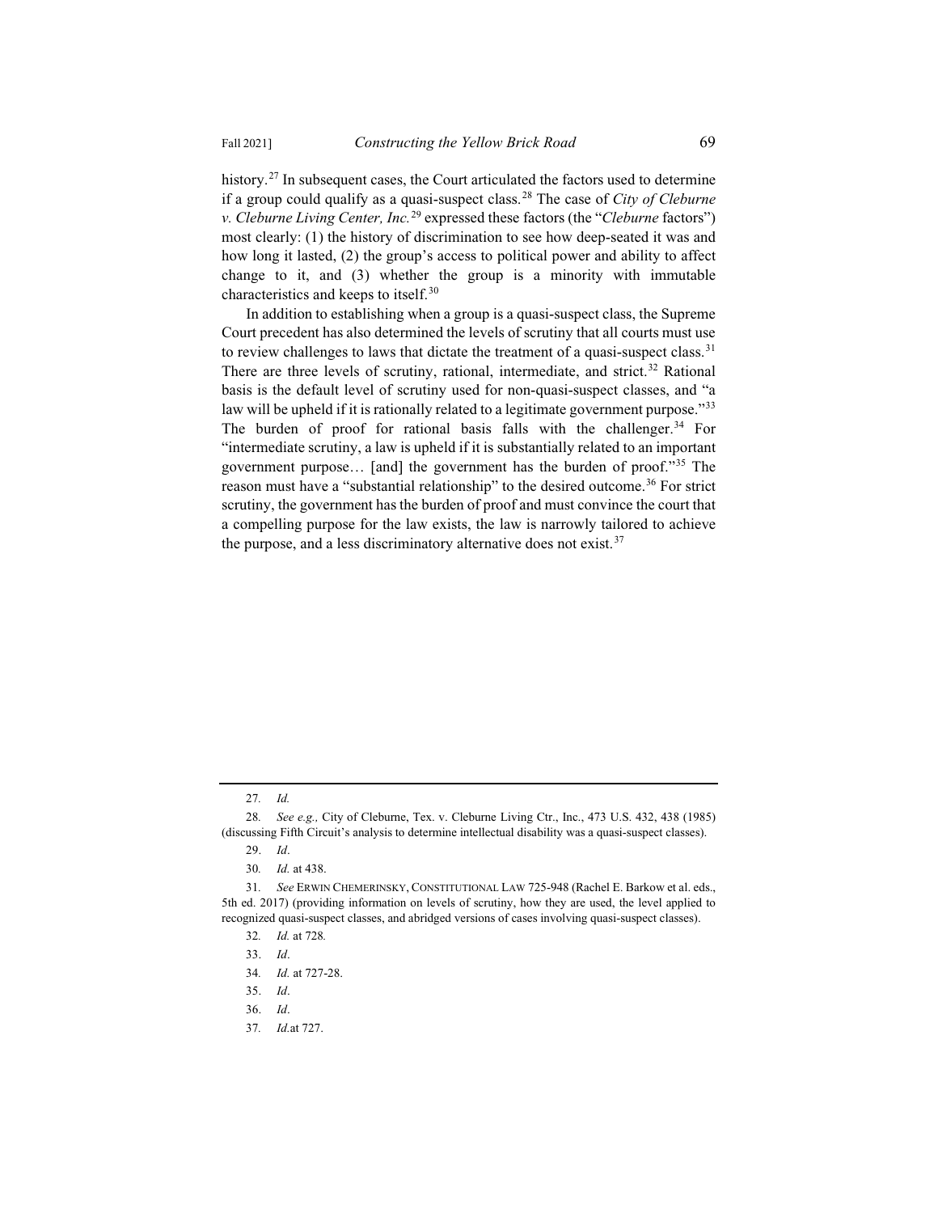history.[27] In subsequent cases, the Court articulated the factors used to determine if a group could qualify as a quasi-suspect class.[28] The case of *City of Cleburne v. Cleburne Living Center, Inc.*[29] expressed these factors (the "*Cleburne* factors") most clearly: (1) the history of discrimination to see how deep-seated it was and how long it lasted, (2) the group's access to political power and ability to affect change to it, and (3) whether the group is a minority with immutable characteristics and keeps to itself.[30]

In addition to establishing when a group is a quasi-suspect class, the Supreme Court precedent has also determined the levels of scrutiny that all courts must use to review challenges to laws that dictate the treatment of a quasi-suspect class.[31] There are three levels of scrutiny, rational, intermediate, and strict.[32] Rational basis is the default level of scrutiny used for non-quasi-suspect classes, and "a law will be upheld if it is rationally related to a legitimate government purpose."[33] The burden of proof for rational basis falls with the challenger.[34] For "intermediate scrutiny, a law is upheld if it is substantially related to an important government purpose… [and] the government has the burden of proof."[35] The reason must have a "substantial relationship" to the desired outcome.[36] For strict scrutiny, the government has the burden of proof and must convince the court that a compelling purpose for the law exists, the law is narrowly tailored to achieve the purpose, and a less discriminatory alternative does not exist.[37]

---

27. *Id.*

28. *See e.g.,* City of Cleburne, Tex. v. Cleburne Living Ctr., Inc., 473 U.S. 432, 438 (1985) (discussing Fifth Circuit's analysis to determine intellectual disability was a quasi-suspect classes).

29. *Id*.

30. *Id.* at 438.

31. *See* ERWIN CHEMERINSKY, CONSTITUTIONAL LAW 725-948 (Rachel E. Barkow et al. eds., 5th ed. 2017) (providing information on levels of scrutiny, how they are used, the level applied to recognized quasi-suspect classes, and abridged versions of cases involving quasi-suspect classes).

32. *Id.* at 728*.*

33. *Id*.

34. *Id.* at 727-28.

35. *Id*.

36. *Id*.

37. *Id.*at 727.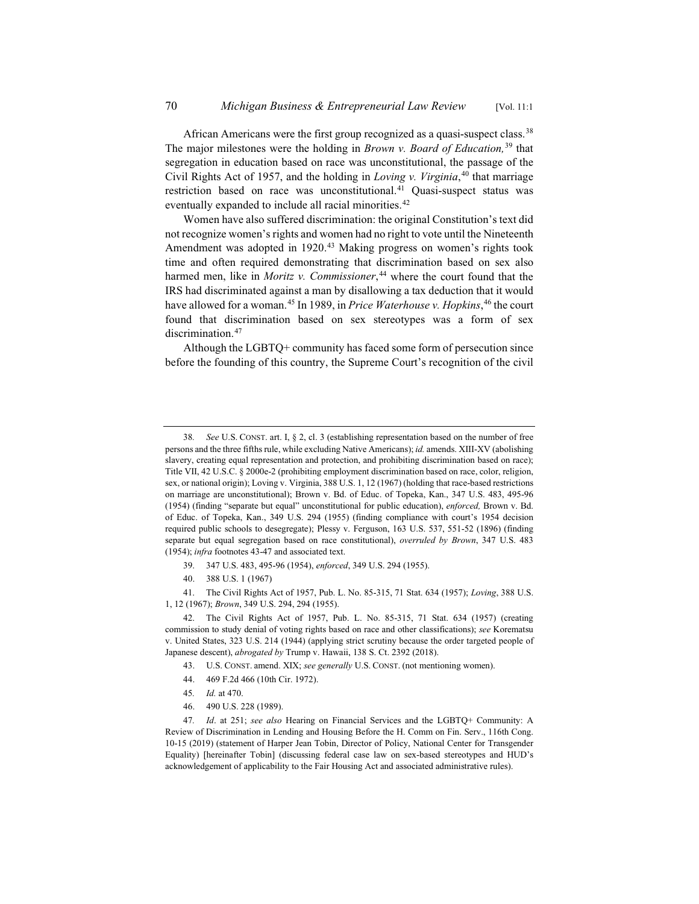African Americans were the first group recognized as a quasi-suspect class.[38] The major milestones were the holding in *Brown v. Board of Education,*[39] that segregation in education based on race was unconstitutional, the passage of the Civil Rights Act of 1957, and the holding in *Loving v. Virginia*,[40] that marriage restriction based on race was unconstitutional.[41] Quasi-suspect status was eventually expanded to include all racial minorities.[42]

Women have also suffered discrimination: the original Constitution's text did not recognize women's rights and women had no right to vote until the Nineteenth Amendment was adopted in 1920.[43] Making progress on women's rights took time and often required demonstrating that discrimination based on sex also harmed men, like in *Moritz v. Commissioner*,[44] where the court found that the IRS had discriminated against a man by disallowing a tax deduction that it would have allowed for a woman.[45] In 1989, in *Price Waterhouse v. Hopkins*,[46] the court found that discrimination based on sex stereotypes was a form of sex discrimination.[47]

Although the LGBTQ+ community has faced some form of persecution since before the founding of this country, the Supreme Court's recognition of the civil

---

38. *See* U.S. CONST. art. I, § 2, cl. 3 (establishing representation based on the number of free persons and the three fifths rule, while excluding Native Americans); *id.* amends. XIII-XV (abolishing slavery, creating equal representation and protection, and prohibiting discrimination based on race); Title VII, 42 U.S.C. § 2000e-2 (prohibiting employment discrimination based on race, color, religion, sex, or national origin); Loving v. Virginia, 388 U.S. 1, 12 (1967) (holding that race-based restrictions on marriage are unconstitutional); Brown v. Bd. of Educ. of Topeka, Kan., 347 U.S. 483, 495-96 (1954) (finding "separate but equal" unconstitutional for public education), *enforced,* Brown v. Bd. of Educ. of Topeka, Kan., 349 U.S. 294 (1955) (finding compliance with court's 1954 decision required public schools to desegregate); Plessy v. Ferguson, 163 U.S. 537, 551-52 (1896) (finding separate but equal segregation based on race constitutional), *overruled by Brown*, 347 U.S. 483 (1954); *infra* footnotes 43-47 and associated text.

39. 347 U.S. 483, 495-96 (1954), *enforced*, 349 U.S. 294 (1955).

40. 388 U.S. 1 (1967)

41. The Civil Rights Act of 1957, Pub. L. No. 85-315, 71 Stat. 634 (1957); *Loving*, 388 U.S. 1, 12 (1967); *Brown*, 349 U.S. 294, 294 (1955).

42. The Civil Rights Act of 1957, Pub. L. No. 85-315, 71 Stat. 634 (1957) (creating commission to study denial of voting rights based on race and other classifications); *see* Korematsu v. United States, 323 U.S. 214 (1944) (applying strict scrutiny because the order targeted people of Japanese descent), *abrogated by* Trump v. Hawaii, 138 S. Ct. 2392 (2018).

43. U.S. CONST. amend. XIX; *see generally* U.S. CONST. (not mentioning women).

44. 469 F.2d 466 (10th Cir. 1972).

45. *Id.* at 470.

46. 490 U.S. 228 (1989).

47. *Id*. at 251; *see also* Hearing on Financial Services and the LGBTQ+ Community: A Review of Discrimination in Lending and Housing Before the H. Comm on Fin. Serv., 116th Cong. 10-15 (2019) (statement of Harper Jean Tobin, Director of Policy, National Center for Transgender Equality) [hereinafter Tobin] (discussing federal case law on sex-based stereotypes and HUD's acknowledgement of applicability to the Fair Housing Act and associated administrative rules).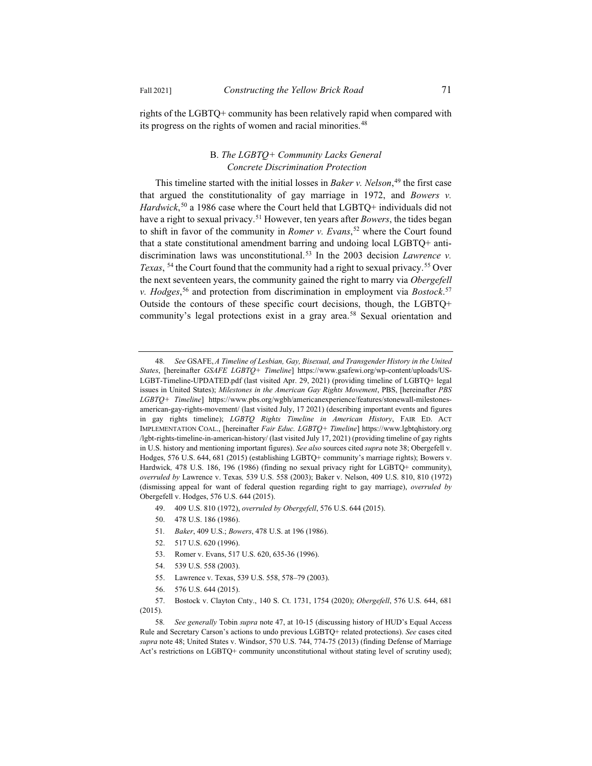rights of the LGBTQ+ community has been relatively rapid when compared with its progress on the rights of women and racial minorities.[48]

### B. *The LGBTQ+ Community Lacks General Concrete Discrimination Protection*

This timeline started with the initial losses in *Baker v. Nelson*,[49] the first case that argued the constitutionality of gay marriage in 1972, and *Bowers v. Hardwick*,[50] a 1986 case where the Court held that LGBTQ+ individuals did not have a right to sexual privacy.[51] However, ten years after *Bowers*, the tides began to shift in favor of the community in *Romer v. Evans*,[52] where the Court found that a state constitutional amendment barring and undoing local LGBTQ+ anti-discrimination laws was unconstitutional.[53] In the 2003 decision *Lawrence v. Texas*, [54] the Court found that the community had a right to sexual privacy.[55] Over the next seventeen years, the community gained the right to marry via *Obergefell v. Hodges*,[56] and protection from discrimination in employment via *Bostock*.[57] Outside the contours of these specific court decisions, though, the LGBTQ+ community's legal protections exist in a gray area.[58] Sexual orientation and

---

48. *See* GSAFE, *A Timeline of Lesbian, Gay, Bisexual, and Transgender History in the United States*, [hereinafter *GSAFE LGBTQ+ Timeline*] https://www.gsafewi.org/wp-content/uploads/US-LGBT-Timeline-UPDATED.pdf (last visited Apr. 29, 2021) (providing timeline of LGBTQ+ legal issues in United States); *Milestones in the American Gay Rights Movement*, PBS, [hereinafter *PBS LGBTQ+ Timeline*] https://www.pbs.org/wgbh/americanexperience/features/stonewall-milestones-american-gay-rights-movement/ (last visited July, 17 2021) (describing important events and figures in gay rights timeline); *LGBTQ Rights Timeline in American History*, FAIR ED. ACT IMPLEMENTATION COAL., [hereinafter *Fair Educ. LGBTQ+ Timeline*] https://www.lgbtqhistory.org /lgbt-rights-timeline-in-american-history/ (last visited July 17, 2021) (providing timeline of gay rights in U.S. history and mentioning important figures). *See also* sources cited *supra* note 38; Obergefell v. Hodges, 576 U.S. 644, 681 (2015) (establishing LGBTQ+ community's marriage rights); Bowers v. Hardwick*,* 478 U.S. 186, 196 (1986) (finding no sexual privacy right for LGBTQ+ community), *overruled by* Lawrence v. Texas*,* 539 U.S. 558 (2003); Baker v. Nelson, 409 U.S. 810, 810 (1972) (dismissing appeal for want of federal question regarding right to gay marriage), *overruled by* Obergefell v. Hodges, 576 U.S. 644 (2015).

49. 409 U.S. 810 (1972), *overruled by Obergefell*, 576 U.S. 644 (2015).

50. 478 U.S. 186 (1986).

51. *Baker*, 409 U.S.; *Bowers*, 478 U.S. at 196 (1986).

52. 517 U.S. 620 (1996).

53. Romer v. Evans, 517 U.S. 620, 635-36 (1996).

54. 539 U.S. 558 (2003).

55. Lawrence v. Texas, 539 U.S. 558, 578–79 (2003).

56. 576 U.S. 644 (2015).

57. Bostock v. Clayton Cnty., 140 S. Ct. 1731, 1754 (2020); *Obergefell*, 576 U.S. 644, 681 (2015).

58. *See generally* Tobin *supra* note 47, at 10-15 (discussing history of HUD's Equal Access Rule and Secretary Carson's actions to undo previous LGBTQ+ related protections). *See* cases cited *supra* note 48; United States v. Windsor, 570 U.S. 744, 774-75 (2013) (finding Defense of Marriage Act's restrictions on LGBTQ+ community unconstitutional without stating level of scrutiny used);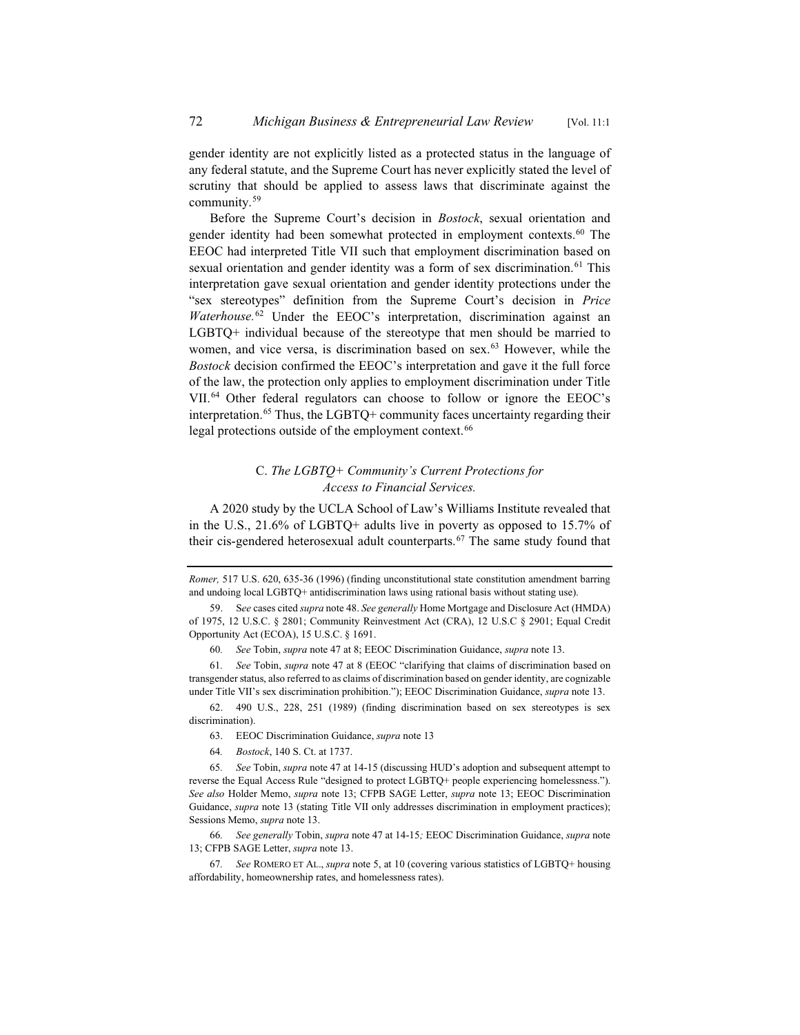gender identity are not explicitly listed as a protected status in the language of any federal statute, and the Supreme Court has never explicitly stated the level of scrutiny that should be applied to assess laws that discriminate against the community.[59]

Before the Supreme Court's decision in *Bostock*, sexual orientation and gender identity had been somewhat protected in employment contexts.[60] The EEOC had interpreted Title VII such that employment discrimination based on sexual orientation and gender identity was a form of sex discrimination.[61] This interpretation gave sexual orientation and gender identity protections under the "sex stereotypes" definition from the Supreme Court's decision in *Price Waterhouse.*[62] Under the EEOC's interpretation, discrimination against an LGBTQ+ individual because of the stereotype that men should be married to women, and vice versa, is discrimination based on sex.[63] However, while the *Bostock* decision confirmed the EEOC's interpretation and gave it the full force of the law, the protection only applies to employment discrimination under Title VII.[64] Other federal regulators can choose to follow or ignore the EEOC's interpretation.[65] Thus, the LGBTQ+ community faces uncertainty regarding their legal protections outside of the employment context.[66]

### C. *The LGBTQ+ Community's Current Protections for Access to Financial Services.*

A 2020 study by the UCLA School of Law's Williams Institute revealed that in the U.S., 21.6% of LGBTQ+ adults live in poverty as opposed to 15.7% of their cis-gendered heterosexual adult counterparts.[67] The same study found that

---

*Romer,* 517 U.S. 620, 635-36 (1996) (finding unconstitutional state constitution amendment barring and undoing local LGBTQ+ antidiscrimination laws using rational basis without stating use).

59. S*ee* cases cited *supra* note 48. *See generally* Home Mortgage and Disclosure Act (HMDA) of 1975, 12 U.S.C. § 2801; Community Reinvestment Act (CRA), 12 U.S.C § 2901; Equal Credit Opportunity Act (ECOA), 15 U.S.C. § 1691.

60. *See* Tobin, *supra* note 47 at 8; EEOC Discrimination Guidance, *supra* note 13.

61. *See* Tobin, *supra* note 47 at 8 (EEOC "clarifying that claims of discrimination based on transgender status, also referred to as claims of discrimination based on gender identity, are cognizable under Title VII's sex discrimination prohibition."); EEOC Discrimination Guidance, *supra* note 13.

62. 490 U.S., 228, 251 (1989) (finding discrimination based on sex stereotypes is sex discrimination).

63. EEOC Discrimination Guidance, *supra* note 13

64. *Bostock*, 140 S. Ct. at 1737.

65. *See* Tobin, *supra* note 47 at 14-15 (discussing HUD's adoption and subsequent attempt to reverse the Equal Access Rule "designed to protect LGBTQ+ people experiencing homelessness."). *See also* Holder Memo, *supra* note 13; CFPB SAGE Letter, *supra* note 13; EEOC Discrimination Guidance, *supra* note 13 (stating Title VII only addresses discrimination in employment practices); Sessions Memo, *supra* note 13.

66. *See generally* Tobin, *supra* note 47 at 14-15*;* EEOC Discrimination Guidance, *supra* note 13; CFPB SAGE Letter, *supra* note 13.

67. *See* ROMERO ET AL., *supra* note 5, at 10 (covering various statistics of LGBTQ+ housing affordability, homeownership rates, and homelessness rates).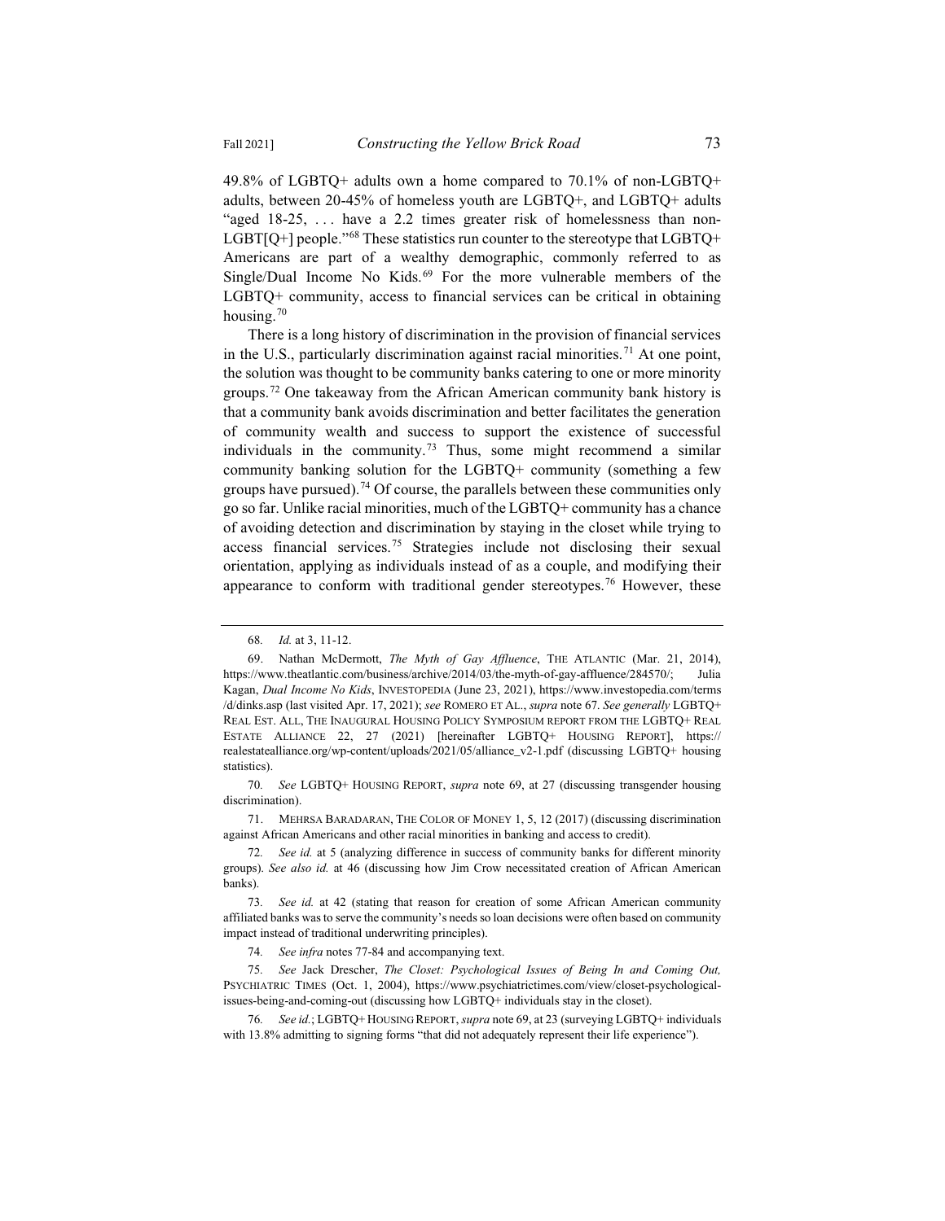49.8% of LGBTQ+ adults own a home compared to 70.1% of non-LGBTQ+ adults, between 20-45% of homeless youth are LGBTQ+, and LGBTQ+ adults "aged 18-25, . . . have a 2.2 times greater risk of homelessness than non-LGBT[Q+] people."[68] These statistics run counter to the stereotype that LGBTQ+ Americans are part of a wealthy demographic, commonly referred to as Single/Dual Income No Kids.[69] For the more vulnerable members of the LGBTQ+ community, access to financial services can be critical in obtaining housing.[70]

There is a long history of discrimination in the provision of financial services in the U.S., particularly discrimination against racial minorities.[71] At one point, the solution was thought to be community banks catering to one or more minority groups.[72] One takeaway from the African American community bank history is that a community bank avoids discrimination and better facilitates the generation of community wealth and success to support the existence of successful individuals in the community.[73] Thus, some might recommend a similar community banking solution for the LGBTQ+ community (something a few groups have pursued).[74] Of course, the parallels between these communities only go so far. Unlike racial minorities, much of the LGBTQ+ community has a chance of avoiding detection and discrimination by staying in the closet while trying to access financial services.[75] Strategies include not disclosing their sexual orientation, applying as individuals instead of as a couple, and modifying their appearance to conform with traditional gender stereotypes.[76] However, these

---

68. *Id.* at 3, 11-12.

69. Nathan McDermott, *The Myth of Gay Affluence*, THE ATLANTIC (Mar. 21, 2014), https://www.theatlantic.com/business/archive/2014/03/the-myth-of-gay-affluence/284570/; Julia Kagan, *Dual Income No Kids*, INVESTOPEDIA (June 23, 2021), https://www.investopedia.com/terms/d/dinks.asp (last visited Apr. 17, 2021); *see* ROMERO ET AL., *supra* note 67. *See generally* LGBTQ+ REAL EST. ALL, THE INAUGURAL HOUSING POLICY SYMPOSIUM REPORT FROM THE LGBTQ+ REAL ESTATE ALLIANCE 22, 27 (2021) [hereinafter LGBTQ+ HOUSING REPORT], https://realestatealliance.org/wp-content/uploads/2021/05/alliance_v2-1.pdf (discussing LGBTQ+ housing statistics).

70. *See* LGBTQ+ HOUSING REPORT, *supra* note 69, at 27 (discussing transgender housing discrimination).

71. MEHRSA BARADARAN, THE COLOR OF MONEY 1, 5, 12 (2017) (discussing discrimination against African Americans and other racial minorities in banking and access to credit).

72. *See id.* at 5 (analyzing difference in success of community banks for different minority groups). *See also id.* at 46 (discussing how Jim Crow necessitated creation of African American banks).

73. *See id.* at 42 (stating that reason for creation of some African American community affiliated banks was to serve the community's needs so loan decisions were often based on community impact instead of traditional underwriting principles).

74. *See infra* notes 77-84 and accompanying text.

75. *See* Jack Drescher, *The Closet: Psychological Issues of Being In and Coming Out,* PSYCHIATRIC TIMES (Oct. 1, 2004), https://www.psychiatrictimes.com/view/closet-psychological-issues-being-and-coming-out (discussing how LGBTQ+ individuals stay in the closet).

76. *See id.*; LGBTQ+ HOUSING REPORT, *supra* note 69, at 23 (surveying LGBTQ+ individuals with 13.8% admitting to signing forms "that did not adequately represent their life experience").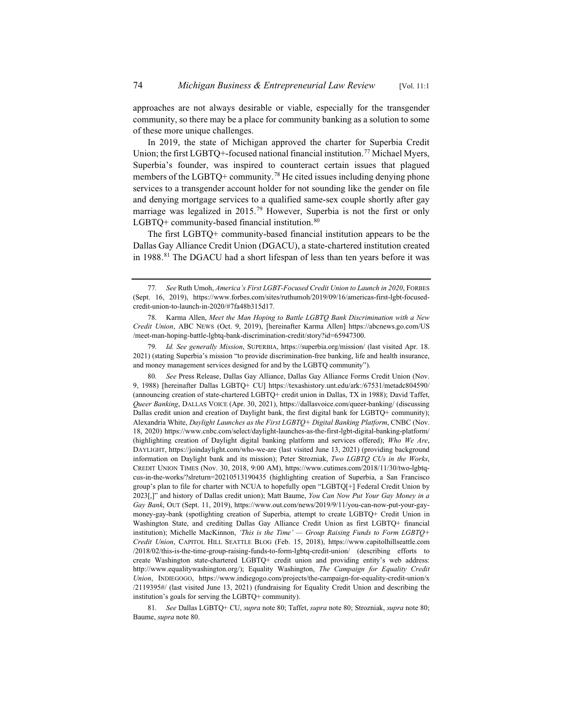approaches are not always desirable or viable, especially for the transgender community, so there may be a place for community banking as a solution to some of these more unique challenges.

In 2019, the state of Michigan approved the charter for Superbia Credit Union; the first LGBTQ+-focused national financial institution.[77] Michael Myers, Superbia's founder, was inspired to counteract certain issues that plagued members of the LGBTQ+ community.[78] He cited issues including denying phone services to a transgender account holder for not sounding like the gender on file and denying mortgage services to a qualified same-sex couple shortly after gay marriage was legalized in 2015.[79] However, Superbia is not the first or only LGBTQ+ community-based financial institution.[80]

The first LGBTQ+ community-based financial institution appears to be the Dallas Gay Alliance Credit Union (DGACU), a state-chartered institution created in 1988.[81] The DGACU had a short lifespan of less than ten years before it was

---

77. *See* Ruth Umoh, *America's First LGBT-Focused Credit Union to Launch in 2020*, FORBES (Sept. 16, 2019), https://www.forbes.com/sites/ruthumoh/2019/09/16/americas-first-lgbt-focused-credit-union-to-launch-in-2020/#7fa48b315d17.

78. Karma Allen, *Meet the Man Hoping to Battle LGBTQ Bank Discrimination with a New Credit Union*, ABC NEWS (Oct. 9, 2019), [hereinafter Karma Allen] https://abcnews.go.com/US/meet-man-hoping-battle-lgbtq-bank-discrimination-credit/story?id=65947300.

79. *Id. See generally Mission*, SUPERBIA, https://superbia.org/mission/ (last visited Apr. 18. 2021) (stating Superbia's mission "to provide discrimination-free banking, life and health insurance, and money management services designed for and by the LGBTQ community").

80. *See* Press Release, Dallas Gay Alliance, Dallas Gay Alliance Forms Credit Union (Nov. 9, 1988) [hereinafter Dallas LGBTQ+ CU] https://texashistory.unt.edu/ark:/67531/metadc804590/ (announcing creation of state-chartered LGBTQ+ credit union in Dallas, TX in 1988); David Taffet, *Queer Banking*, DALLAS VOICE (Apr. 30, 2021), https://dallasvoice.com/queer-banking/ (discussing Dallas credit union and creation of Daylight bank, the first digital bank for LGBTQ+ community); Alexandria White, *Daylight Launches as the First LGBTQ+ Digital Banking Platform*, CNBC (Nov. 18, 2020) https://www.cnbc.com/select/daylight-launches-as-the-first-lgbt-digital-banking-platform/ (highlighting creation of Daylight digital banking platform and services offered); *Who We Are*, DAYLIGHT, https://joindaylight.com/who-we-are (last visited June 13, 2021) (providing background information on Daylight bank and its mission); Peter Strozniak, *Two LGBTQ CUs in the Works*, CREDIT UNION TIMES (Nov. 30, 2018, 9:00 AM), https://www.cutimes.com/2018/11/30/two-lgbtq-cus-in-the-works/?slreturn=20210513190435 (highlighting creation of Superbia, a San Francisco group's plan to file for charter with NCUA to hopefully open "LGBTQ[+] Federal Credit Union by 2023[,]" and history of Dallas credit union); Matt Baume, *You Can Now Put Your Gay Money in a Gay Bank*, OUT (Sept. 11, 2019), https://www.out.com/news/2019/9/11/you-can-now-put-your-gay-money-gay-bank (spotlighting creation of Superbia, attempt to create LGBTQ+ Credit Union in Washington State, and crediting Dallas Gay Alliance Credit Union as first LGBTQ+ financial institution); Michelle MacKinnon, *'This is the Time' — Group Raising Funds to Form LGBTQ+ Credit Union*, CAPITOL HILL SEATTLE BLOG (Feb. 15, 2018), https://www.capitolhillseattle.com/2018/02/this-is-the-time-group-raising-funds-to-form-lgbtq-credit-union/ (describing efforts to create Washington state-chartered LGBTQ+ credit union and providing entity's web address: http://www.equalitywashington.org/); Equality Washington, *The Campaign for Equality Credit Union*, INDIEGOGO, https://www.indiegogo.com/projects/the-campaign-for-equality-credit-union/x/2119395#/ (last visited June 13, 2021) (fundraising for Equality Credit Union and describing the institution's goals for serving the LGBTQ+ community).

81. *See* Dallas LGBTQ+ CU, *supra* note 80; Taffet, *supra* note 80; Strozniak, *supra* note 80; Baume, *supra* note 80.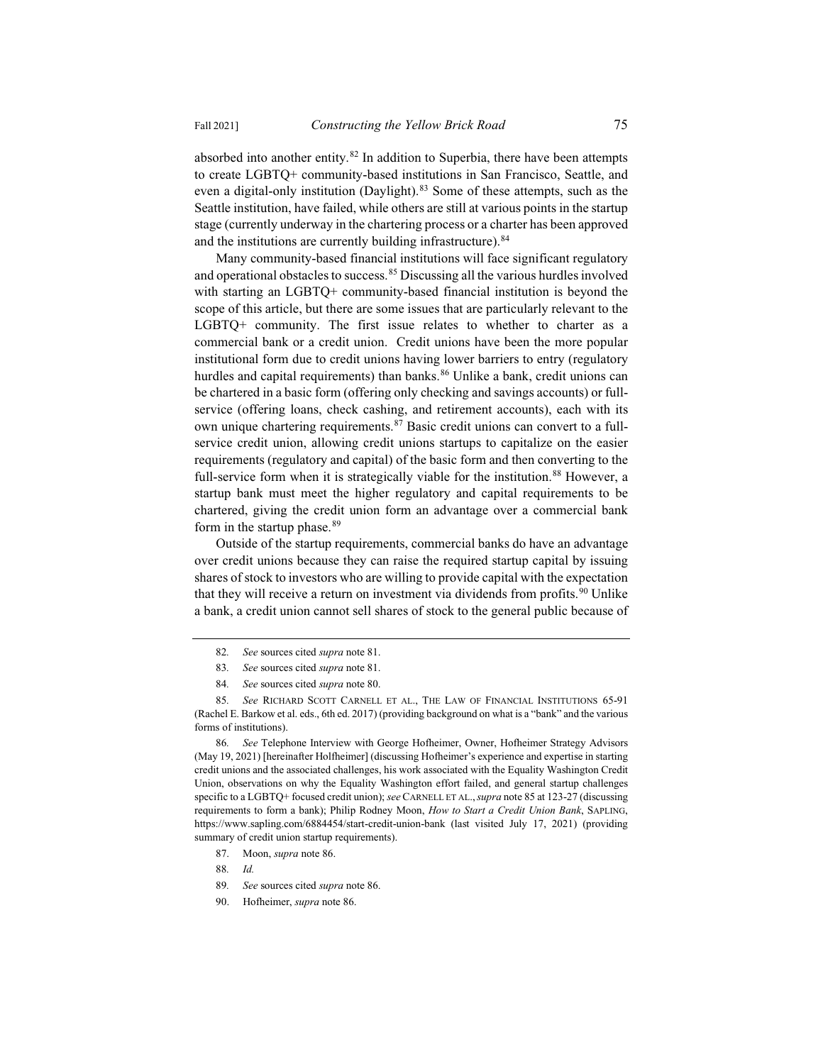absorbed into another entity.[82] In addition to Superbia, there have been attempts to create LGBTQ+ community-based institutions in San Francisco, Seattle, and even a digital-only institution (Daylight).[83] Some of these attempts, such as the Seattle institution, have failed, while others are still at various points in the startup stage (currently underway in the chartering process or a charter has been approved and the institutions are currently building infrastructure).[84]

Many community-based financial institutions will face significant regulatory and operational obstacles to success.[85] Discussing all the various hurdles involved with starting an LGBTQ+ community-based financial institution is beyond the scope of this article, but there are some issues that are particularly relevant to the LGBTQ+ community. The first issue relates to whether to charter as a commercial bank or a credit union. Credit unions have been the more popular institutional form due to credit unions having lower barriers to entry (regulatory hurdles and capital requirements) than banks.[86] Unlike a bank, credit unions can be chartered in a basic form (offering only checking and savings accounts) or full-service (offering loans, check cashing, and retirement accounts), each with its own unique chartering requirements.[87] Basic credit unions can convert to a full-service credit union, allowing credit unions startups to capitalize on the easier requirements (regulatory and capital) of the basic form and then converting to the full-service form when it is strategically viable for the institution.[88] However, a startup bank must meet the higher regulatory and capital requirements to be chartered, giving the credit union form an advantage over a commercial bank form in the startup phase.[89]

Outside of the startup requirements, commercial banks do have an advantage over credit unions because they can raise the required startup capital by issuing shares of stock to investors who are willing to provide capital with the expectation that they will receive a return on investment via dividends from profits.[90] Unlike a bank, a credit union cannot sell shares of stock to the general public because of

---

82. *See* sources cited *supra* note 81.

83. *See* sources cited *supra* note 81.

84. *See* sources cited *supra* note 80.

85. *See* RICHARD SCOTT CARNELL ET AL., THE LAW OF FINANCIAL INSTITUTIONS 65-91 (Rachel E. Barkow et al. eds., 6th ed. 2017) (providing background on what is a "bank" and the various forms of institutions).

86. *See* Telephone Interview with George Hofheimer, Owner, Hofheimer Strategy Advisors (May 19, 2021) [hereinafter Holfheimer] (discussing Hofheimer's experience and expertise in starting credit unions and the associated challenges, his work associated with the Equality Washington Credit Union, observations on why the Equality Washington effort failed, and general startup challenges specific to a LGBTQ+ focused credit union); *see* CARNELL ET AL., *supra* note 85 at 123-27 (discussing requirements to form a bank); Philip Rodney Moon, *How to Start a Credit Union Bank*, SAPLING, https://www.sapling.com/6884454/start-credit-union-bank (last visited July 17, 2021) (providing summary of credit union startup requirements).

87. Moon, *supra* note 86.

88. *Id.*

89. *See* sources cited *supra* note 86.

90. Hofheimer, *supra* note 86.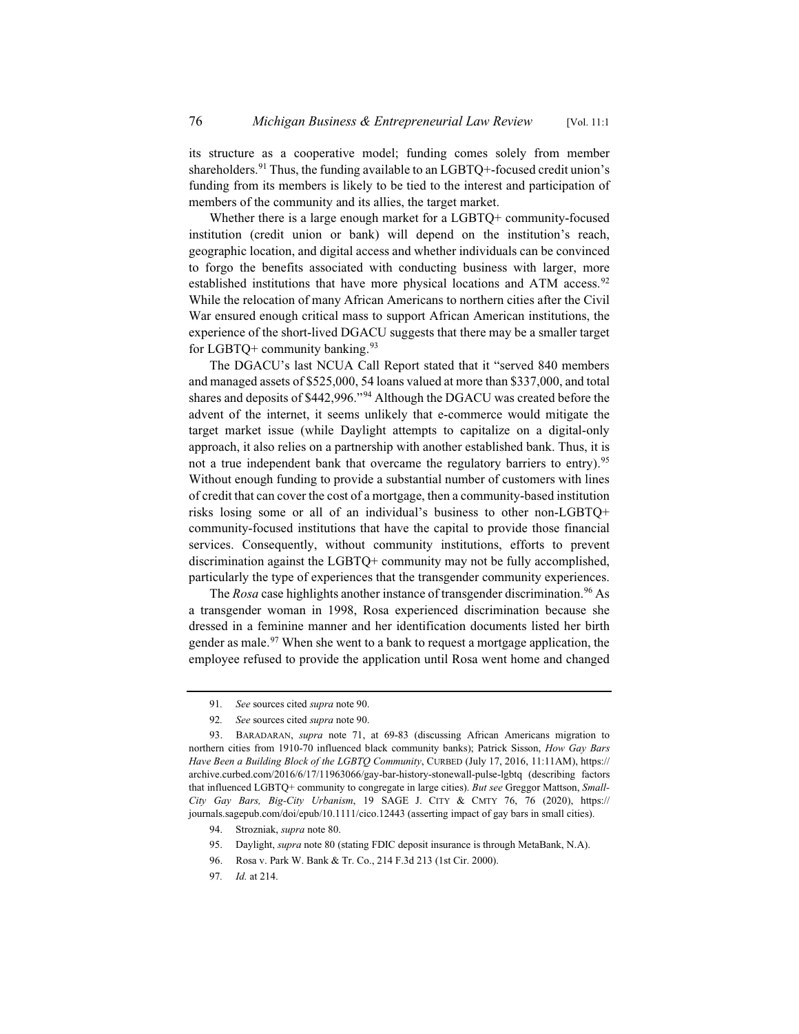its structure as a cooperative model; funding comes solely from member shareholders.[91] Thus, the funding available to an LGBTQ+-focused credit union's funding from its members is likely to be tied to the interest and participation of members of the community and its allies, the target market.

Whether there is a large enough market for a LGBTQ+ community-focused institution (credit union or bank) will depend on the institution's reach, geographic location, and digital access and whether individuals can be convinced to forgo the benefits associated with conducting business with larger, more established institutions that have more physical locations and ATM access.[92] While the relocation of many African Americans to northern cities after the Civil War ensured enough critical mass to support African American institutions, the experience of the short-lived DGACU suggests that there may be a smaller target for LGBTQ+ community banking.[93]

The DGACU's last NCUA Call Report stated that it "served 840 members and managed assets of $525,000, 54 loans valued at more than $337,000, and total shares and deposits of $442,996."[94] Although the DGACU was created before the advent of the internet, it seems unlikely that e-commerce would mitigate the target market issue (while Daylight attempts to capitalize on a digital-only approach, it also relies on a partnership with another established bank. Thus, it is not a true independent bank that overcame the regulatory barriers to entry).[95] Without enough funding to provide a substantial number of customers with lines of credit that can cover the cost of a mortgage, then a community-based institution risks losing some or all of an individual's business to other non-LGBTQ+ community-focused institutions that have the capital to provide those financial services. Consequently, without community institutions, efforts to prevent discrimination against the LGBTQ+ community may not be fully accomplished, particularly the type of experiences that the transgender community experiences.

The *Rosa* case highlights another instance of transgender discrimination.[96] As a transgender woman in 1998, Rosa experienced discrimination because she dressed in a feminine manner and her identification documents listed her birth gender as male.[97] When she went to a bank to request a mortgage application, the employee refused to provide the application until Rosa went home and changed

---

91. *See* sources cited *supra* note 90.

92. *See* sources cited *supra* note 90.

93. BARADARAN, *supra* note 71, at 69-83 (discussing African Americans migration to northern cities from 1910-70 influenced black community banks); Patrick Sisson, *How Gay Bars Have Been a Building Block of the LGBTQ Community*, CURBED (July 17, 2016, 11:11AM), https://archive.curbed.com/2016/6/17/11963066/gay-bar-history-stonewall-pulse-lgbtq (describing factors that influenced LGBTQ+ community to congregate in large cities). *But see* Greggor Mattson, *Small-City Gay Bars, Big-City Urbanism*, 19 SAGE J. CITY & CMTY 76, 76 (2020), https://journals.sagepub.com/doi/epub/10.1111/cico.12443 (asserting impact of gay bars in small cities).

94. Strozniak, *supra* note 80.

95. Daylight, *supra* note 80 (stating FDIC deposit insurance is through MetaBank, N.A).

96. Rosa v. Park W. Bank & Tr. Co., 214 F.3d 213 (1st Cir. 2000).

97. *Id.* at 214.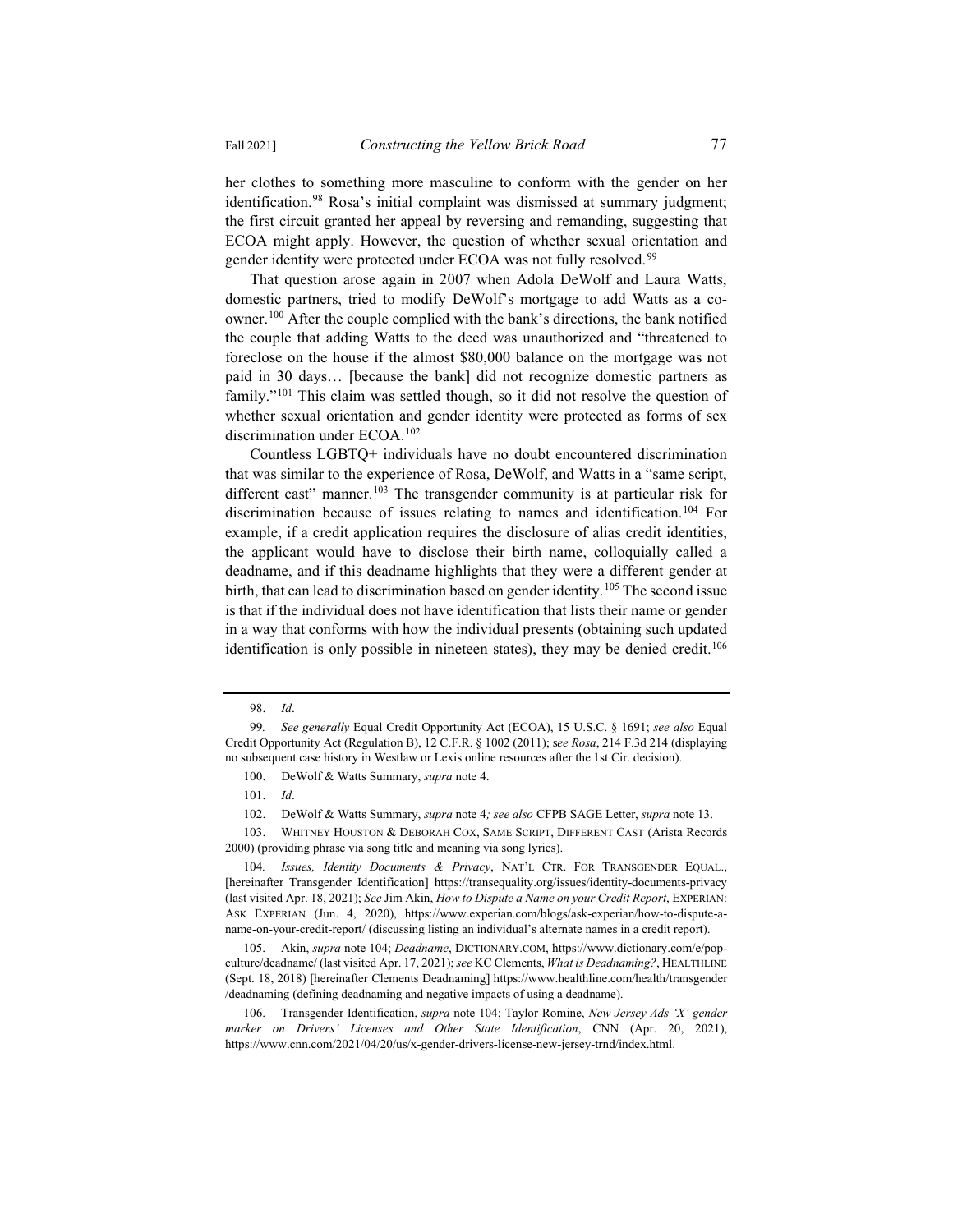her clothes to something more masculine to conform with the gender on her identification.[98] Rosa's initial complaint was dismissed at summary judgment; the first circuit granted her appeal by reversing and remanding, suggesting that ECOA might apply. However, the question of whether sexual orientation and gender identity were protected under ECOA was not fully resolved.[99]

That question arose again in 2007 when Adola DeWolf and Laura Watts, domestic partners, tried to modify DeWolf's mortgage to add Watts as a co-owner.[100] After the couple complied with the bank's directions, the bank notified the couple that adding Watts to the deed was unauthorized and "threatened to foreclose on the house if the almost $80,000 balance on the mortgage was not paid in 30 days… [because the bank] did not recognize domestic partners as family."[101] This claim was settled though, so it did not resolve the question of whether sexual orientation and gender identity were protected as forms of sex discrimination under ECOA.[102]

Countless LGBTQ+ individuals have no doubt encountered discrimination that was similar to the experience of Rosa, DeWolf, and Watts in a "same script, different cast" manner.[103] The transgender community is at particular risk for discrimination because of issues relating to names and identification.[104] For example, if a credit application requires the disclosure of alias credit identities, the applicant would have to disclose their birth name, colloquially called a deadname, and if this deadname highlights that they were a different gender at birth, that can lead to discrimination based on gender identity.[105] The second issue is that if the individual does not have identification that lists their name or gender in a way that conforms with how the individual presents (obtaining such updated identification is only possible in nineteen states), they may be denied credit.[106]

---

98. *Id*.

99. *See generally* Equal Credit Opportunity Act (ECOA), 15 U.S.C. § 1691; *see also* Equal Credit Opportunity Act (Regulation B), 12 C.F.R. § 1002 (2011); s*ee Rosa*, 214 F.3d 214 (displaying no subsequent case history in Westlaw or Lexis online resources after the 1st Cir. decision).

100. DeWolf & Watts Summary, *supra* note 4.

101. *Id*.

102. DeWolf & Watts Summary, *supra* note 4*; see also* CFPB SAGE Letter, *supra* note 13.

103. WHITNEY HOUSTON & DEBORAH COX, SAME SCRIPT, DIFFERENT CAST (Arista Records 2000) (providing phrase via song title and meaning via song lyrics).

104. *Issues, Identity Documents & Privacy*, NAT'L CTR. FOR TRANSGENDER EQUAL., [hereinafter Transgender Identification] https://transequality.org/issues/identity-documents-privacy (last visited Apr. 18, 2021); *See* Jim Akin, *How to Dispute a Name on your Credit Report*, EXPERIAN: ASK EXPERIAN (Jun. 4, 2020), https://www.experian.com/blogs/ask-experian/how-to-dispute-a-name-on-your-credit-report/ (discussing listing an individual's alternate names in a credit report).

105. Akin, *supra* note 104; *Deadname*, DICTIONARY.COM, https://www.dictionary.com/e/pop-culture/deadname/ (last visited Apr. 17, 2021); *see* KC Clements, *What is Deadnaming?*, HEALTHLINE (Sept. 18, 2018) [hereinafter Clements Deadnaming] https://www.healthline.com/health/transgender/deadnaming (defining deadnaming and negative impacts of using a deadname).

106. Transgender Identification, *supra* note 104; Taylor Romine, *New Jersey Ads 'X' gender marker on Drivers' Licenses and Other State Identification*, CNN (Apr. 20, 2021), https://www.cnn.com/2021/04/20/us/x-gender-drivers-license-new-jersey-trnd/index.html.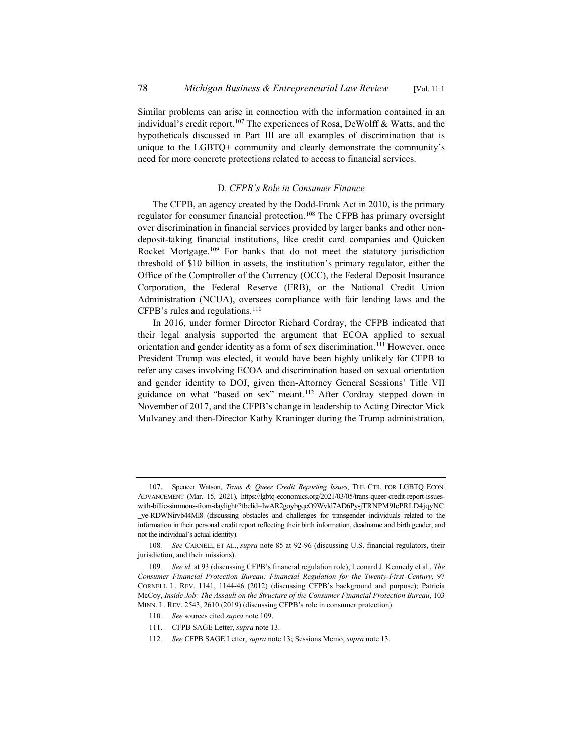Similar problems can arise in connection with the information contained in an individual's credit report.[107] The experiences of Rosa, DeWolff & Watts, and the hypotheticals discussed in Part III are all examples of discrimination that is unique to the LGBTQ+ community and clearly demonstrate the community's need for more concrete protections related to access to financial services.

### D. *CFPB's Role in Consumer Finance*

The CFPB, an agency created by the Dodd-Frank Act in 2010, is the primary regulator for consumer financial protection.[108] The CFPB has primary oversight over discrimination in financial services provided by larger banks and other non-deposit-taking financial institutions, like credit card companies and Quicken Rocket Mortgage.[109] For banks that do not meet the statutory jurisdiction threshold of $10 billion in assets, the institution's primary regulator, either the Office of the Comptroller of the Currency (OCC), the Federal Deposit Insurance Corporation, the Federal Reserve (FRB), or the National Credit Union Administration (NCUA), oversees compliance with fair lending laws and the CFPB's rules and regulations.[110]

In 2016, under former Director Richard Cordray, the CFPB indicated that their legal analysis supported the argument that ECOA applied to sexual orientation and gender identity as a form of sex discrimination.[111] However, once President Trump was elected, it would have been highly unlikely for CFPB to refer any cases involving ECOA and discrimination based on sexual orientation and gender identity to DOJ, given then-Attorney General Sessions' Title VII guidance on what "based on sex" meant.[112] After Cordray stepped down in November of 2017, and the CFPB's change in leadership to Acting Director Mick Mulvaney and then-Director Kathy Kraninger during the Trump administration,

---

107. Spencer Watson, *Trans & Queer Credit Reporting Issues*, THE CTR. FOR LGBTQ ECON. ADVANCEMENT (Mar. 15, 2021), https://lgbtq-economics.org/2021/03/05/trans-queer-credit-report-issues-with-billie-simmons-from-daylight/?fbclid=IwAR2goybgqeO9Wvld7AD6Py-jTRNPM9lcPRLD4jqyNC_ye-RDWNirvb44Ml8 (discussing obstacles and challenges for transgender individuals related to the information in their personal credit report reflecting their birth information, deadname and birth gender, and not the individual's actual identity).

108. *See* CARNELL ET AL., *supra* note 85 at 92-96 (discussing U.S. financial regulators, their jurisdiction, and their missions).

109. *See id.* at 93 (discussing CFPB's financial regulation role); Leonard J. Kennedy et al., *The Consumer Financial Protection Bureau: Financial Regulation for the Twenty-First Century,* 97 CORNELL L. REV. 1141, 1144-46 (2012) (discussing CFPB's background and purpose); Patricia McCoy, *Inside Job: The Assault on the Structure of the Consumer Financial Protection Bureau*, 103 MINN. L. REV. 2543, 2610 (2019) (discussing CFPB's role in consumer protection).

110. *See* sources cited *supra* note 109.

111. CFPB SAGE Letter, *supra* note 13.

112. *See* CFPB SAGE Letter, *supra* note 13; Sessions Memo, *supra* note 13.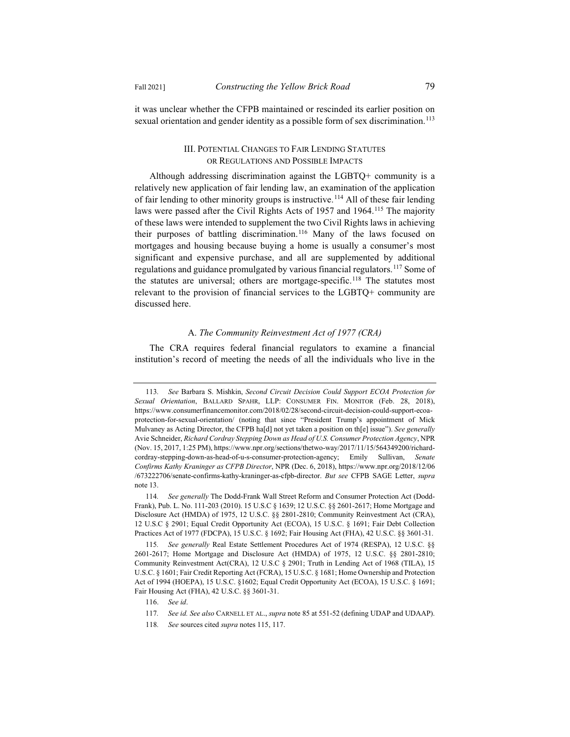it was unclear whether the CFPB maintained or rescinded its earlier position on sexual orientation and gender identity as a possible form of sex discrimination.[113]

## III. Potential Changes to Fair Lending Statutes or Regulations and Possible Impacts

Although addressing discrimination against the LGBTQ+ community is a relatively new application of fair lending law, an examination of the application of fair lending to other minority groups is instructive.[114] All of these fair lending laws were passed after the Civil Rights Acts of 1957 and 1964.[115] The majority of these laws were intended to supplement the two Civil Rights laws in achieving their purposes of battling discrimination.[116] Many of the laws focused on mortgages and housing because buying a home is usually a consumer's most significant and expensive purchase, and all are supplemented by additional regulations and guidance promulgated by various financial regulators.[117] Some of the statutes are universal; others are mortgage-specific.[118] The statutes most relevant to the provision of financial services to the LGBTQ+ community are discussed here.

### A. *The Community Reinvestment Act of 1977 (CRA)*

The CRA requires federal financial regulators to examine a financial institution's record of meeting the needs of all the individuals who live in the

---

113. *See* Barbara S. Mishkin, *Second Circuit Decision Could Support ECOA Protection for Sexual Orientation*, Ballard Spahr, LLP: Consumer Fin. Monitor (Feb. 28, 2018), https://www.consumerfinancemonitor.com/2018/02/28/second-circuit-decision-could-support-ecoa-protection-for-sexual-orientation/ (noting that since "President Trump's appointment of Mick Mulvaney as Acting Director, the CFPB ha[d] not yet taken a position on th[e] issue"). *See generally* Avie Schneider, *Richard Cordray Stepping Down as Head of U.S. Consumer Protection Agency*, NPR (Nov. 15, 2017, 1:25 PM), https://www.npr.org/sections/thetwo-way/2017/11/15/564349200/richard-cordray-stepping-down-as-head-of-u-s-consumer-protection-agency; Emily Sullivan, *Senate Confirms Kathy Kraninger as CFPB Director*, NPR (Dec. 6, 2018), https://www.npr.org/2018/12/06/673222706/senate-confirms-kathy-kraninger-as-cfpb-director. *But see* CFPB SAGE Letter, *supra* note 13.

114. *See generally* The Dodd-Frank Wall Street Reform and Consumer Protection Act (Dodd-Frank), Pub. L. No. 111-203 (2010). 15 U.S.C § 1639; 12 U.S.C. §§ 2601-2617; Home Mortgage and Disclosure Act (HMDA) of 1975, 12 U.S.C. §§ 2801-2810; Community Reinvestment Act (CRA), 12 U.S.C § 2901; Equal Credit Opportunity Act (ECOA), 15 U.S.C. § 1691; Fair Debt Collection Practices Act of 1977 (FDCPA), 15 U.S.C. § 1692; Fair Housing Act (FHA), 42 U.S.C. §§ 3601-31.

115. *See generally* Real Estate Settlement Procedures Act of 1974 (RESPA), 12 U.S.C. §§ 2601-2617; Home Mortgage and Disclosure Act (HMDA) of 1975, 12 U.S.C. §§ 2801-2810; Community Reinvestment Act(CRA), 12 U.S.C § 2901; Truth in Lending Act of 1968 (TILA), 15 U.S.C. § 1601; Fair Credit Reporting Act (FCRA), 15 U.S.C. § 1681; Home Ownership and Protection Act of 1994 (HOEPA), 15 U.S.C. §1602; Equal Credit Opportunity Act (ECOA), 15 U.S.C. § 1691; Fair Housing Act (FHA), 42 U.S.C. §§ 3601-31.

116. *See id*.

117. *See id. See also* Carnell et al., *supra* note 85 at 551-52 (defining UDAP and UDAAP).

118. *See* sources cited *supra* notes 115, 117.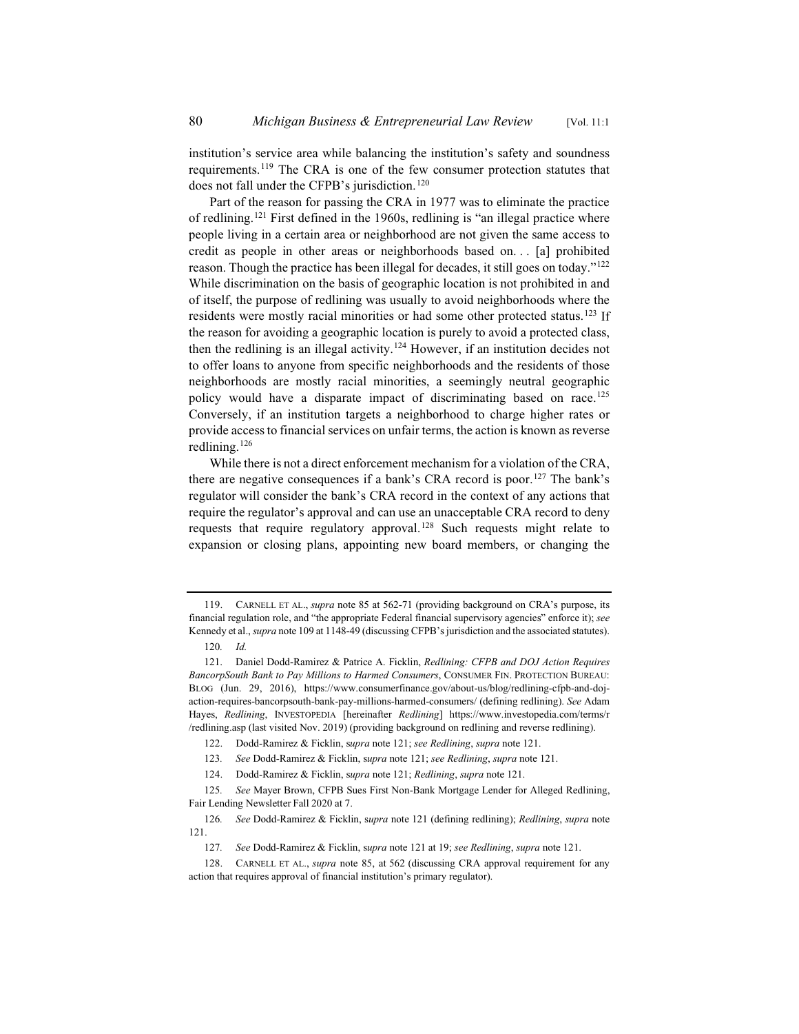institution's service area while balancing the institution's safety and soundness requirements.[119] The CRA is one of the few consumer protection statutes that does not fall under the CFPB's jurisdiction.[120]

Part of the reason for passing the CRA in 1977 was to eliminate the practice of redlining.[121] First defined in the 1960s, redlining is "an illegal practice where people living in a certain area or neighborhood are not given the same access to credit as people in other areas or neighborhoods based on. . . [a] prohibited reason. Though the practice has been illegal for decades, it still goes on today."[122] While discrimination on the basis of geographic location is not prohibited in and of itself, the purpose of redlining was usually to avoid neighborhoods where the residents were mostly racial minorities or had some other protected status.[123] If the reason for avoiding a geographic location is purely to avoid a protected class, then the redlining is an illegal activity.[124] However, if an institution decides not to offer loans to anyone from specific neighborhoods and the residents of those neighborhoods are mostly racial minorities, a seemingly neutral geographic policy would have a disparate impact of discriminating based on race.[125] Conversely, if an institution targets a neighborhood to charge higher rates or provide access to financial services on unfair terms, the action is known as reverse redlining.[126]

While there is not a direct enforcement mechanism for a violation of the CRA, there are negative consequences if a bank's CRA record is poor.[127] The bank's regulator will consider the bank's CRA record in the context of any actions that require the regulator's approval and can use an unacceptable CRA record to deny requests that require regulatory approval.[128] Such requests might relate to expansion or closing plans, appointing new board members, or changing the

---

119. CARNELL ET AL., *supra* note 85 at 562-71 (providing background on CRA's purpose, its financial regulation role, and "the appropriate Federal financial supervisory agencies" enforce it); *see* Kennedy et al., *supra* note 109 at 1148-49 (discussing CFPB's jurisdiction and the associated statutes).

120. *Id.*

121. Daniel Dodd-Ramirez & Patrice A. Ficklin, *Redlining: CFPB and DOJ Action Requires BancorpSouth Bank to Pay Millions to Harmed Consumers*, CONSUMER FIN. PROTECTION BUREAU: BLOG (Jun. 29, 2016), https://www.consumerfinance.gov/about-us/blog/redlining-cfpb-and-doj-action-requires-bancorpsouth-bank-pay-millions-harmed-consumers/ (defining redlining). *See* Adam Hayes, *Redlining*, INVESTOPEDIA [hereinafter *Redlining*] https://www.investopedia.com/terms/r/redlining.asp (last visited Nov. 2019) (providing background on redlining and reverse redlining).

122. Dodd-Ramirez & Ficklin, s*upra* note 121; *see Redlining*, *supra* note 121.

123. *See* Dodd-Ramirez & Ficklin, s*upra* note 121; *see Redlining*, *supra* note 121.

124. Dodd-Ramirez & Ficklin, s*upra* note 121; *Redlining*, *supra* note 121.

125. *See* Mayer Brown, CFPB Sues First Non-Bank Mortgage Lender for Alleged Redlining, Fair Lending Newsletter Fall 2020 at 7.

126. *See* Dodd-Ramirez & Ficklin, s*upra* note 121 (defining redlining); *Redlining*, *supra* note 121.

127. *See* Dodd-Ramirez & Ficklin, s*upra* note 121 at 19; *see Redlining*, *supra* note 121.

128. CARNELL ET AL., *supra* note 85, at 562 (discussing CRA approval requirement for any action that requires approval of financial institution's primary regulator).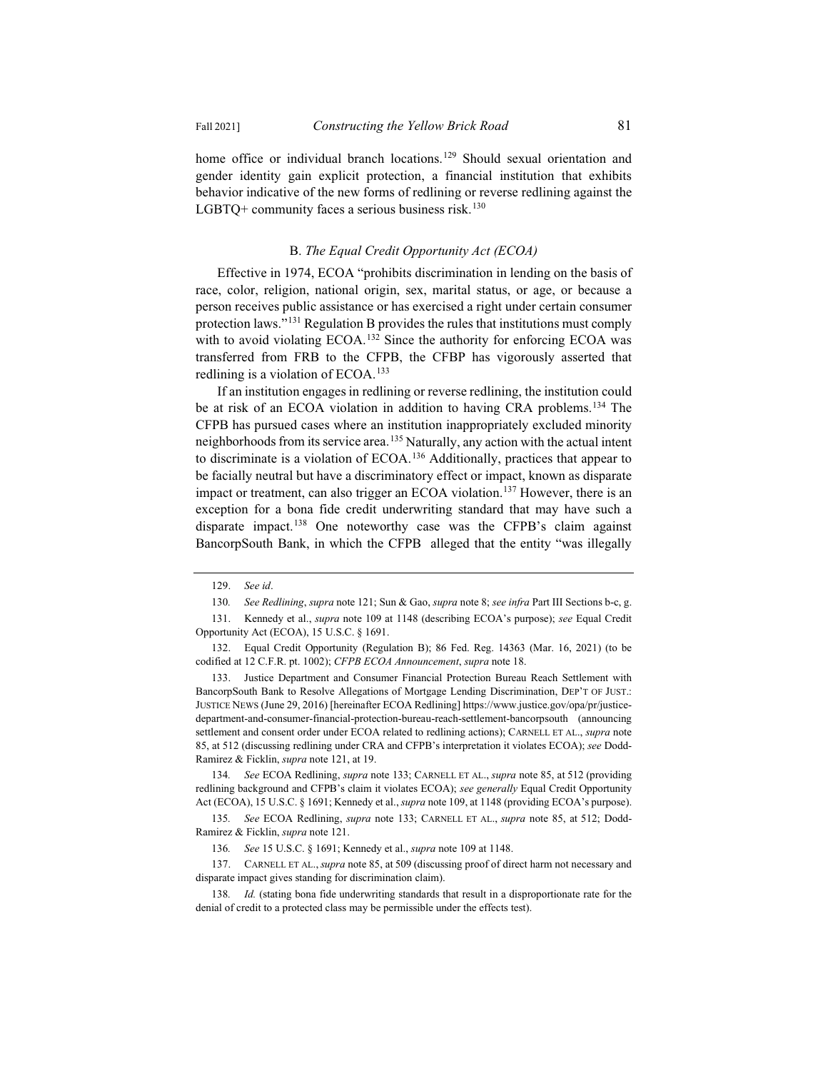home office or individual branch locations.[129] Should sexual orientation and gender identity gain explicit protection, a financial institution that exhibits behavior indicative of the new forms of redlining or reverse redlining against the LGBTQ+ community faces a serious business risk.[130]

### B. *The Equal Credit Opportunity Act (ECOA)*

Effective in 1974, ECOA "prohibits discrimination in lending on the basis of race, color, religion, national origin, sex, marital status, or age, or because a person receives public assistance or has exercised a right under certain consumer protection laws."[131] Regulation B provides the rules that institutions must comply with to avoid violating ECOA.[132] Since the authority for enforcing ECOA was transferred from FRB to the CFPB, the CFBP has vigorously asserted that redlining is a violation of ECOA.[133]

If an institution engages in redlining or reverse redlining, the institution could be at risk of an ECOA violation in addition to having CRA problems.[134] The CFPB has pursued cases where an institution inappropriately excluded minority neighborhoods from its service area.[135] Naturally, any action with the actual intent to discriminate is a violation of ECOA.[136] Additionally, practices that appear to be facially neutral but have a discriminatory effect or impact, known as disparate impact or treatment, can also trigger an ECOA violation.[137] However, there is an exception for a bona fide credit underwriting standard that may have such a disparate impact.[138] One noteworthy case was the CFPB's claim against BancorpSouth Bank, in which the CFPB alleged that the entity "was illegally

---

129. *See id*.

130. *See Redlining*, *supra* note 121; Sun & Gao, *supra* note 8; *see infra* Part III Sections b-c, g.

131. Kennedy et al., *supra* note 109 at 1148 (describing ECOA's purpose); *see* Equal Credit Opportunity Act (ECOA), 15 U.S.C. § 1691.

132. Equal Credit Opportunity (Regulation B); 86 Fed. Reg. 14363 (Mar. 16, 2021) (to be codified at 12 C.F.R. pt. 1002); *CFPB ECOA Announcement*, *supra* note 18.

133. Justice Department and Consumer Financial Protection Bureau Reach Settlement with BancorpSouth Bank to Resolve Allegations of Mortgage Lending Discrimination, DEP'T OF JUST.: JUSTICE NEWS (June 29, 2016) [hereinafter ECOA Redlining] https://www.justice.gov/opa/pr/justice-department-and-consumer-financial-protection-bureau-reach-settlement-bancorpsouth (announcing settlement and consent order under ECOA related to redlining actions); CARNELL ET AL., *supra* note 85, at 512 (discussing redlining under CRA and CFPB's interpretation it violates ECOA); *see* Dodd-Ramirez & Ficklin, *supra* note 121, at 19.

134. *See* ECOA Redlining, *supra* note 133; CARNELL ET AL., *supra* note 85, at 512 (providing redlining background and CFPB's claim it violates ECOA); *see generally* Equal Credit Opportunity Act (ECOA), 15 U.S.C. § 1691; Kennedy et al., *supra* note 109, at 1148 (providing ECOA's purpose).

135. *See* ECOA Redlining, *supra* note 133; CARNELL ET AL., *supra* note 85, at 512; Dodd-Ramirez & Ficklin, *supra* note 121.

136. *See* 15 U.S.C. § 1691; Kennedy et al., *supra* note 109 at 1148.

137. CARNELL ET AL., *supra* note 85, at 509 (discussing proof of direct harm not necessary and disparate impact gives standing for discrimination claim).

138. *Id.* (stating bona fide underwriting standards that result in a disproportionate rate for the denial of credit to a protected class may be permissible under the effects test).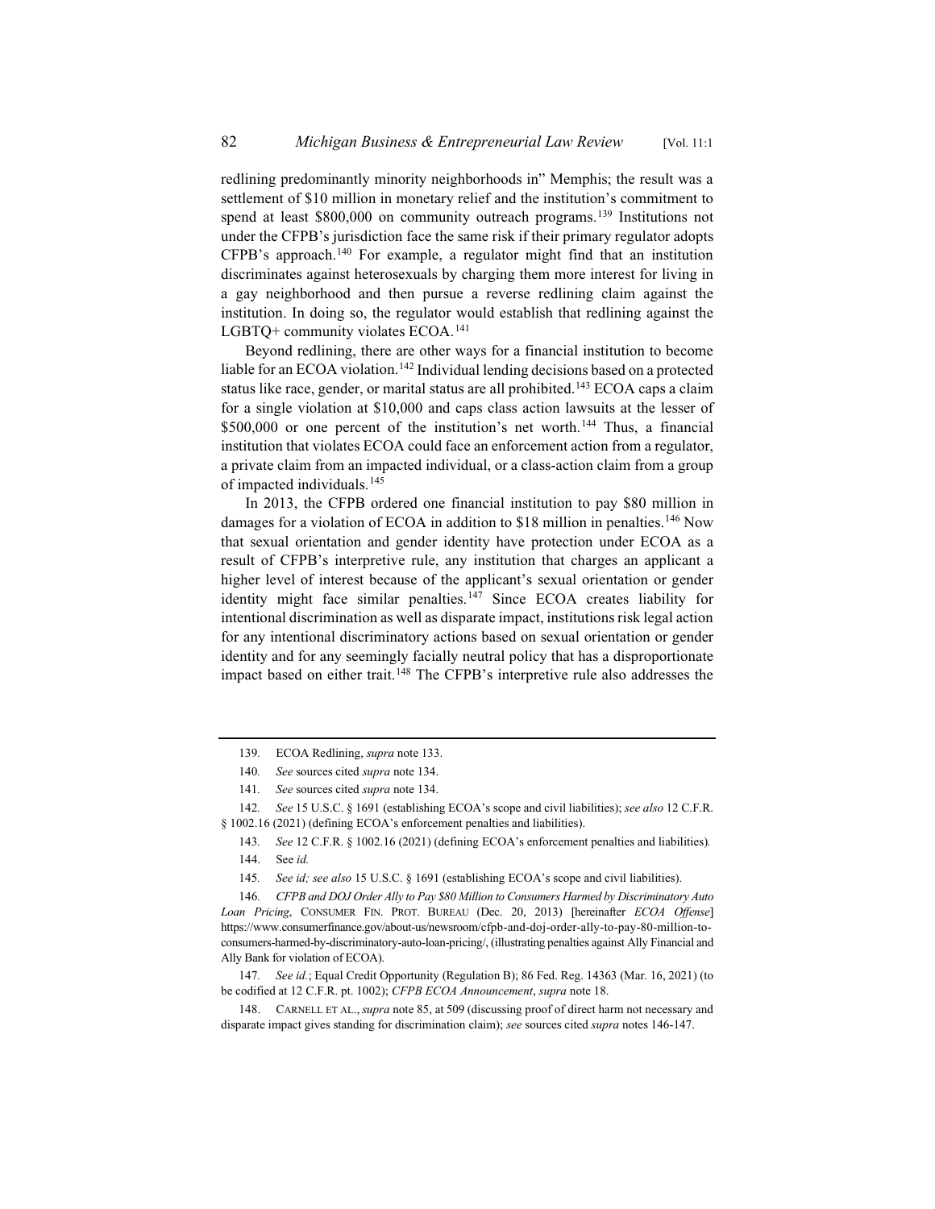redlining predominantly minority neighborhoods in" Memphis; the result was a settlement of $10 million in monetary relief and the institution's commitment to spend at least $800,000 on community outreach programs.[139] Institutions not under the CFPB's jurisdiction face the same risk if their primary regulator adopts CFPB's approach.[140] For example, a regulator might find that an institution discriminates against heterosexuals by charging them more interest for living in a gay neighborhood and then pursue a reverse redlining claim against the institution. In doing so, the regulator would establish that redlining against the LGBTQ+ community violates ECOA.[141]

Beyond redlining, there are other ways for a financial institution to become liable for an ECOA violation.[142] Individual lending decisions based on a protected status like race, gender, or marital status are all prohibited.[143] ECOA caps a claim for a single violation at $10,000 and caps class action lawsuits at the lesser of $500,000 or one percent of the institution's net worth.[144] Thus, a financial institution that violates ECOA could face an enforcement action from a regulator, a private claim from an impacted individual, or a class-action claim from a group of impacted individuals.[145]

In 2013, the CFPB ordered one financial institution to pay $80 million in damages for a violation of ECOA in addition to $18 million in penalties.[146] Now that sexual orientation and gender identity have protection under ECOA as a result of CFPB's interpretive rule, any institution that charges an applicant a higher level of interest because of the applicant's sexual orientation or gender identity might face similar penalties.[147] Since ECOA creates liability for intentional discrimination as well as disparate impact, institutions risk legal action for any intentional discriminatory actions based on sexual orientation or gender identity and for any seemingly facially neutral policy that has a disproportionate impact based on either trait.[148] The CFPB's interpretive rule also addresses the

---

139. ECOA Redlining, *supra* note 133.

140. *See* sources cited *supra* note 134.

141. *See* sources cited *supra* note 134.

142. *See* 15 U.S.C. § 1691 (establishing ECOA's scope and civil liabilities); *see also* 12 C.F.R. § 1002.16 (2021) (defining ECOA's enforcement penalties and liabilities).

143. *See* 12 C.F.R. § 1002.16 (2021) (defining ECOA's enforcement penalties and liabilities).

144. See *id.*

145. *See id; see also* 15 U.S.C. § 1691 (establishing ECOA's scope and civil liabilities).

146. *CFPB and DOJ Order Ally to Pay $80 Million to Consumers Harmed by Discriminatory Auto Loan Pricing*, CONSUMER FIN. PROT. BUREAU (Dec. 20, 2013) [hereinafter *ECOA Offense*] https://www.consumerfinance.gov/about-us/newsroom/cfpb-and-doj-order-ally-to-pay-80-million-to-consumers-harmed-by-discriminatory-auto-loan-pricing/, (illustrating penalties against Ally Financial and Ally Bank for violation of ECOA).

147. *See id.*; Equal Credit Opportunity (Regulation B); 86 Fed. Reg. 14363 (Mar. 16, 2021) (to be codified at 12 C.F.R. pt. 1002); *CFPB ECOA Announcement*, *supra* note 18.

148. CARNELL ET AL., *supra* note 85, at 509 (discussing proof of direct harm not necessary and disparate impact gives standing for discrimination claim); *see* sources cited *supra* notes 146-147.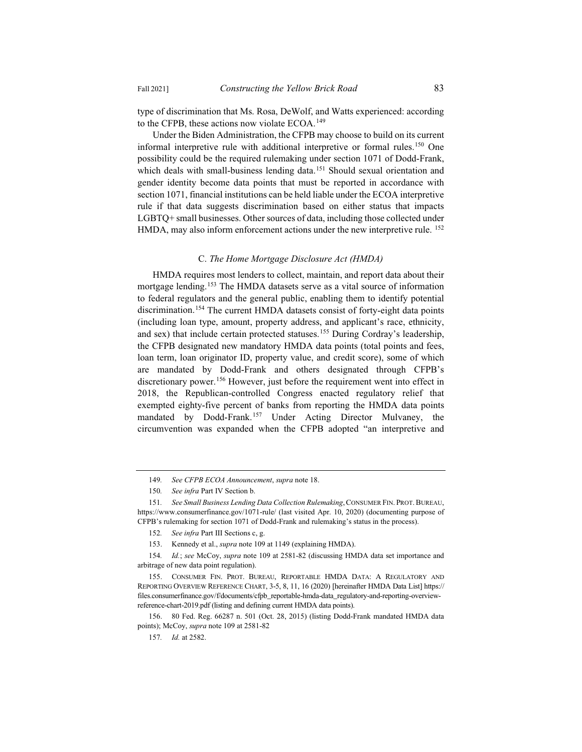type of discrimination that Ms. Rosa, DeWolf, and Watts experienced: according to the CFPB, these actions now violate ECOA.[149]

Under the Biden Administration, the CFPB may choose to build on its current informal interpretive rule with additional interpretive or formal rules.[150] One possibility could be the required rulemaking under section 1071 of Dodd-Frank, which deals with small-business lending data.[151] Should sexual orientation and gender identity become data points that must be reported in accordance with section 1071, financial institutions can be held liable under the ECOA interpretive rule if that data suggests discrimination based on either status that impacts LGBTQ+ small businesses. Other sources of data, including those collected under HMDA, may also inform enforcement actions under the new interpretive rule. [152]

### C. *The Home Mortgage Disclosure Act (HMDA)*

HMDA requires most lenders to collect, maintain, and report data about their mortgage lending.[153] The HMDA datasets serve as a vital source of information to federal regulators and the general public, enabling them to identify potential discrimination.[154] The current HMDA datasets consist of forty-eight data points (including loan type, amount, property address, and applicant's race, ethnicity, and sex) that include certain protected statuses.[155] During Cordray's leadership, the CFPB designated new mandatory HMDA data points (total points and fees, loan term, loan originator ID, property value, and credit score), some of which are mandated by Dodd-Frank and others designated through CFPB's discretionary power.[156] However, just before the requirement went into effect in 2018, the Republican-controlled Congress enacted regulatory relief that exempted eighty-five percent of banks from reporting the HMDA data points mandated by Dodd-Frank.[157] Under Acting Director Mulvaney, the circumvention was expanded when the CFPB adopted "an interpretive and

---

149. *See CFPB ECOA Announcement*, *supra* note 18.

150. *See infra* Part IV Section b.

151. *See Small Business Lending Data Collection Rulemaking*, CONSUMER FIN. PROT. BUREAU, https://www.consumerfinance.gov/1071-rule/ (last visited Apr. 10, 2020) (documenting purpose of CFPB's rulemaking for section 1071 of Dodd-Frank and rulemaking's status in the process).

152. *See infra* Part III Sections c, g.

153. Kennedy et al., *supra* note 109 at 1149 (explaining HMDA).

154. *Id.*; *see* McCoy, *supra* note 109 at 2581-82 (discussing HMDA data set importance and arbitrage of new data point regulation).

155. CONSUMER FIN. PROT. BUREAU, REPORTABLE HMDA DATA: A REGULATORY AND REPORTING OVERVIEW REFERENCE CHART, 3-5, 8, 11, 16 (2020) [hereinafter HMDA Data List] https://files.consumerfinance.gov/f/documents/cfpb_reportable-hmda-data_regulatory-and-reporting-overview-reference-chart-2019.pdf (listing and defining current HMDA data points).

156. 80 Fed. Reg. 66287 n. 501 (Oct. 28, 2015) (listing Dodd-Frank mandated HMDA data points); McCoy, *supra* note 109 at 2581-82

157. *Id.* at 2582.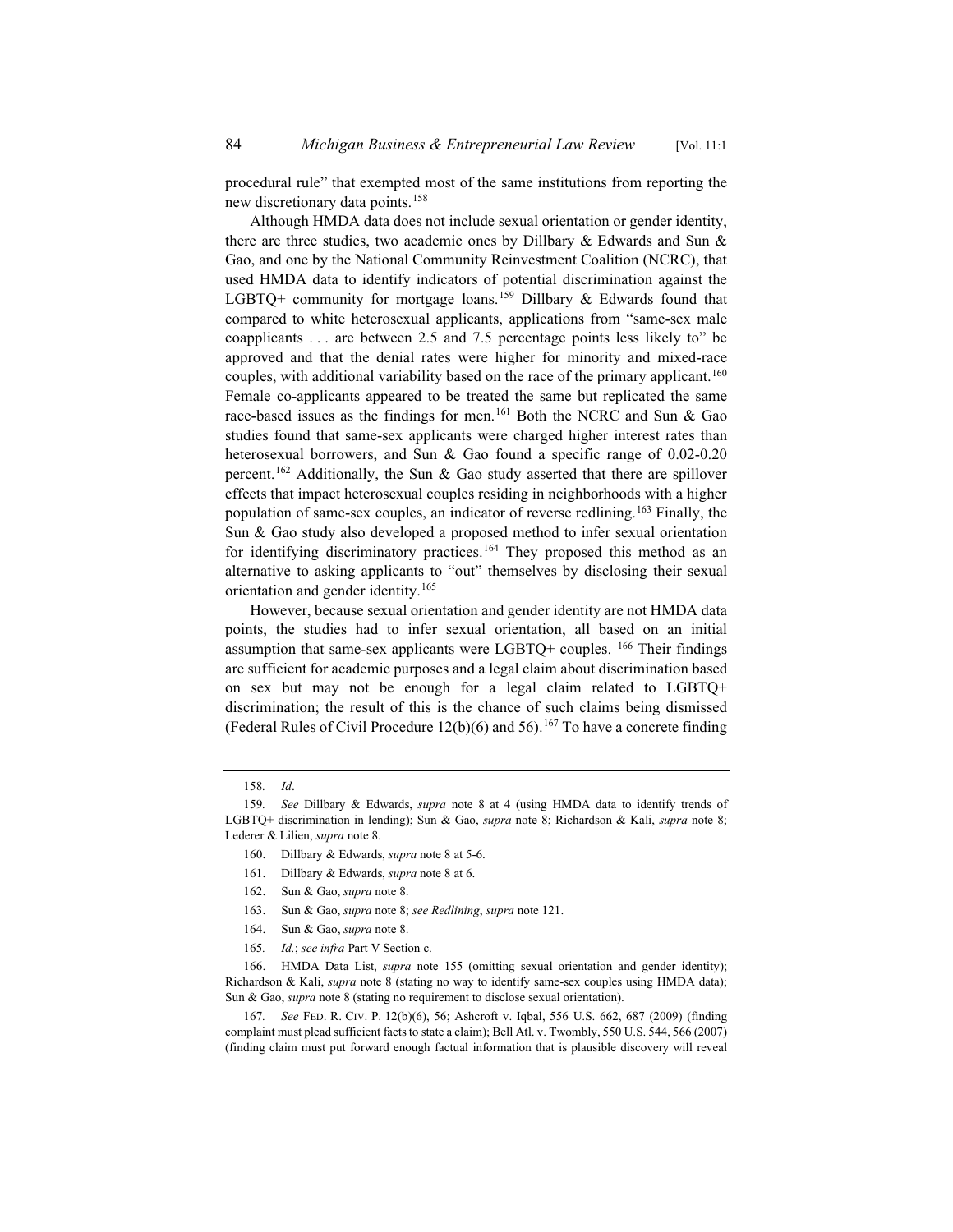procedural rule" that exempted most of the same institutions from reporting the new discretionary data points.[158]

Although HMDA data does not include sexual orientation or gender identity, there are three studies, two academic ones by Dillbary & Edwards and Sun & Gao, and one by the National Community Reinvestment Coalition (NCRC), that used HMDA data to identify indicators of potential discrimination against the LGBTQ+ community for mortgage loans.[159] Dillbary & Edwards found that compared to white heterosexual applicants, applications from "same-sex male coapplicants . . . are between 2.5 and 7.5 percentage points less likely to" be approved and that the denial rates were higher for minority and mixed-race couples, with additional variability based on the race of the primary applicant.[160] Female co-applicants appeared to be treated the same but replicated the same race-based issues as the findings for men.[161] Both the NCRC and Sun & Gao studies found that same-sex applicants were charged higher interest rates than heterosexual borrowers, and Sun & Gao found a specific range of 0.02-0.20 percent.[162] Additionally, the Sun & Gao study asserted that there are spillover effects that impact heterosexual couples residing in neighborhoods with a higher population of same-sex couples, an indicator of reverse redlining.[163] Finally, the Sun & Gao study also developed a proposed method to infer sexual orientation for identifying discriminatory practices.[164] They proposed this method as an alternative to asking applicants to "out" themselves by disclosing their sexual orientation and gender identity.[165]

However, because sexual orientation and gender identity are not HMDA data points, the studies had to infer sexual orientation, all based on an initial assumption that same-sex applicants were LGBTQ+ couples. [166] Their findings are sufficient for academic purposes and a legal claim about discrimination based on sex but may not be enough for a legal claim related to LGBTQ+ discrimination; the result of this is the chance of such claims being dismissed (Federal Rules of Civil Procedure 12(b)(6) and 56).[167] To have a concrete finding

---

158. *Id*.

159. *See* Dillbary & Edwards, *supra* note 8 at 4 (using HMDA data to identify trends of LGBTQ+ discrimination in lending); Sun & Gao, *supra* note 8; Richardson & Kali, *supra* note 8; Lederer & Lilien, *supra* note 8.

160. Dillbary & Edwards, *supra* note 8 at 5-6.

161. Dillbary & Edwards, *supra* note 8 at 6.

162. Sun & Gao, *supra* note 8.

163. Sun & Gao, *supra* note 8; *see Redlining*, *supra* note 121.

164. Sun & Gao, *supra* note 8.

165. *Id.*; *see infra* Part V Section c.

166. HMDA Data List, *supra* note 155 (omitting sexual orientation and gender identity); Richardson & Kali, *supra* note 8 (stating no way to identify same-sex couples using HMDA data); Sun & Gao, *supra* note 8 (stating no requirement to disclose sexual orientation).

167. *See* FED. R. CIV. P. 12(b)(6), 56; Ashcroft v. Iqbal, 556 U.S. 662, 687 (2009) (finding complaint must plead sufficient facts to state a claim); Bell Atl. v. Twombly, 550 U.S. 544, 566 (2007) (finding claim must put forward enough factual information that is plausible discovery will reveal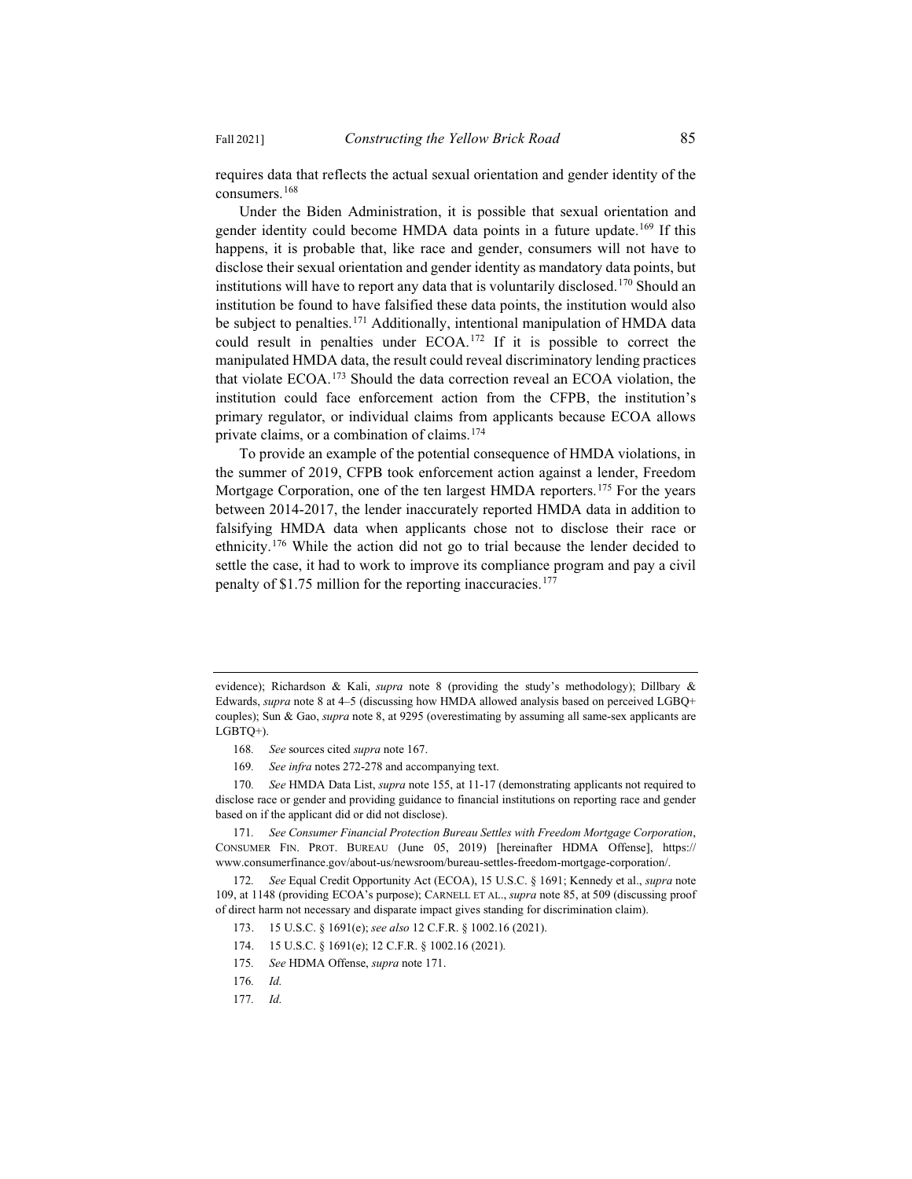requires data that reflects the actual sexual orientation and gender identity of the consumers.[168]

Under the Biden Administration, it is possible that sexual orientation and gender identity could become HMDA data points in a future update.[169] If this happens, it is probable that, like race and gender, consumers will not have to disclose their sexual orientation and gender identity as mandatory data points, but institutions will have to report any data that is voluntarily disclosed.[170] Should an institution be found to have falsified these data points, the institution would also be subject to penalties.[171] Additionally, intentional manipulation of HMDA data could result in penalties under ECOA.[172] If it is possible to correct the manipulated HMDA data, the result could reveal discriminatory lending practices that violate ECOA.[173] Should the data correction reveal an ECOA violation, the institution could face enforcement action from the CFPB, the institution's primary regulator, or individual claims from applicants because ECOA allows private claims, or a combination of claims.[174]

To provide an example of the potential consequence of HMDA violations, in the summer of 2019, CFPB took enforcement action against a lender, Freedom Mortgage Corporation, one of the ten largest HMDA reporters.[175] For the years between 2014-2017, the lender inaccurately reported HMDA data in addition to falsifying HMDA data when applicants chose not to disclose their race or ethnicity.[176] While the action did not go to trial because the lender decided to settle the case, it had to work to improve its compliance program and pay a civil penalty of $1.75 million for the reporting inaccuracies.[177]

---

evidence); Richardson & Kali, *supra* note 8 (providing the study's methodology); Dillbary & Edwards, *supra* note 8 at 4–5 (discussing how HMDA allowed analysis based on perceived LGBQ+ couples); Sun & Gao, *supra* note 8, at 9295 (overestimating by assuming all same-sex applicants are LGBTQ+).

168. *See* sources cited *supra* note 167.

169. *See infra* notes 272-278 and accompanying text.

170. *See* HMDA Data List, *supra* note 155, at 11-17 (demonstrating applicants not required to disclose race or gender and providing guidance to financial institutions on reporting race and gender based on if the applicant did or did not disclose).

171. *See Consumer Financial Protection Bureau Settles with Freedom Mortgage Corporation*, CONSUMER FIN. PROT. BUREAU (June 05, 2019) [hereinafter HDMA Offense], https://www.consumerfinance.gov/about-us/newsroom/bureau-settles-freedom-mortgage-corporation/.

172. *See* Equal Credit Opportunity Act (ECOA), 15 U.S.C. § 1691; Kennedy et al., *supra* note 109, at 1148 (providing ECOA's purpose); CARNELL ET AL., *supra* note 85, at 509 (discussing proof of direct harm not necessary and disparate impact gives standing for discrimination claim).

173. 15 U.S.C. § 1691(e); *see also* 12 C.F.R. § 1002.16 (2021).

174. 15 U.S.C. § 1691(e); 12 C.F.R. § 1002.16 (2021).

175. *See* HDMA Offense, *supra* note 171.

176. *Id.*

177. *Id.*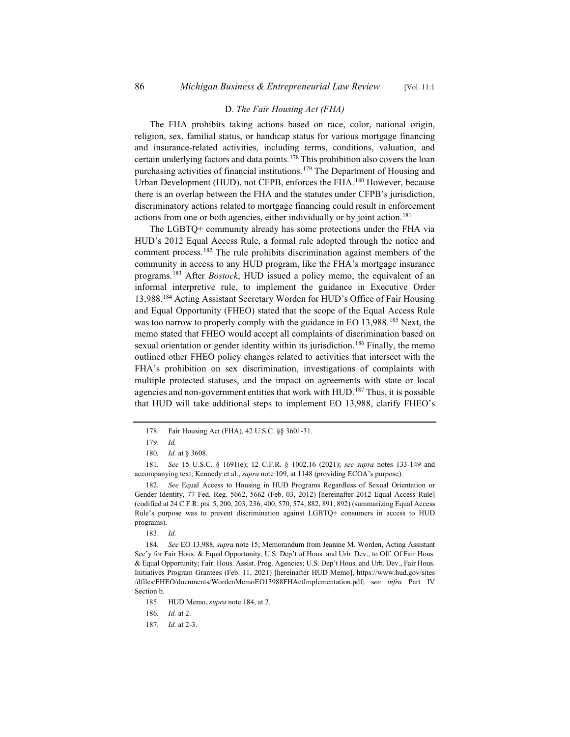### D. *The Fair Housing Act (FHA)*

The FHA prohibits taking actions based on race, color, national origin, religion, sex, familial status, or handicap status for various mortgage financing and insurance-related activities, including terms, conditions, valuation, and certain underlying factors and data points.[178] This prohibition also covers the loan purchasing activities of financial institutions.[179] The Department of Housing and Urban Development (HUD), not CFPB, enforces the FHA.[180] However, because there is an overlap between the FHA and the statutes under CFPB's jurisdiction, discriminatory actions related to mortgage financing could result in enforcement actions from one or both agencies, either individually or by joint action.[181]

The LGBTQ+ community already has some protections under the FHA via HUD's 2012 Equal Access Rule, a formal rule adopted through the notice and comment process.[182] The rule prohibits discrimination against members of the community in access to any HUD program, like the FHA's mortgage insurance programs.[183] After *Bostock*, HUD issued a policy memo, the equivalent of an informal interpretive rule, to implement the guidance in Executive Order 13,988.[184] Acting Assistant Secretary Worden for HUD's Office of Fair Housing and Equal Opportunity (FHEO) stated that the scope of the Equal Access Rule was too narrow to properly comply with the guidance in EO 13,988.[185] Next, the memo stated that FHEO would accept all complaints of discrimination based on sexual orientation or gender identity within its jurisdiction.[186] Finally, the memo outlined other FHEO policy changes related to activities that intersect with the FHA's prohibition on sex discrimination, investigations of complaints with multiple protected statuses, and the impact on agreements with state or local agencies and non-government entities that work with HUD.[187] Thus, it is possible that HUD will take additional steps to implement EO 13,988, clarify FHEO's

---

178. Fair Housing Act (FHA), 42 U.S.C. §§ 3601-31.

179. *Id.*

180. *Id.* at § 3608.

181. *See* 15 U.S.C. § 1691(e); 12 C.F.R. § 1002.16 (2021); *see supra* notes 133-149 and accompanying text; Kennedy et al., *supra* note 109, at 1148 (providing ECOA's purpose).

182. *See* Equal Access to Housing in HUD Programs Regardless of Sexual Orientation or Gender Identity, 77 Fed. Reg. 5662, 5662 (Feb. 03, 2012) [hereinafter 2012 Equal Access Rule] (codified at 24 C.F.R. pts. 5, 200, 203, 236, 400, 570, 574, 882, 891, 892) (summarizing Equal Access Rule's purpose was to prevent discrimination against LGBTQ+ consumers in access to HUD programs).

183. *Id.*

184. *See* EO 13,988, *supra* note 15; Memorandum from Jeanine M. Worden, Acting Assistant Sec'y for Fair Hous. & Equal Opportunity, U.S. Dep't of Hous. and Urb. Dev., to Off. Of Fair Hous. & Equal Opportunity; Fair. Hous. Assist. Prog. Agencies; U.S. Dep't Hous. and Urb. Dev., Fair Hous. Initiatives Program Grantees (Feb. 11, 2021) [hereinafter HUD Memo], https://www.hud.gov/sites/dfiles/FHEO/documents/WordenMemoEO13988FHActImplementation.pdf; s*ee infra* Part IV Section b.

185. HUD Memo, *supra* note 184, at 2.

186. *Id.* at 2.

187. *Id.* at 2-3.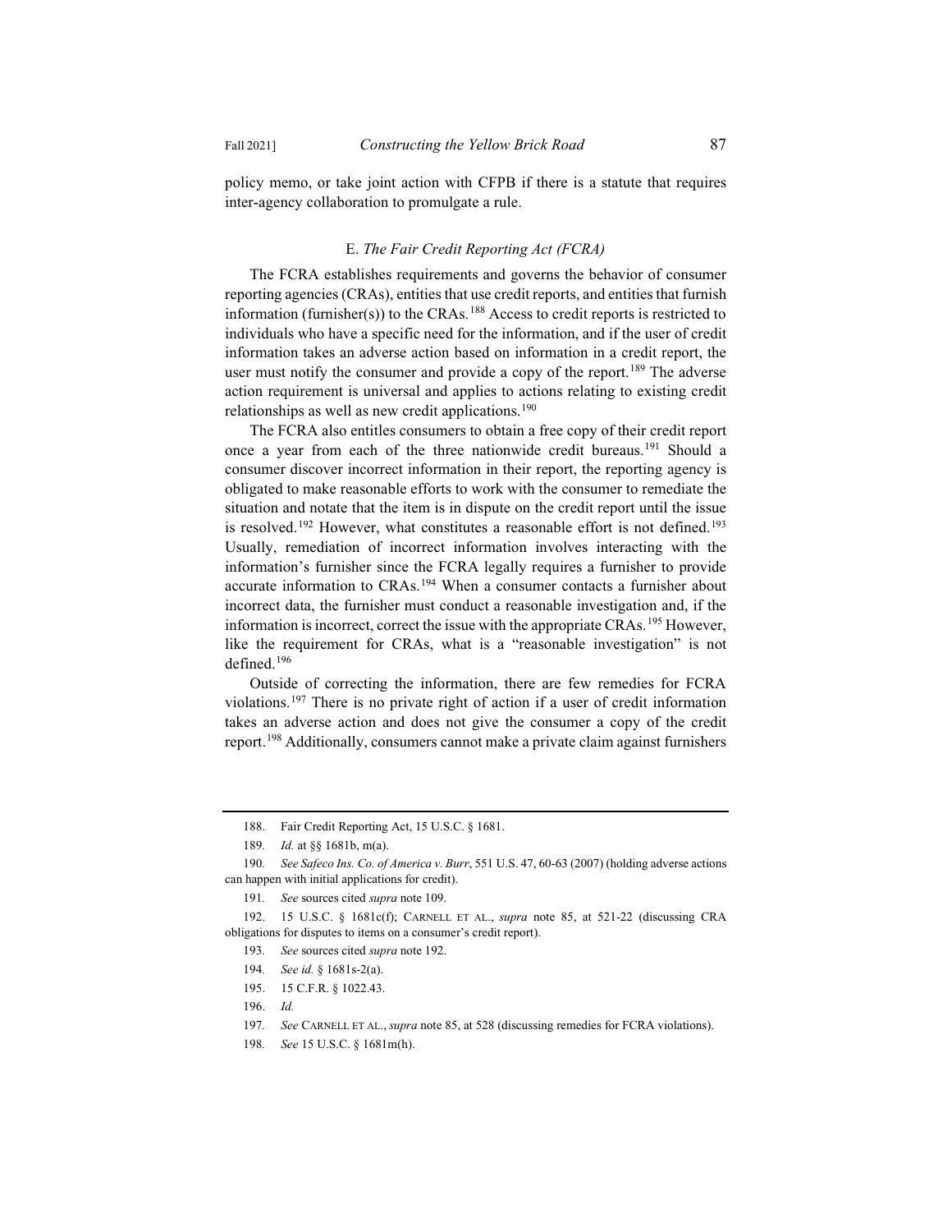policy memo, or take joint action with CFPB if there is a statute that requires inter-agency collaboration to promulgate a rule.

### E. *The Fair Credit Reporting Act (FCRA)*

The FCRA establishes requirements and governs the behavior of consumer reporting agencies (CRAs), entities that use credit reports, and entities that furnish information (furnisher(s)) to the CRAs.[188] Access to credit reports is restricted to individuals who have a specific need for the information, and if the user of credit information takes an adverse action based on information in a credit report, the user must notify the consumer and provide a copy of the report.[189] The adverse action requirement is universal and applies to actions relating to existing credit relationships as well as new credit applications.[190]

The FCRA also entitles consumers to obtain a free copy of their credit report once a year from each of the three nationwide credit bureaus.[191] Should a consumer discover incorrect information in their report, the reporting agency is obligated to make reasonable efforts to work with the consumer to remediate the situation and notate that the item is in dispute on the credit report until the issue is resolved.[192] However, what constitutes a reasonable effort is not defined.[193] Usually, remediation of incorrect information involves interacting with the information's furnisher since the FCRA legally requires a furnisher to provide accurate information to CRAs.[194] When a consumer contacts a furnisher about incorrect data, the furnisher must conduct a reasonable investigation and, if the information is incorrect, correct the issue with the appropriate CRAs.[195] However, like the requirement for CRAs, what is a "reasonable investigation" is not defined.[196]

Outside of correcting the information, there are few remedies for FCRA violations.[197] There is no private right of action if a user of credit information takes an adverse action and does not give the consumer a copy of the credit report.[198] Additionally, consumers cannot make a private claim against furnishers

---

188. Fair Credit Reporting Act, 15 U.S.C. § 1681.

189. *Id.* at §§ 1681b, m(a).

190. *See Safeco Ins. Co. of America v. Burr*, 551 U.S. 47, 60-63 (2007) (holding adverse actions can happen with initial applications for credit).

191. *See* sources cited *supra* note 109.

192. 15 U.S.C. § 1681c(f); CARNELL ET AL., *supra* note 85, at 521-22 (discussing CRA obligations for disputes to items on a consumer's credit report).

193. *See* sources cited *supra* note 192.

194. *See id.* § 1681s-2(a).

195. 15 C.F.R. § 1022.43.

196. *Id.*

197. *See* CARNELL ET AL., *supra* note 85, at 528 (discussing remedies for FCRA violations).

198. *See* 15 U.S.C. § 1681m(h).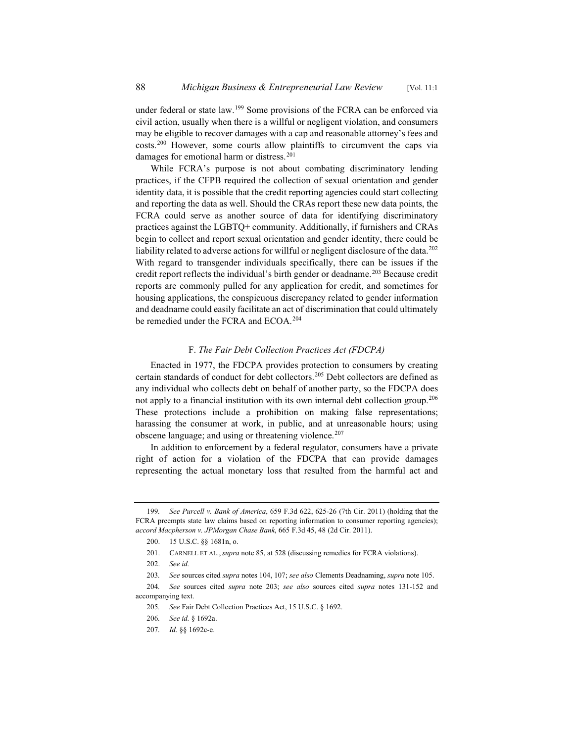under federal or state law.[199] Some provisions of the FCRA can be enforced via civil action, usually when there is a willful or negligent violation, and consumers may be eligible to recover damages with a cap and reasonable attorney's fees and costs.[200] However, some courts allow plaintiffs to circumvent the caps via damages for emotional harm or distress.[201]

While FCRA's purpose is not about combating discriminatory lending practices, if the CFPB required the collection of sexual orientation and gender identity data, it is possible that the credit reporting agencies could start collecting and reporting the data as well. Should the CRAs report these new data points, the FCRA could serve as another source of data for identifying discriminatory practices against the LGBTQ+ community. Additionally, if furnishers and CRAs begin to collect and report sexual orientation and gender identity, there could be liability related to adverse actions for willful or negligent disclosure of the data.[202] With regard to transgender individuals specifically, there can be issues if the credit report reflects the individual's birth gender or deadname.[203] Because credit reports are commonly pulled for any application for credit, and sometimes for housing applications, the conspicuous discrepancy related to gender information and deadname could easily facilitate an act of discrimination that could ultimately be remedied under the FCRA and ECOA.[204]

### F. *The Fair Debt Collection Practices Act (FDCPA)*

Enacted in 1977, the FDCPA provides protection to consumers by creating certain standards of conduct for debt collectors.[205] Debt collectors are defined as any individual who collects debt on behalf of another party, so the FDCPA does not apply to a financial institution with its own internal debt collection group.[206] These protections include a prohibition on making false representations; harassing the consumer at work, in public, and at unreasonable hours; using obscene language; and using or threatening violence.[207]

In addition to enforcement by a federal regulator, consumers have a private right of action for a violation of the FDCPA that can provide damages representing the actual monetary loss that resulted from the harmful act and

---

199. *See Purcell v. Bank of America*, 659 F.3d 622, 625-26 (7th Cir. 2011) (holding that the FCRA preempts state law claims based on reporting information to consumer reporting agencies); *accord Macpherson v. JPMorgan Chase Bank*, 665 F.3d 45, 48 (2d Cir. 2011).

200. 15 U.S.C. §§ 1681n, o.

201. CARNELL ET AL., *supra* note 85, at 528 (discussing remedies for FCRA violations).

202. *See id.*

203. *See* sources cited *supra* notes 104, 107; *see also* Clements Deadnaming, *supra* note 105.

204. *See* sources cited *supra* note 203; *see also* sources cited *supra* notes 131-152 and accompanying text.

205. *See* Fair Debt Collection Practices Act, 15 U.S.C. § 1692.

206. *See id.* § 1692a.

207. *Id.* §§ 1692c-e.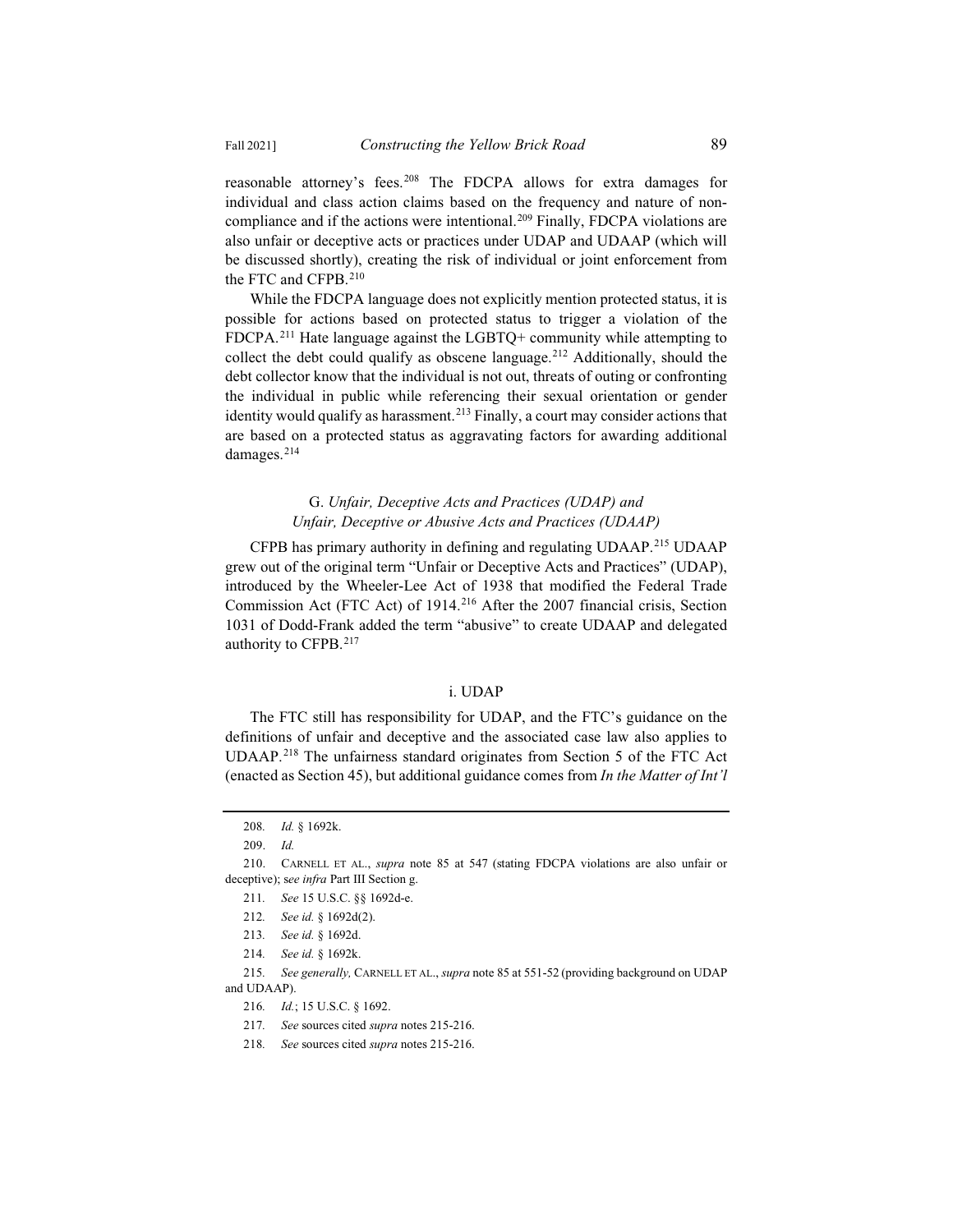reasonable attorney's fees.[208] The FDCPA allows for extra damages for individual and class action claims based on the frequency and nature of non-compliance and if the actions were intentional.[209] Finally, FDCPA violations are also unfair or deceptive acts or practices under UDAP and UDAAP (which will be discussed shortly), creating the risk of individual or joint enforcement from the FTC and CFPB.[210]

While the FDCPA language does not explicitly mention protected status, it is possible for actions based on protected status to trigger a violation of the FDCPA.[211] Hate language against the LGBTQ+ community while attempting to collect the debt could qualify as obscene language.[212] Additionally, should the debt collector know that the individual is not out, threats of outing or confronting the individual in public while referencing their sexual orientation or gender identity would qualify as harassment.[213] Finally, a court may consider actions that are based on a protected status as aggravating factors for awarding additional damages.[214]

### G. *Unfair, Deceptive Acts and Practices (UDAP) and Unfair, Deceptive or Abusive Acts and Practices (UDAAP)*

CFPB has primary authority in defining and regulating UDAAP.[215] UDAAP grew out of the original term "Unfair or Deceptive Acts and Practices" (UDAP), introduced by the Wheeler-Lee Act of 1938 that modified the Federal Trade Commission Act (FTC Act) of 1914.[216] After the 2007 financial crisis, Section 1031 of Dodd-Frank added the term "abusive" to create UDAAP and delegated authority to CFPB.[217]

#### i. UDAP

The FTC still has responsibility for UDAP, and the FTC's guidance on the definitions of unfair and deceptive and the associated case law also applies to UDAAP.[218] The unfairness standard originates from Section 5 of the FTC Act (enacted as Section 45), but additional guidance comes from *In the Matter of Int'l*

---

208. *Id.* § 1692k.

209. *Id.*

210. CARNELL ET AL., *supra* note 85 at 547 (stating FDCPA violations are also unfair or deceptive); s*ee infra* Part III Section g.

211. *See* 15 U.S.C. §§ 1692d-e.

212. *See id.* § 1692d(2).

213. *See id.* § 1692d.

214. *See id.* § 1692k.

215. *See generally,* CARNELL ET AL., *supra* note 85 at 551-52 (providing background on UDAP and UDAAP).

216. *Id.*; 15 U.S.C. § 1692.

217. *See* sources cited *supra* notes 215-216.

218. *See* sources cited *supra* notes 215-216.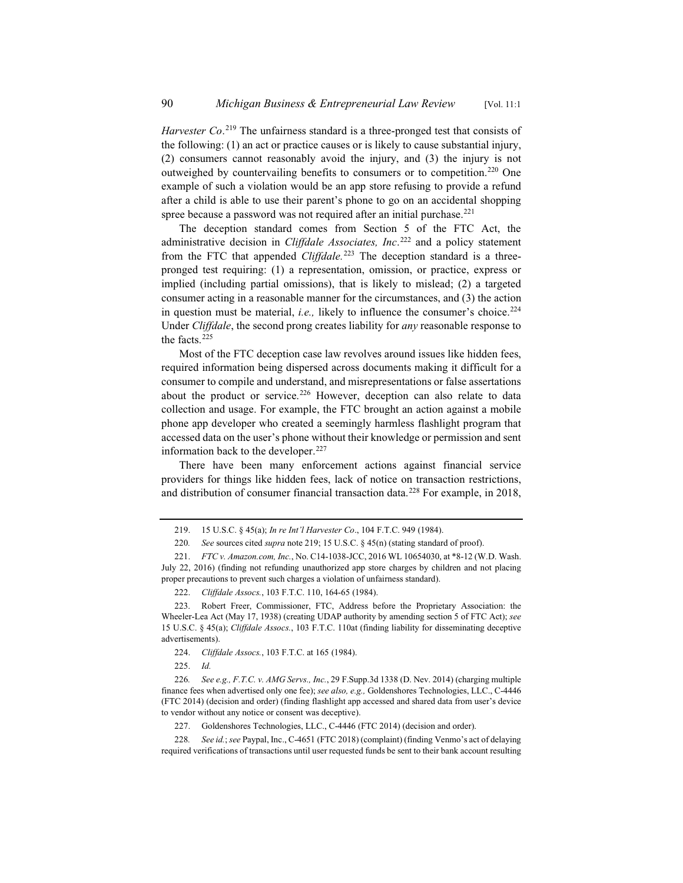*Harvester Co*.[219] The unfairness standard is a three-pronged test that consists of the following: (1) an act or practice causes or is likely to cause substantial injury, (2) consumers cannot reasonably avoid the injury, and (3) the injury is not outweighed by countervailing benefits to consumers or to competition.[220] One example of such a violation would be an app store refusing to provide a refund after a child is able to use their parent's phone to go on an accidental shopping spree because a password was not required after an initial purchase.[221]

The deception standard comes from Section 5 of the FTC Act, the administrative decision in *Cliffdale Associates, Inc*.[222] and a policy statement from the FTC that appended *Cliffdale.*[223] The deception standard is a three-pronged test requiring: (1) a representation, omission, or practice, express or implied (including partial omissions), that is likely to mislead; (2) a targeted consumer acting in a reasonable manner for the circumstances, and (3) the action in question must be material, *i.e.,* likely to influence the consumer's choice.[224] Under *Cliffdale*, the second prong creates liability for *any* reasonable response to the facts.[225]

Most of the FTC deception case law revolves around issues like hidden fees, required information being dispersed across documents making it difficult for a consumer to compile and understand, and misrepresentations or false assertions about the product or service.[226] However, deception can also relate to data collection and usage. For example, the FTC brought an action against a mobile phone app developer who created a seemingly harmless flashlight program that accessed data on the user's phone without their knowledge or permission and sent information back to the developer.[227]

There have been many enforcement actions against financial service providers for things like hidden fees, lack of notice on transaction restrictions, and distribution of consumer financial transaction data.[228] For example, in 2018,

---

219. 15 U.S.C. § 45(a); *In re Int'l Harvester Co*., 104 F.T.C. 949 (1984).

220. *See* sources cited *supra* note 219; 15 U.S.C. § 45(n) (stating standard of proof).

221. *FTC v. Amazon.com, Inc.*, No. C14-1038-JCC, 2016 WL 10654030, at *8-12 (W.D. Wash. July 22, 2016) (finding not refunding unauthorized app store charges by children and not placing proper precautions to prevent such charges a violation of unfairness standard).

222. *Cliffdale Assocs.*, 103 F.T.C. 110, 164-65 (1984).

223. Robert Freer, Commissioner, FTC, Address before the Proprietary Association: the Wheeler-Lea Act (May 17, 1938) (creating UDAP authority by amending section 5 of FTC Act); *see* 15 U.S.C. § 45(a); *Cliffdale Assocs.*, 103 F.T.C. 110at (finding liability for disseminating deceptive advertisements).

224. *Cliffdale Assocs.*, 103 F.T.C. at 165 (1984).

225. *Id.*

226. *See e.g., F.T.C. v. AMG Servs., Inc.*, 29 F.Supp.3d 1338 (D. Nev. 2014) (charging multiple finance fees when advertised only one fee); *see also, e.g.,* Goldenshores Technologies, LLC., C-4446 (FTC 2014) (decision and order) (finding flashlight app accessed and shared data from user's device to vendor without any notice or consent was deceptive).

227. Goldenshores Technologies, LLC., C-4446 (FTC 2014) (decision and order).

228. *See id.*; *see* Paypal, Inc., C-4651 (FTC 2018) (complaint) (finding Venmo's act of delaying required verifications of transactions until user requested funds be sent to their bank account resulting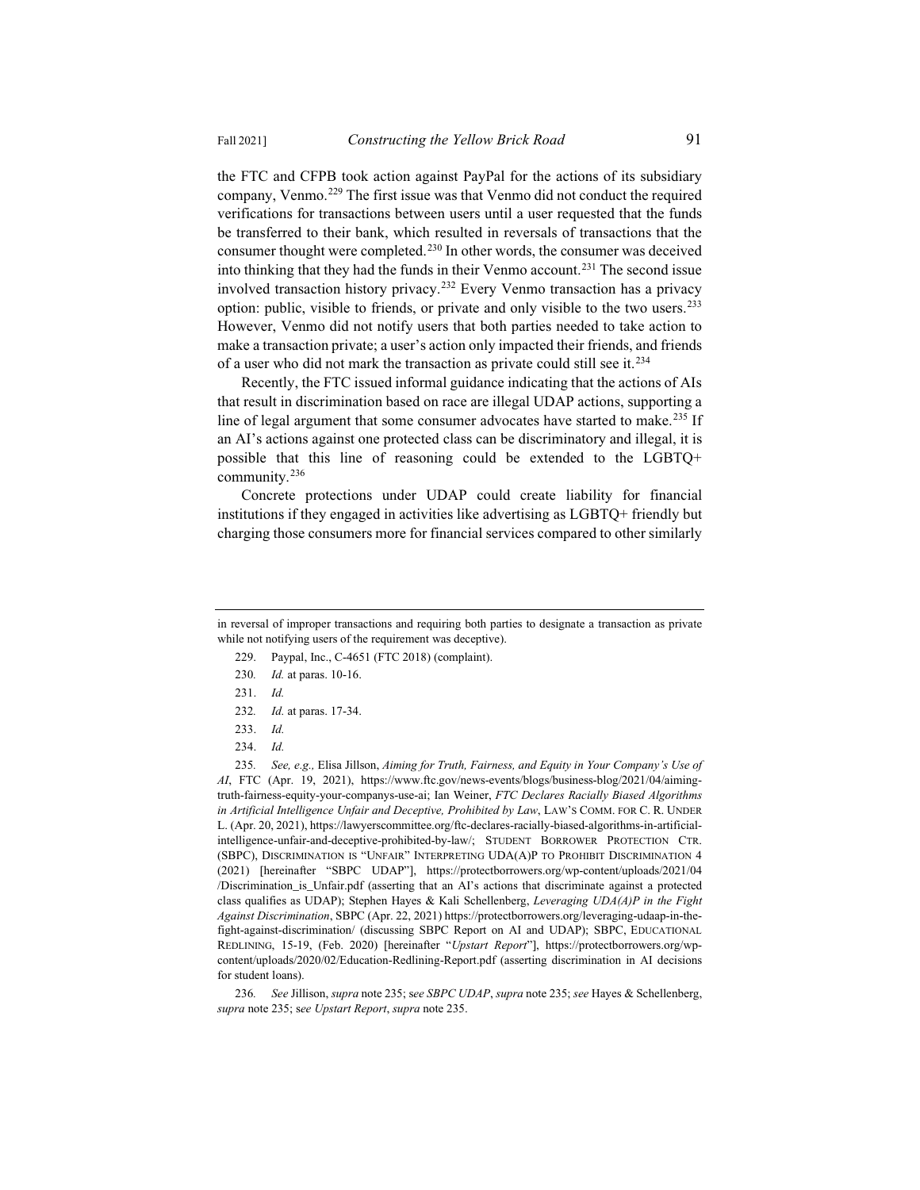the FTC and CFPB took action against PayPal for the actions of its subsidiary company, Venmo.[229] The first issue was that Venmo did not conduct the required verifications for transactions between users until a user requested that the funds be transferred to their bank, which resulted in reversals of transactions that the consumer thought were completed.[230] In other words, the consumer was deceived into thinking that they had the funds in their Venmo account.[231] The second issue involved transaction history privacy.[232] Every Venmo transaction has a privacy option: public, visible to friends, or private and only visible to the two users.[233] However, Venmo did not notify users that both parties needed to take action to make a transaction private; a user's action only impacted their friends, and friends of a user who did not mark the transaction as private could still see it.[234]

Recently, the FTC issued informal guidance indicating that the actions of AIs that result in discrimination based on race are illegal UDAP actions, supporting a line of legal argument that some consumer advocates have started to make.[235] If an AI's actions against one protected class can be discriminatory and illegal, it is possible that this line of reasoning could be extended to the LGBTQ+ community.[236]

Concrete protections under UDAP could create liability for financial institutions if they engaged in activities like advertising as LGBTQ+ friendly but charging those consumers more for financial services compared to other similarly

---

in reversal of improper transactions and requiring both parties to designate a transaction as private while not notifying users of the requirement was deceptive).

229. Paypal, Inc., C-4651 (FTC 2018) (complaint).

230. *Id.* at paras. 10-16.

231. *Id.*

232. *Id.* at paras. 17-34.

233. *Id.*

234. *Id.*

235. *See, e.g.,* Elisa Jillson, *Aiming for Truth, Fairness, and Equity in Your Company's Use of AI*, FTC (Apr. 19, 2021), https://www.ftc.gov/news-events/blogs/business-blog/2021/04/aiming-truth-fairness-equity-your-companys-use-ai; Ian Weiner, *FTC Declares Racially Biased Algorithms in Artificial Intelligence Unfair and Deceptive, Prohibited by Law*, LAW'S COMM. FOR C. R. UNDER L. (Apr. 20, 2021), https://lawyerscommittee.org/ftc-declares-racially-biased-algorithms-in-artificial-intelligence-unfair-and-deceptive-prohibited-by-law/; STUDENT BORROWER PROTECTION CTR. (SBPC), DISCRIMINATION IS "UNFAIR" INTERPRETING UDA(A)P TO PROHIBIT DISCRIMINATION 4 (2021) [hereinafter "SBPC UDAP"], https://protectborrowers.org/wp-content/uploads/2021/04/Discrimination_is_Unfair.pdf (asserting that an AI's actions that discriminate against a protected class qualifies as UDAP); Stephen Hayes & Kali Schellenberg, *Leveraging UDA(A)P in the Fight Against Discrimination*, SBPC (Apr. 22, 2021) https://protectborrowers.org/leveraging-udaap-in-the-fight-against-discrimination/ (discussing SBPC Report on AI and UDAP); SBPC, EDUCATIONAL REDLINING, 15-19, (Feb. 2020) [hereinafter "*Upstart Report*"], https://protectborrowers.org/wp-content/uploads/2020/02/Education-Redlining-Report.pdf (asserting discrimination in AI decisions for student loans).

236. *See* Jillson, *supra* note 235; s*ee SBPC UDAP*, *supra* note 235; *see* Hayes & Schellenberg, *supra* note 235; s*ee Upstart Report*, *supra* note 235.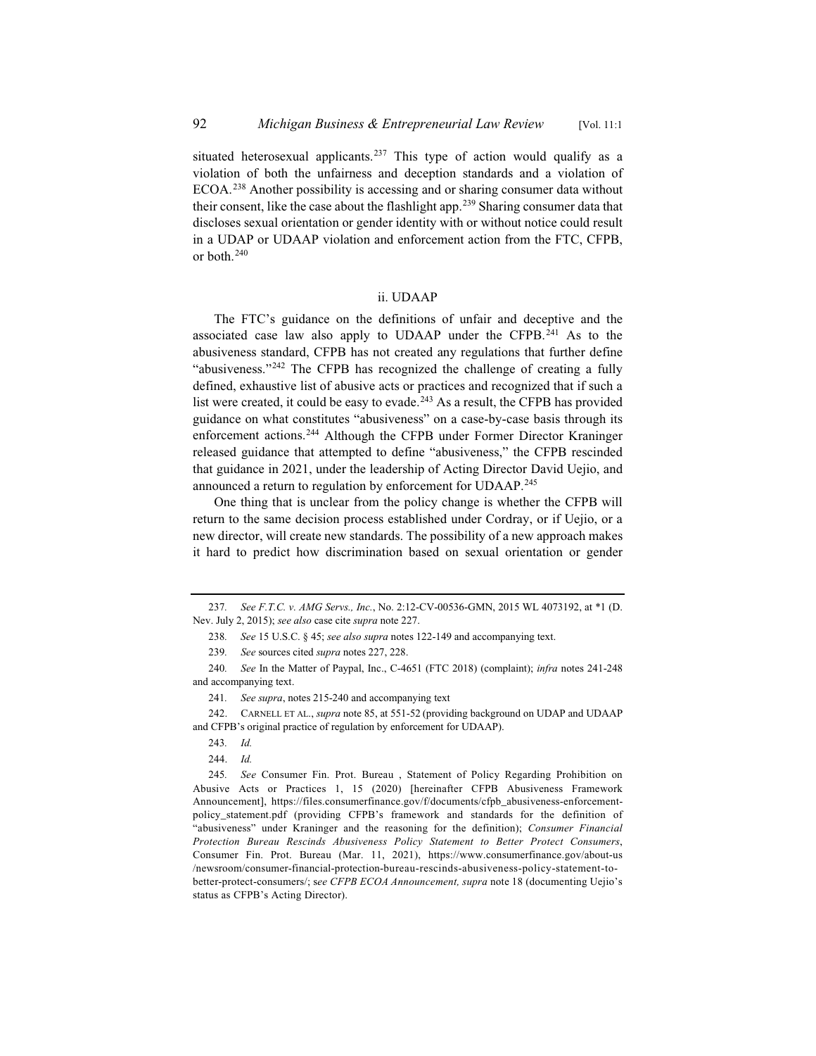situated heterosexual applicants.[237] This type of action would qualify as a violation of both the unfairness and deception standards and a violation of ECOA.[238] Another possibility is accessing and or sharing consumer data without their consent, like the case about the flashlight app.[239] Sharing consumer data that discloses sexual orientation or gender identity with or without notice could result in a UDAP or UDAAP violation and enforcement action from the FTC, CFPB, or both.[240]

### ii. UDAAP

The FTC's guidance on the definitions of unfair and deceptive and the associated case law also apply to UDAAP under the CFPB.[241] As to the abusiveness standard, CFPB has not created any regulations that further define "abusiveness."[242] The CFPB has recognized the challenge of creating a fully defined, exhaustive list of abusive acts or practices and recognized that if such a list were created, it could be easy to evade.[243] As a result, the CFPB has provided guidance on what constitutes "abusiveness" on a case-by-case basis through its enforcement actions.[244] Although the CFPB under Former Director Kraninger released guidance that attempted to define "abusiveness," the CFPB rescinded that guidance in 2021, under the leadership of Acting Director David Uejio, and announced a return to regulation by enforcement for UDAAP.[245]

One thing that is unclear from the policy change is whether the CFPB will return to the same decision process established under Cordray, or if Uejio, or a new director, will create new standards. The possibility of a new approach makes it hard to predict how discrimination based on sexual orientation or gender

---

237. *See F.T.C. v. AMG Servs., Inc.*, No. 2:12-CV-00536-GMN, 2015 WL 4073191, at *1 (D. Nev. July 2, 2015); *see also* case cite *supra* note 227.

238. *See* 15 U.S.C. § 45; *see also supra* notes 122-149 and accompanying text.

239. *See* sources cited *supra* notes 227, 228.

240. *See* In the Matter of Paypal, Inc., C-4651 (FTC 2018) (complaint); *infra* notes 241-248 and accompanying text.

241. *See supra*, notes 215-240 and accompanying text

242. CARNELL ET AL., *supra* note 85, at 551-52 (providing background on UDAP and UDAAP and CFPB's original practice of regulation by enforcement for UDAAP).

243. *Id.*

244. *Id.*

245. *See* Consumer Fin. Prot. Bureau , Statement of Policy Regarding Prohibition on Abusive Acts or Practices 1, 15 (2020) [hereinafter CFPB Abusiveness Framework Announcement], https://files.consumerfinance.gov/f/documents/cfpb_abusiveness-enforcement-policy_statement.pdf (providing CFPB's framework and standards for the definition of "abusiveness" under Kraninger and the reasoning for the definition); *Consumer Financial Protection Bureau Rescinds Abusiveness Policy Statement to Better Protect Consumers*, Consumer Fin. Prot. Bureau (Mar. 11, 2021), https://www.consumerfinance.gov/about-us/newsroom/consumer-financial-protection-bureau-rescinds-abusiveness-policy-statement-to-better-protect-consumers/; s*ee CFPB ECOA Announcement, supra* note 18 (documenting Uejio's status as CFPB's Acting Director).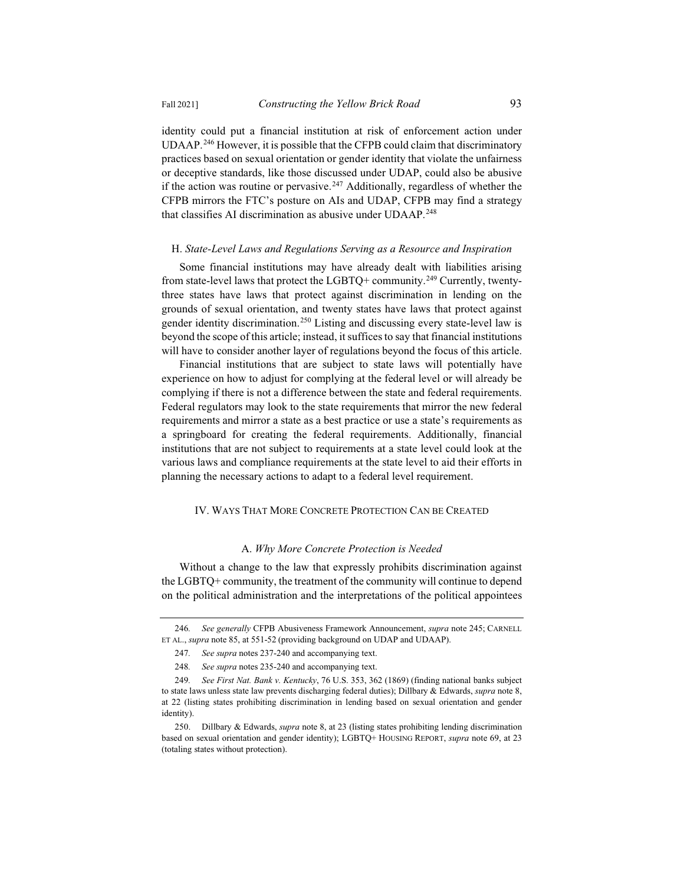identity could put a financial institution at risk of enforcement action under UDAAP.[246] However, it is possible that the CFPB could claim that discriminatory practices based on sexual orientation or gender identity that violate the unfairness or deceptive standards, like those discussed under UDAP, could also be abusive if the action was routine or pervasive.[247] Additionally, regardless of whether the CFPB mirrors the FTC's posture on AIs and UDAP, CFPB may find a strategy that classifies AI discrimination as abusive under UDAAP.[248]

### H. *State-Level Laws and Regulations Serving as a Resource and Inspiration*

Some financial institutions may have already dealt with liabilities arising from state-level laws that protect the LGBTQ+ community.[249] Currently, twenty-three states have laws that protect against discrimination in lending on the grounds of sexual orientation, and twenty states have laws that protect against gender identity discrimination.[250] Listing and discussing every state-level law is beyond the scope of this article; instead, it suffices to say that financial institutions will have to consider another layer of regulations beyond the focus of this article.

Financial institutions that are subject to state laws will potentially have experience on how to adjust for complying at the federal level or will already be complying if there is not a difference between the state and federal requirements. Federal regulators may look to the state requirements that mirror the new federal requirements and mirror a state as a best practice or use a state's requirements as a springboard for creating the federal requirements. Additionally, financial institutions that are not subject to requirements at a state level could look at the various laws and compliance requirements at the state level to aid their efforts in planning the necessary actions to adapt to a federal level requirement.

## IV. Ways That More Concrete Protection Can be Created

### A. *Why More Concrete Protection is Needed*

Without a change to the law that expressly prohibits discrimination against the LGBTQ+ community, the treatment of the community will continue to depend on the political administration and the interpretations of the political appointees

---

246. *See generally* CFPB Abusiveness Framework Announcement, *supra* note 245; CARNELL ET AL., *supra* note 85, at 551-52 (providing background on UDAP and UDAAP).

247. *See supra* notes 237-240 and accompanying text.

248. *See supra* notes 235-240 and accompanying text.

249. *See First Nat. Bank v. Kentucky*, 76 U.S. 353, 362 (1869) (finding national banks subject to state laws unless state law prevents discharging federal duties); Dillbary & Edwards, *supra* note 8, at 22 (listing states prohibiting discrimination in lending based on sexual orientation and gender identity).

250. Dillbary & Edwards, *supra* note 8, at 23 (listing states prohibiting lending discrimination based on sexual orientation and gender identity); LGBTQ+ HOUSING REPORT, *supra* note 69, at 23 (totaling states without protection).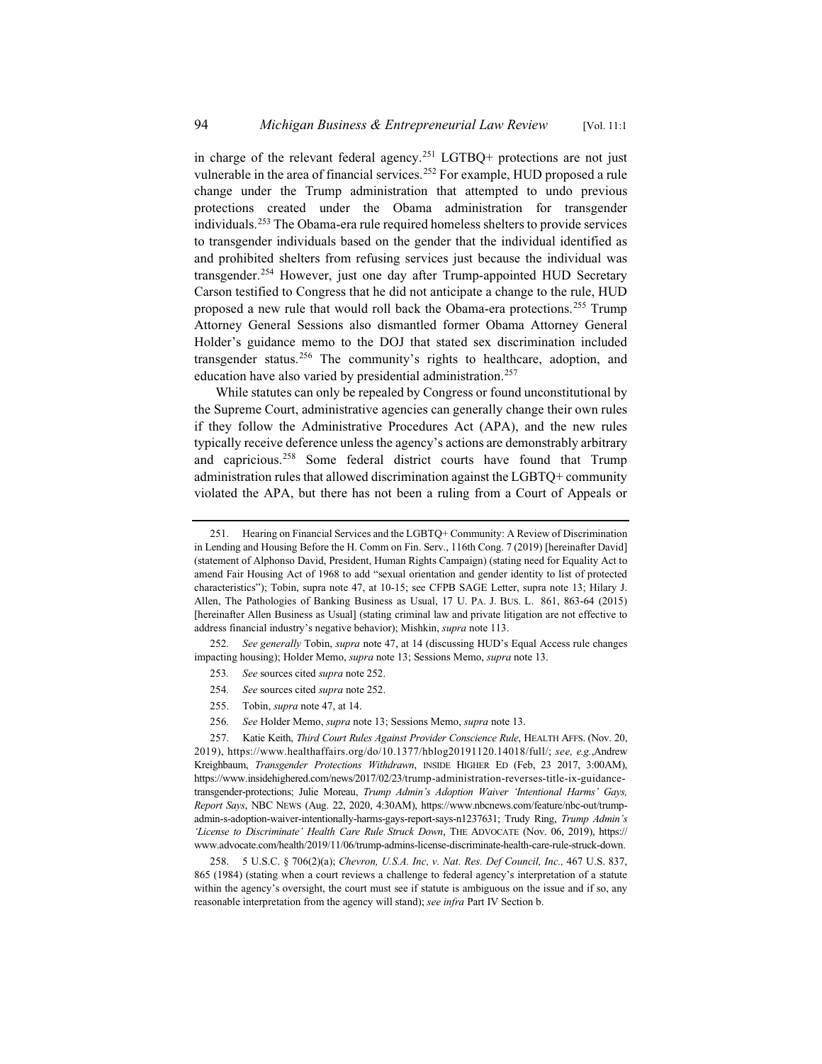in charge of the relevant federal agency.[251] LGTBQ+ protections are not just vulnerable in the area of financial services.[252] For example, HUD proposed a rule change under the Trump administration that attempted to undo previous protections created under the Obama administration for transgender individuals.[253] The Obama-era rule required homeless shelters to provide services to transgender individuals based on the gender that the individual identified as and prohibited shelters from refusing services just because the individual was transgender.[254] However, just one day after Trump-appointed HUD Secretary Carson testified to Congress that he did not anticipate a change to the rule, HUD proposed a new rule that would roll back the Obama-era protections.[255] Trump Attorney General Sessions also dismantled former Obama Attorney General Holder's guidance memo to the DOJ that stated sex discrimination included transgender status.[256] The community's rights to healthcare, adoption, and education have also varied by presidential administration.[257]

While statutes can only be repealed by Congress or found unconstitutional by the Supreme Court, administrative agencies can generally change their own rules if they follow the Administrative Procedures Act (APA), and the new rules typically receive deference unless the agency's actions are demonstrably arbitrary and capricious.[258] Some federal district courts have found that Trump administration rules that allowed discrimination against the LGBTQ+ community violated the APA, but there has not been a ruling from a Court of Appeals or

---

251. Hearing on Financial Services and the LGBTQ+ Community: A Review of Discrimination in Lending and Housing Before the H. Comm on Fin. Serv., 116th Cong. 7 (2019) [hereinafter David] (statement of Alphonso David, President, Human Rights Campaign) (stating need for Equality Act to amend Fair Housing Act of 1968 to add "sexual orientation and gender identity to list of protected characteristics"); Tobin, supra note 47, at 10-15; see CFPB SAGE Letter, supra note 13; Hilary J. Allen, The Pathologies of Banking Business as Usual, 17 U. PA. J. BUS. L. 861, 863-64 (2015) [hereinafter Allen Business as Usual] (stating criminal law and private litigation are not effective to address financial industry's negative behavior); Mishkin, *supra* note 113.

252. *See generally* Tobin, *supra* note 47, at 14 (discussing HUD's Equal Access rule changes impacting housing); Holder Memo, *supra* note 13; Sessions Memo, *supra* note 13.

253. *See* sources cited *supra* note 252.

254. *See* sources cited *supra* note 252.

255. Tobin, *supra* note 47, at 14.

256. *See* Holder Memo, *supra* note 13; Sessions Memo, *supra* note 13.

257. Katie Keith, *Third Court Rules Against Provider Conscience Rule*, HEALTH AFFS. (Nov. 20, 2019), https://www.healthaffairs.org/do/10.1377/hblog20191120.14018/full/; *see, e.g.*,Andrew Kreighbaum, *Transgender Protections Withdrawn*, INSIDE HIGHER ED (Feb, 23 2017, 3:00AM), https://www.insidehighered.com/news/2017/02/23/trump-administration-reverses-title-ix-guidance-transgender-protections; Julie Moreau, *Trump Admin's Adoption Waiver 'Intentional Harms' Gays, Report Says*, NBC NEWS (Aug. 22, 2020, 4:30AM), https://www.nbcnews.com/feature/nbc-out/trump-admin-s-adoption-waiver-intentionally-harms-gays-report-says-n1237631; Trudy Ring, *Trump Admin's 'License to Discriminate' Health Care Rule Struck Down*, THE ADVOCATE (Nov. 06, 2019), https://www.advocate.com/health/2019/11/06/trump-admins-license-discriminate-health-care-rule-struck-down.

258. 5 U.S.C. § 706(2)(a); *Chevron, U.S.A. Inc, v. Nat. Res. Def Council, Inc.,* 467 U.S. 837, 865 (1984) (stating when a court reviews a challenge to federal agency's interpretation of a statute within the agency's oversight, the court must see if statute is ambiguous on the issue and if so, any reasonable interpretation from the agency will stand); *see infra* Part IV Section b.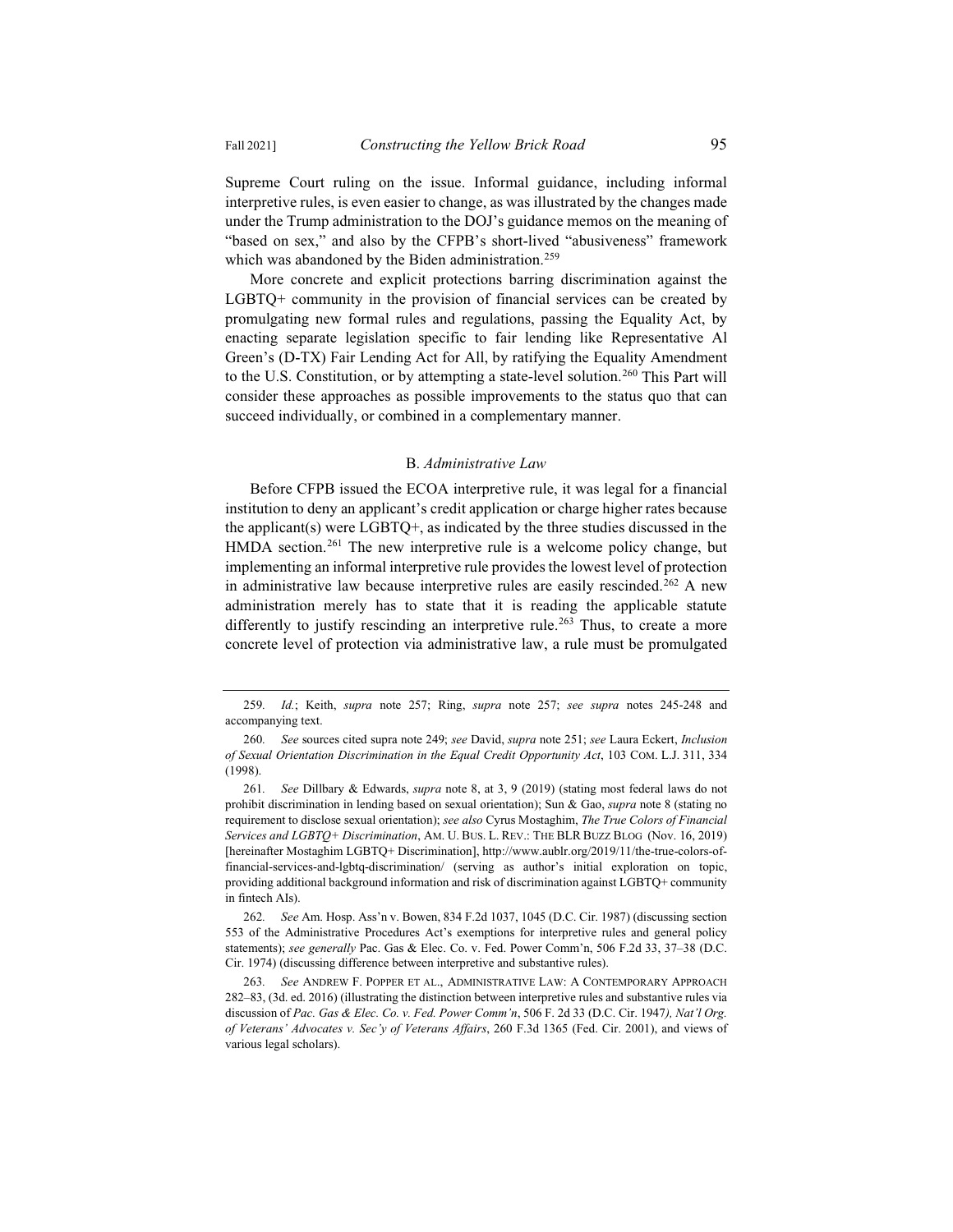Supreme Court ruling on the issue. Informal guidance, including informal interpretive rules, is even easier to change, as was illustrated by the changes made under the Trump administration to the DOJ's guidance memos on the meaning of "based on sex," and also by the CFPB's short-lived "abusiveness" framework which was abandoned by the Biden administration.[259]

More concrete and explicit protections barring discrimination against the LGBTQ+ community in the provision of financial services can be created by promulgating new formal rules and regulations, passing the Equality Act, by enacting separate legislation specific to fair lending like Representative Al Green's (D-TX) Fair Lending Act for All, by ratifying the Equality Amendment to the U.S. Constitution, or by attempting a state-level solution.[260] This Part will consider these approaches as possible improvements to the status quo that can succeed individually, or combined in a complementary manner.

### B. *Administrative Law*

Before CFPB issued the ECOA interpretive rule, it was legal for a financial institution to deny an applicant's credit application or charge higher rates because the applicant(s) were LGBTQ+, as indicated by the three studies discussed in the HMDA section.[261] The new interpretive rule is a welcome policy change, but implementing an informal interpretive rule provides the lowest level of protection in administrative law because interpretive rules are easily rescinded.[262] A new administration merely has to state that it is reading the applicable statute differently to justify rescinding an interpretive rule.[263] Thus, to create a more concrete level of protection via administrative law, a rule must be promulgated

---

259. *Id.*; Keith, *supra* note 257; Ring, *supra* note 257; *see supra* notes 245-248 and accompanying text.

260. *See* sources cited supra note 249; *see* David, *supra* note 251; *see* Laura Eckert, *Inclusion of Sexual Orientation Discrimination in the Equal Credit Opportunity Act*, 103 COM. L.J. 311, 334 (1998).

261. *See* Dillbary & Edwards, *supra* note 8, at 3, 9 (2019) (stating most federal laws do not prohibit discrimination in lending based on sexual orientation); Sun & Gao, *supra* note 8 (stating no requirement to disclose sexual orientation); *see also* Cyrus Mostaghim, *The True Colors of Financial Services and LGBTQ+ Discrimination*, AM. U. BUS. L. REV.: THE BLR BUZZ BLOG (Nov. 16, 2019) [hereinafter Mostaghim LGBTQ+ Discrimination], http://www.aublr.org/2019/11/the-true-colors-of-financial-services-and-lgbtq-discrimination/ (serving as author's initial exploration on topic, providing additional background information and risk of discrimination against LGBTQ+ community in fintech AIs).

262. *See* Am. Hosp. Ass'n v. Bowen, 834 F.2d 1037, 1045 (D.C. Cir. 1987) (discussing section 553 of the Administrative Procedures Act's exemptions for interpretive rules and general policy statements); *see generally* Pac. Gas & Elec. Co. v. Fed. Power Comm'n, 506 F.2d 33, 37–38 (D.C. Cir. 1974) (discussing difference between interpretive and substantive rules).

263. *See* ANDREW F. POPPER ET AL., ADMINISTRATIVE LAW: A CONTEMPORARY APPROACH 282–83, (3d. ed. 2016) (illustrating the distinction between interpretive rules and substantive rules via discussion of *Pac. Gas & Elec. Co. v. Fed. Power Comm'n*, 506 F. 2d 33 (D.C. Cir. 1947*), Nat'l Org. of Veterans' Advocates v. Sec'y of Veterans Affairs*, 260 F.3d 1365 (Fed. Cir. 2001), and views of various legal scholars).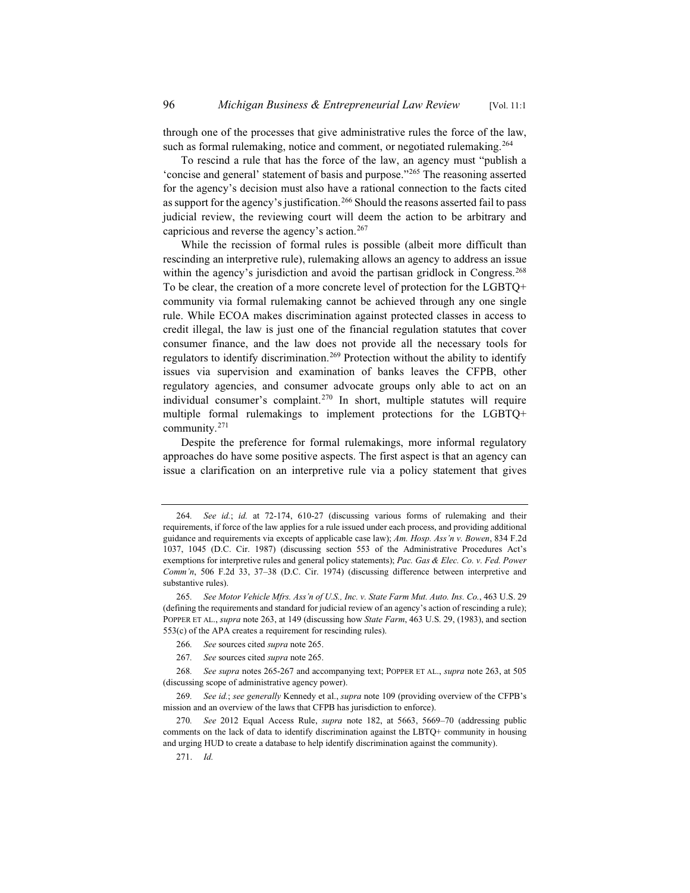through one of the processes that give administrative rules the force of the law, such as formal rulemaking, notice and comment, or negotiated rulemaking.[264]

To rescind a rule that has the force of the law, an agency must "publish a 'concise and general' statement of basis and purpose."[265] The reasoning asserted for the agency's decision must also have a rational connection to the facts cited as support for the agency's justification.[266] Should the reasons asserted fail to pass judicial review, the reviewing court will deem the action to be arbitrary and capricious and reverse the agency's action.[267]

While the recission of formal rules is possible (albeit more difficult than rescinding an interpretive rule), rulemaking allows an agency to address an issue within the agency's jurisdiction and avoid the partisan gridlock in Congress.[268] To be clear, the creation of a more concrete level of protection for the LGBTQ+ community via formal rulemaking cannot be achieved through any one single rule. While ECOA makes discrimination against protected classes in access to credit illegal, the law is just one of the financial regulation statutes that cover consumer finance, and the law does not provide all the necessary tools for regulators to identify discrimination.[269] Protection without the ability to identify issues via supervision and examination of banks leaves the CFPB, other regulatory agencies, and consumer advocate groups only able to act on an individual consumer's complaint.[270] In short, multiple statutes will require multiple formal rulemakings to implement protections for the LGBTQ+ community.[271]

Despite the preference for formal rulemakings, more informal regulatory approaches do have some positive aspects. The first aspect is that an agency can issue a clarification on an interpretive rule via a policy statement that gives

---

264. *See id.*; *id.* at 72-174, 610-27 (discussing various forms of rulemaking and their requirements, if force of the law applies for a rule issued under each process, and providing additional guidance and requirements via excepts of applicable case law); *Am. Hosp. Ass'n v. Bowen*, 834 F.2d 1037, 1045 (D.C. Cir. 1987) (discussing section 553 of the Administrative Procedures Act's exemptions for interpretive rules and general policy statements); *Pac. Gas & Elec. Co. v. Fed. Power Comm'n*, 506 F.2d 33, 37–38 (D.C. Cir. 1974) (discussing difference between interpretive and substantive rules).

265. *See Motor Vehicle Mfrs. Ass'n of U.S., Inc. v. State Farm Mut. Auto. Ins. Co.*, 463 U.S. 29 (defining the requirements and standard for judicial review of an agency's action of rescinding a rule); POPPER ET AL., *supra* note 263, at 149 (discussing how *State Farm*, 463 U.S. 29, (1983), and section 553(c) of the APA creates a requirement for rescinding rules).

266. *See* sources cited *supra* note 265.

267. *See* sources cited *supra* note 265.

268. *See supra* notes 265-267 and accompanying text; POPPER ET AL., *supra* note 263, at 505 (discussing scope of administrative agency power).

269. *See id.*; *see generally* Kennedy et al., *supra* note 109 (providing overview of the CFPB's mission and an overview of the laws that CFPB has jurisdiction to enforce).

270. *See* 2012 Equal Access Rule, *supra* note 182, at 5663, 5669–70 (addressing public comments on the lack of data to identify discrimination against the LBTQ+ community in housing and urging HUD to create a database to help identify discrimination against the community).

271. *Id.*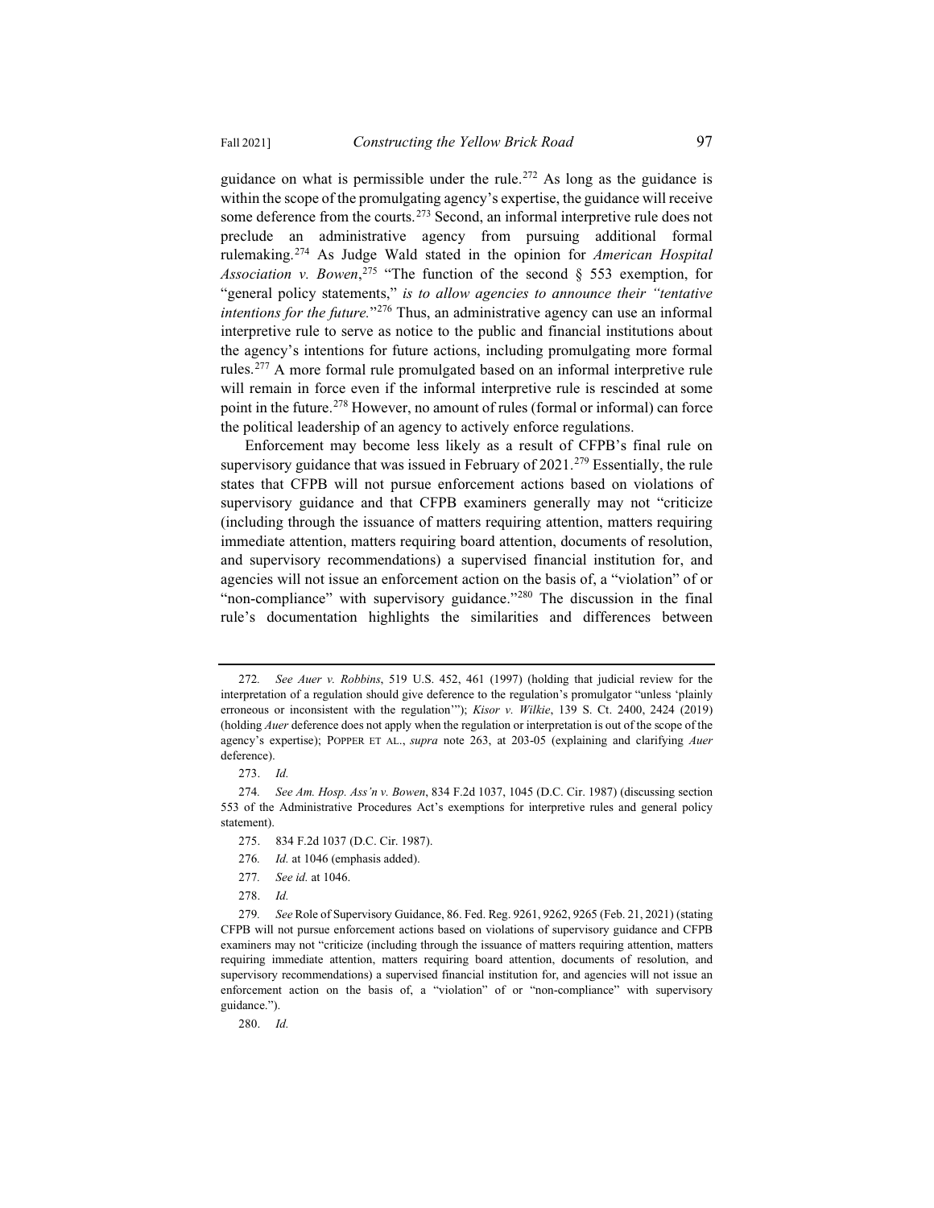guidance on what is permissible under the rule.[272] As long as the guidance is within the scope of the promulgating agency's expertise, the guidance will receive some deference from the courts.[273] Second, an informal interpretive rule does not preclude an administrative agency from pursuing additional formal rulemaking.[274] As Judge Wald stated in the opinion for *American Hospital Association v. Bowen*,[275] "The function of the second § 553 exemption, for "general policy statements," *is to allow agencies to announce their "tentative intentions for the future.*"[276] Thus, an administrative agency can use an informal interpretive rule to serve as notice to the public and financial institutions about the agency's intentions for future actions, including promulgating more formal rules.[277] A more formal rule promulgated based on an informal interpretive rule will remain in force even if the informal interpretive rule is rescinded at some point in the future.[278] However, no amount of rules (formal or informal) can force the political leadership of an agency to actively enforce regulations.

Enforcement may become less likely as a result of CFPB's final rule on supervisory guidance that was issued in February of 2021.[279] Essentially, the rule states that CFPB will not pursue enforcement actions based on violations of supervisory guidance and that CFPB examiners generally may not "criticize (including through the issuance of matters requiring attention, matters requiring immediate attention, matters requiring board attention, documents of resolution, and supervisory recommendations) a supervised financial institution for, and agencies will not issue an enforcement action on the basis of, a "violation" of or "non-compliance" with supervisory guidance."[280] The discussion in the final rule's documentation highlights the similarities and differences between

---

272. *See Auer v. Robbins*, 519 U.S. 452, 461 (1997) (holding that judicial review for the interpretation of a regulation should give deference to the regulation's promulgator "unless 'plainly erroneous or inconsistent with the regulation'"); *Kisor v. Wilkie*, 139 S. Ct. 2400, 2424 (2019) (holding *Auer* deference does not apply when the regulation or interpretation is out of the scope of the agency's expertise); POPPER ET AL., *supra* note 263, at 203-05 (explaining and clarifying *Auer* deference).

273. *Id.*

274. *See Am. Hosp. Ass'n v. Bowen*, 834 F.2d 1037, 1045 (D.C. Cir. 1987) (discussing section 553 of the Administrative Procedures Act's exemptions for interpretive rules and general policy statement).

275. 834 F.2d 1037 (D.C. Cir. 1987).

276. *Id.* at 1046 (emphasis added).

277. *See id.* at 1046.

278. *Id.*

279. *See* Role of Supervisory Guidance, 86. Fed. Reg. 9261, 9262, 9265 (Feb. 21, 2021) (stating CFPB will not pursue enforcement actions based on violations of supervisory guidance and CFPB examiners may not "criticize (including through the issuance of matters requiring attention, matters requiring immediate attention, matters requiring board attention, documents of resolution, and supervisory recommendations) a supervised financial institution for, and agencies will not issue an enforcement action on the basis of, a "violation" of or "non-compliance" with supervisory guidance.").

280. *Id.*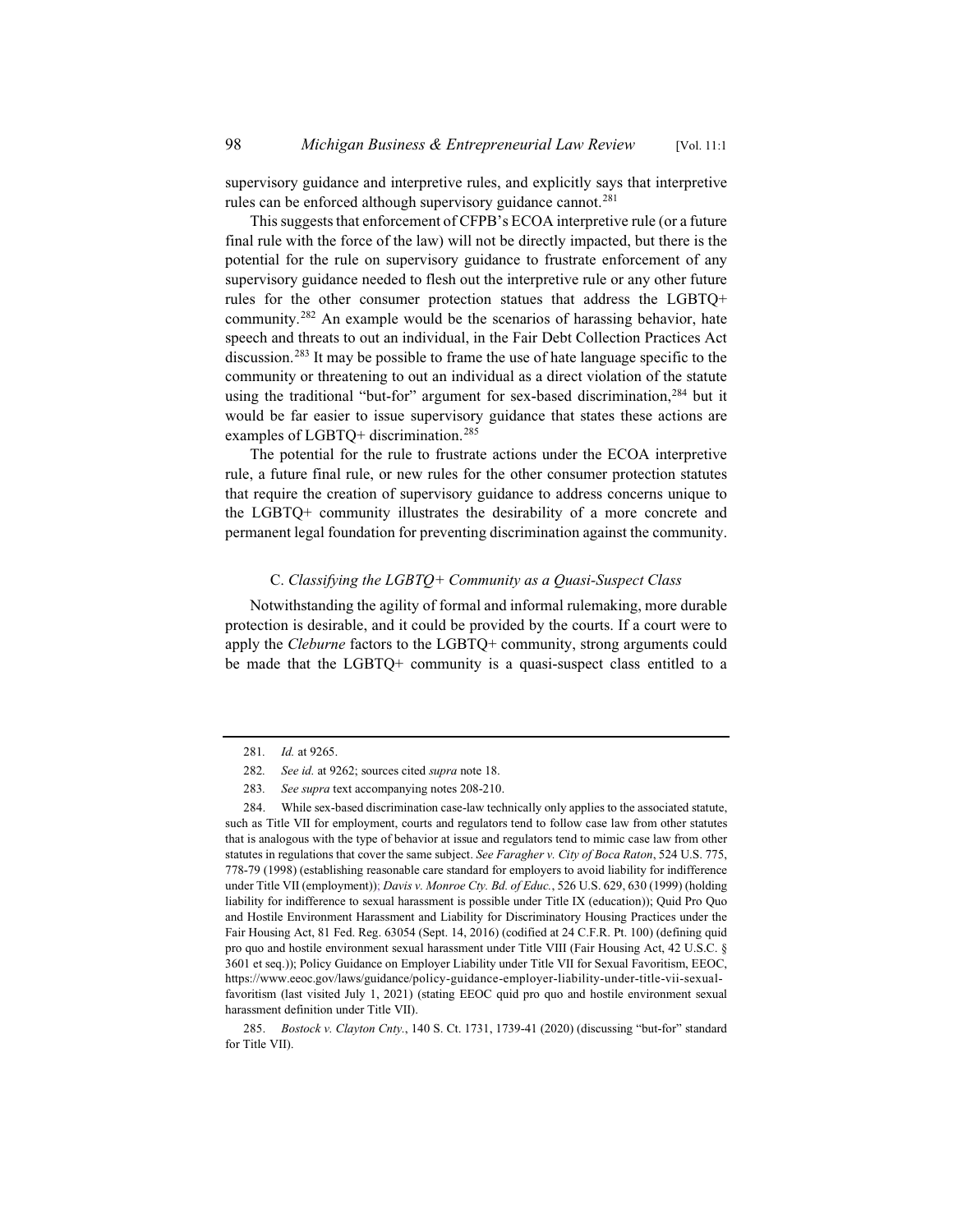supervisory guidance and interpretive rules, and explicitly says that interpretive rules can be enforced although supervisory guidance cannot.[281]

This suggests that enforcement of CFPB's ECOA interpretive rule (or a future final rule with the force of the law) will not be directly impacted, but there is the potential for the rule on supervisory guidance to frustrate enforcement of any supervisory guidance needed to flesh out the interpretive rule or any other future rules for the other consumer protection statues that address the LGBTQ+ community.[282] An example would be the scenarios of harassing behavior, hate speech and threats to out an individual, in the Fair Debt Collection Practices Act discussion.[283] It may be possible to frame the use of hate language specific to the community or threatening to out an individual as a direct violation of the statute using the traditional "but-for" argument for sex-based discrimination,[284] but it would be far easier to issue supervisory guidance that states these actions are examples of LGBTQ+ discrimination.[285]

The potential for the rule to frustrate actions under the ECOA interpretive rule, a future final rule, or new rules for the other consumer protection statutes that require the creation of supervisory guidance to address concerns unique to the LGBTQ+ community illustrates the desirability of a more concrete and permanent legal foundation for preventing discrimination against the community.

### C. *Classifying the LGBTQ+ Community as a Quasi-Suspect Class*

Notwithstanding the agility of formal and informal rulemaking, more durable protection is desirable, and it could be provided by the courts. If a court were to apply the *Cleburne* factors to the LGBTQ+ community, strong arguments could be made that the LGBTQ+ community is a quasi-suspect class entitled to a

---

281. *Id.* at 9265.

282. *See id.* at 9262; sources cited *supra* note 18.

283. *See supra* text accompanying notes 208-210.

284. While sex-based discrimination case-law technically only applies to the associated statute, such as Title VII for employment, courts and regulators tend to follow case law from other statutes that is analogous with the type of behavior at issue and regulators tend to mimic case law from other statutes in regulations that cover the same subject. *See Faragher v. City of Boca Raton*, 524 U.S. 775, 778-79 (1998) (establishing reasonable care standard for employers to avoid liability for indifference under Title VII (employment)); *Davis v. Monroe Cty. Bd. of Educ.*, 526 U.S. 629, 630 (1999) (holding liability for indifference to sexual harassment is possible under Title IX (education)); Quid Pro Quo and Hostile Environment Harassment and Liability for Discriminatory Housing Practices under the Fair Housing Act, 81 Fed. Reg. 63054 (Sept. 14, 2016) (codified at 24 C.F.R. Pt. 100) (defining quid pro quo and hostile environment sexual harassment under Title VIII (Fair Housing Act, 42 U.S.C. § 3601 et seq.)); Policy Guidance on Employer Liability under Title VII for Sexual Favoritism, EEOC, https://www.eeoc.gov/laws/guidance/policy-guidance-employer-liability-under-title-vii-sexual-favoritism (last visited July 1, 2021) (stating EEOC quid pro quo and hostile environment sexual harassment definition under Title VII).

285. *Bostock v. Clayton Cnty.*, 140 S. Ct. 1731, 1739-41 (2020) (discussing "but-for" standard for Title VII).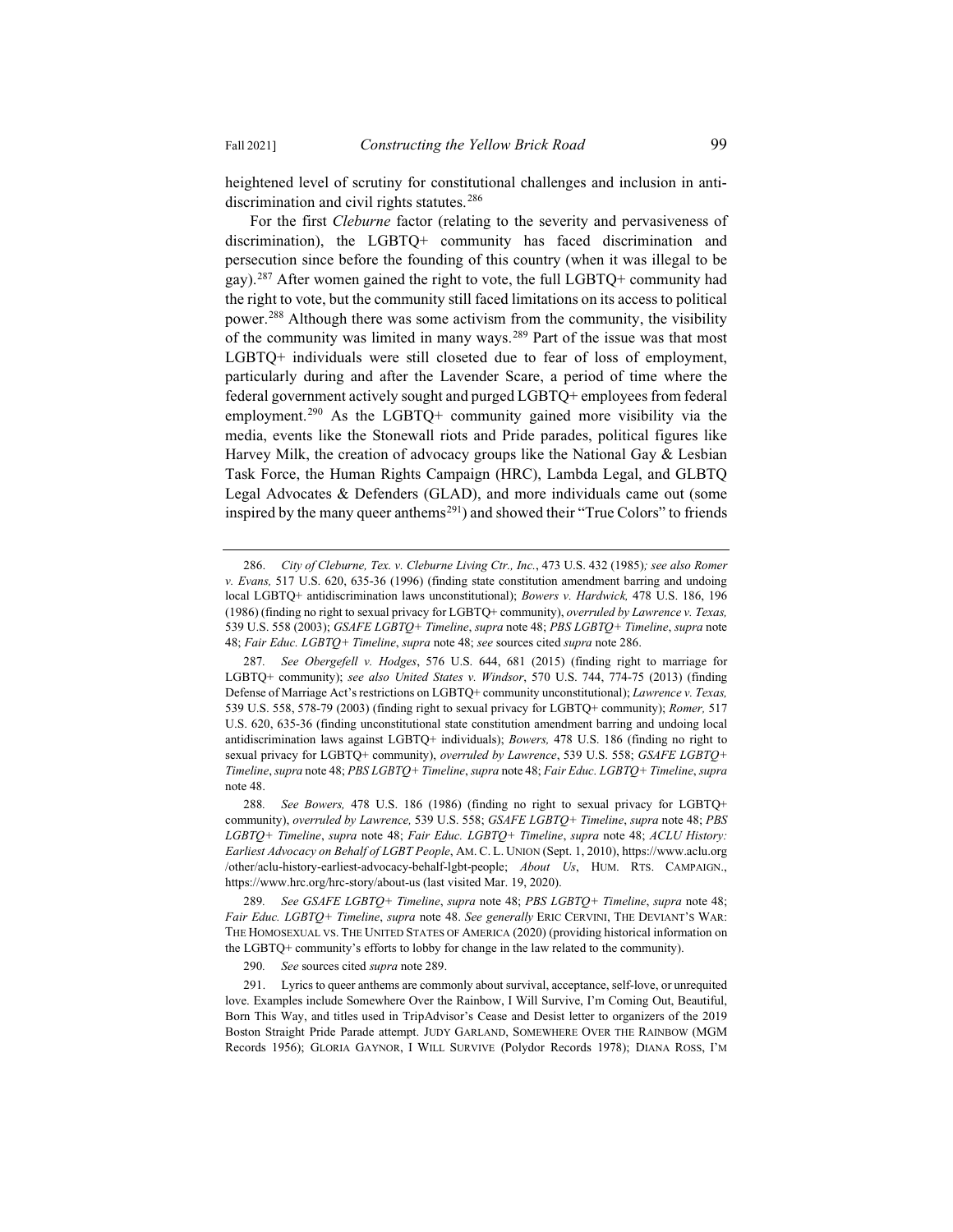heightened level of scrutiny for constitutional challenges and inclusion in anti-discrimination and civil rights statutes.[286]

For the first *Cleburne* factor (relating to the severity and pervasiveness of discrimination), the LGBTQ+ community has faced discrimination and persecution since before the founding of this country (when it was illegal to be gay).[287] After women gained the right to vote, the full LGBTQ+ community had the right to vote, but the community still faced limitations on its access to political power.[288] Although there was some activism from the community, the visibility of the community was limited in many ways.[289] Part of the issue was that most LGBTQ+ individuals were still closeted due to fear of loss of employment, particularly during and after the Lavender Scare, a period of time where the federal government actively sought and purged LGBTQ+ employees from federal employment.[290] As the LGBTQ+ community gained more visibility via the media, events like the Stonewall riots and Pride parades, political figures like Harvey Milk, the creation of advocacy groups like the National Gay & Lesbian Task Force, the Human Rights Campaign (HRC), Lambda Legal, and GLBTQ Legal Advocates & Defenders (GLAD), and more individuals came out (some inspired by the many queer anthems[291]) and showed their "True Colors" to friends

---

286. *City of Cleburne, Tex. v. Cleburne Living Ctr., Inc.*, 473 U.S. 432 (1985)*; see also Romer v. Evans,* 517 U.S. 620, 635-36 (1996) (finding state constitution amendment barring and undoing local LGBTQ+ antidiscrimination laws unconstitutional); *Bowers v. Hardwick,* 478 U.S. 186, 196 (1986) (finding no right to sexual privacy for LGBTQ+ community), *overruled by Lawrence v. Texas,* 539 U.S. 558 (2003); *GSAFE LGBTQ+ Timeline*, *supra* note 48; *PBS LGBTQ+ Timeline*, *supra* note 48; *Fair Educ. LGBTQ+ Timeline*, *supra* note 48; *see* sources cited *supra* note 286.

287. *See Obergefell v. Hodges*, 576 U.S. 644, 681 (2015) (finding right to marriage for LGBTQ+ community); *see also United States v. Windsor*, 570 U.S. 744, 774-75 (2013) (finding Defense of Marriage Act's restrictions on LGBTQ+ community unconstitutional); *Lawrence v. Texas,* 539 U.S. 558, 578-79 (2003) (finding right to sexual privacy for LGBTQ+ community); *Romer,* 517 U.S. 620, 635-36 (finding unconstitutional state constitution amendment barring and undoing local antidiscrimination laws against LGBTQ+ individuals); *Bowers,* 478 U.S. 186 (finding no right to sexual privacy for LGBTQ+ community), *overruled by Lawrence*, 539 U.S. 558; *GSAFE LGBTQ+ Timeline*, *supra* note 48; *PBS LGBTQ+ Timeline*, *supra* note 48; *Fair Educ. LGBTQ+ Timeline*, *supra* note 48.

288. *See Bowers,* 478 U.S. 186 (1986) (finding no right to sexual privacy for LGBTQ+ community), *overruled by Lawrence,* 539 U.S. 558; *GSAFE LGBTQ+ Timeline*, *supra* note 48; *PBS LGBTQ+ Timeline*, *supra* note 48; *Fair Educ. LGBTQ+ Timeline*, *supra* note 48; *ACLU History: Earliest Advocacy on Behalf of LGBT People*, AM. C. L. UNION (Sept. 1, 2010), https://www.aclu.org/other/aclu-history-earliest-advocacy-behalf-lgbt-people; *About Us*, HUM. RTS. CAMPAIGN., https://www.hrc.org/hrc-story/about-us (last visited Mar. 19, 2020).

289. *See GSAFE LGBTQ+ Timeline*, *supra* note 48; *PBS LGBTQ+ Timeline*, *supra* note 48; *Fair Educ. LGBTQ+ Timeline*, *supra* note 48. *See generally* ERIC CERVINI, THE DEVIANT'S WAR: THE HOMOSEXUAL VS. THE UNITED STATES OF AMERICA (2020) (providing historical information on the LGBTQ+ community's efforts to lobby for change in the law related to the community).

290. *See* sources cited *supra* note 289.

291. Lyrics to queer anthems are commonly about survival, acceptance, self-love, or unrequited love. Examples include Somewhere Over the Rainbow, I Will Survive, I'm Coming Out, Beautiful, Born This Way, and titles used in TripAdvisor's Cease and Desist letter to organizers of the 2019 Boston Straight Pride Parade attempt. JUDY GARLAND, SOMEWHERE OVER THE RAINBOW (MGM Records 1956); GLORIA GAYNOR, I WILL SURVIVE (Polydor Records 1978); DIANA ROSS, I'M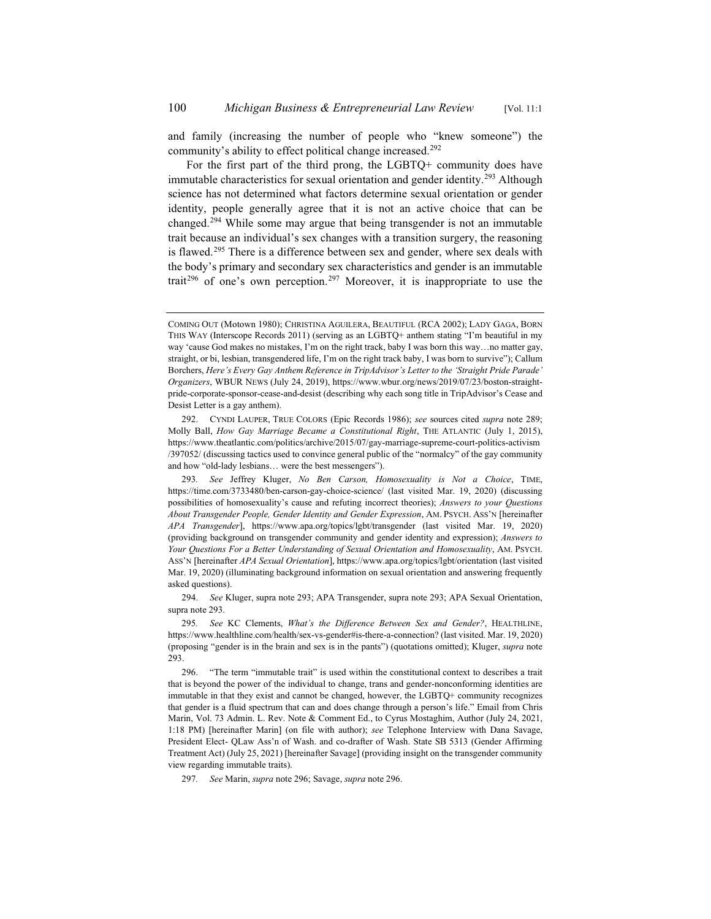and family (increasing the number of people who "knew someone") the community's ability to effect political change increased.[292]

For the first part of the third prong, the LGBTQ+ community does have immutable characteristics for sexual orientation and gender identity.[293] Although science has not determined what factors determine sexual orientation or gender identity, people generally agree that it is not an active choice that can be changed.[294] While some may argue that being transgender is not an immutable trait because an individual's sex changes with a transition surgery, the reasoning is flawed.[295] There is a difference between sex and gender, where sex deals with the body's primary and secondary sex characteristics and gender is an immutable trait[296] of one's own perception.[297] Moreover, it is inappropriate to use the

---

COMING OUT (Motown 1980); CHRISTINA AGUILERA, BEAUTIFUL (RCA 2002); LADY GAGA, BORN THIS WAY (Interscope Records 2011) (serving as an LGBTQ+ anthem stating "I'm beautiful in my way 'cause God makes no mistakes, I'm on the right track, baby I was born this way…no matter gay, straight, or bi, lesbian, transgendered life, I'm on the right track baby, I was born to survive"); Callum Borchers, *Here's Every Gay Anthem Reference in TripAdvisor's Letter to the 'Straight Pride Parade' Organizers*, WBUR NEWS (July 24, 2019), https://www.wbur.org/news/2019/07/23/boston-straight-pride-corporate-sponsor-cease-and-desist (describing why each song title in TripAdvisor's Cease and Desist Letter is a gay anthem).

292. CYNDI LAUPER, TRUE COLORS (Epic Records 1986); *see* sources cited *supra* note 289; Molly Ball, *How Gay Marriage Became a Constitutional Right*, THE ATLANTIC (July 1, 2015), https://www.theatlantic.com/politics/archive/2015/07/gay-marriage-supreme-court-politics-activism/397052/ (discussing tactics used to convince general public of the "normalcy" of the gay community and how "old-lady lesbians… were the best messengers").

293. *See* Jeffrey Kluger, *No Ben Carson, Homosexuality is Not a Choice*, TIME, https://time.com/3733480/ben-carson-gay-choice-science/ (last visited Mar. 19, 2020) (discussing possibilities of homosexuality's cause and refuting incorrect theories); *Answers to your Questions About Transgender People, Gender Identity and Gender Expression*, AM. PSYCH. ASS'N [hereinafter *APA Transgender*], https://www.apa.org/topics/lgbt/transgender (last visited Mar. 19, 2020) (providing background on transgender community and gender identity and expression); *Answers to Your Questions For a Better Understanding of Sexual Orientation and Homosexuality*, AM. PSYCH. ASS'N [hereinafter *APA Sexual Orientation*], https://www.apa.org/topics/lgbt/orientation (last visited Mar. 19, 2020) (illuminating background information on sexual orientation and answering frequently asked questions).

294. *See* Kluger, supra note 293; APA Transgender, supra note 293; APA Sexual Orientation, supra note 293.

295. *See* KC Clements, *What's the Difference Between Sex and Gender?*, HEALTHLINE, https://www.healthline.com/health/sex-vs-gender#is-there-a-connection? (last visited. Mar. 19, 2020) (proposing "gender is in the brain and sex is in the pants") (quotations omitted); Kluger, *supra* note 293.

296. "The term "immutable trait" is used within the constitutional context to describes a trait that is beyond the power of the individual to change, trans and gender-nonconforming identities are immutable in that they exist and cannot be changed, however, the LGBTQ+ community recognizes that gender is a fluid spectrum that can and does change through a person's life." Email from Chris Marin, Vol. 73 Admin. L. Rev. Note & Comment Ed., to Cyrus Mostaghim, Author (July 24, 2021, 1:18 PM) [hereinafter Marin] (on file with author); *see* Telephone Interview with Dana Savage, President Elect- QLaw Ass'n of Wash. and co-drafter of Wash. State SB 5313 (Gender Affirming Treatment Act) (July 25, 2021) [hereinafter Savage] (providing insight on the transgender community view regarding immutable traits).

297. *See* Marin, *supra* note 296; Savage, *supra* note 296.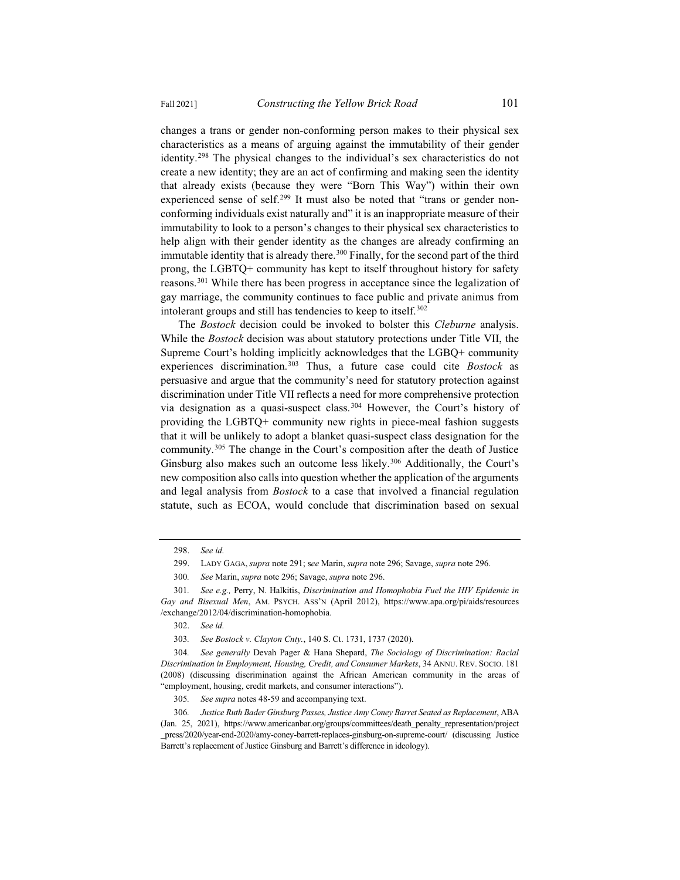changes a trans or gender non-conforming person makes to their physical sex characteristics as a means of arguing against the immutability of their gender identity.[298] The physical changes to the individual's sex characteristics do not create a new identity; they are an act of confirming and making seen the identity that already exists (because they were "Born This Way") within their own experienced sense of self.[299] It must also be noted that "trans or gender non-conforming individuals exist naturally and" it is an inappropriate measure of their immutability to look to a person's changes to their physical sex characteristics to help align with their gender identity as the changes are already confirming an immutable identity that is already there.[300] Finally, for the second part of the third prong, the LGBTQ+ community has kept to itself throughout history for safety reasons.[301] While there has been progress in acceptance since the legalization of gay marriage, the community continues to face public and private animus from intolerant groups and still has tendencies to keep to itself.[302]

The *Bostock* decision could be invoked to bolster this *Cleburne* analysis. While the *Bostock* decision was about statutory protections under Title VII, the Supreme Court's holding implicitly acknowledges that the LGBQ+ community experiences discrimination.[303] Thus, a future case could cite *Bostock* as persuasive and argue that the community's need for statutory protection against discrimination under Title VII reflects a need for more comprehensive protection via designation as a quasi-suspect class.[304] However, the Court's history of providing the LGBTQ+ community new rights in piece-meal fashion suggests that it will be unlikely to adopt a blanket quasi-suspect class designation for the community.[305] The change in the Court's composition after the death of Justice Ginsburg also makes such an outcome less likely.[306] Additionally, the Court's new composition also calls into question whether the application of the arguments and legal analysis from *Bostock* to a case that involved a financial regulation statute, such as ECOA, would conclude that discrimination based on sexual

---

298. *See id.*

299. LADY GAGA, *supra* note 291; *see* Marin, *supra* note 296; Savage, *supra* note 296.

300. *See* Marin, *supra* note 296; Savage, *supra* note 296.

301. *See e.g.,* Perry, N. Halkitis, *Discrimination and Homophobia Fuel the HIV Epidemic in Gay and Bisexual Men*, AM. PSYCH. ASS'N (April 2012), https://www.apa.org/pi/aids/resources/exchange/2012/04/discrimination-homophobia.

302. *See id.*

303. *See Bostock v. Clayton Cnty.*, 140 S. Ct. 1731, 1737 (2020).

304. *See generally* Devah Pager & Hana Shepard, *The Sociology of Discrimination: Racial Discrimination in Employment, Housing, Credit, and Consumer Markets*, 34 ANNU. REV. SOCIO. 181 (2008) (discussing discrimination against the African American community in the areas of "employment, housing, credit markets, and consumer interactions").

305. *See supra* notes 48-59 and accompanying text.

306. *Justice Ruth Bader Ginsburg Passes, Justice Amy Coney Barret Seated as Replacement*, ABA (Jan. 25, 2021), https://www.americanbar.org/groups/committees/death_penalty_representation/project_press/2020/year-end-2020/amy-coney-barrett-replaces-ginsburg-on-supreme-court/ (discussing Justice Barrett's replacement of Justice Ginsburg and Barrett's difference in ideology).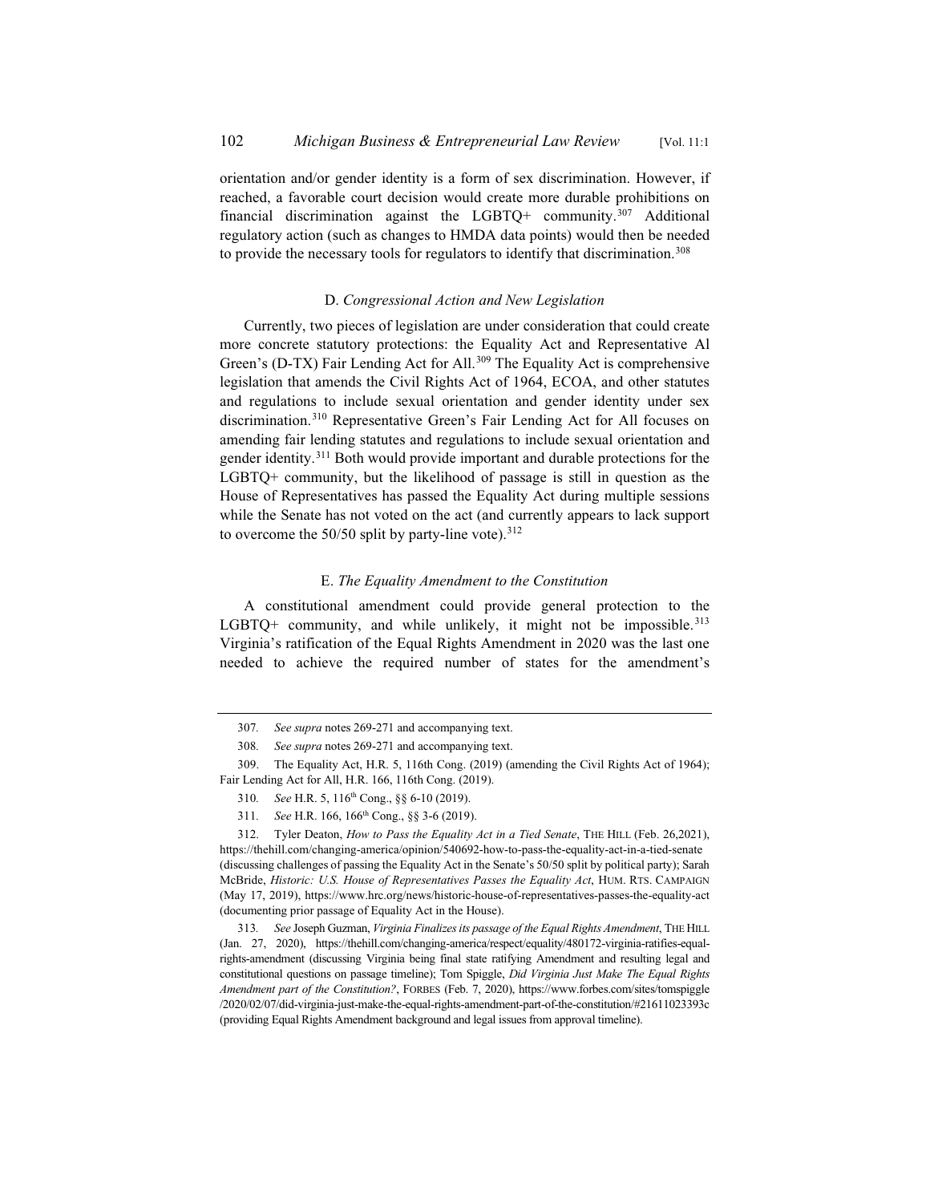orientation and/or gender identity is a form of sex discrimination. However, if reached, a favorable court decision would create more durable prohibitions on financial discrimination against the LGBTQ+ community.[307] Additional regulatory action (such as changes to HMDA data points) would then be needed to provide the necessary tools for regulators to identify that discrimination.[308]

### D. *Congressional Action and New Legislation*

Currently, two pieces of legislation are under consideration that could create more concrete statutory protections: the Equality Act and Representative Al Green's (D-TX) Fair Lending Act for All.[309] The Equality Act is comprehensive legislation that amends the Civil Rights Act of 1964, ECOA, and other statutes and regulations to include sexual orientation and gender identity under sex discrimination.[310] Representative Green's Fair Lending Act for All focuses on amending fair lending statutes and regulations to include sexual orientation and gender identity.[311] Both would provide important and durable protections for the LGBTQ+ community, but the likelihood of passage is still in question as the House of Representatives has passed the Equality Act during multiple sessions while the Senate has not voted on the act (and currently appears to lack support to overcome the 50/50 split by party-line vote).[312]

### E. *The Equality Amendment to the Constitution*

A constitutional amendment could provide general protection to the LGBTQ+ community, and while unlikely, it might not be impossible.[313] Virginia's ratification of the Equal Rights Amendment in 2020 was the last one needed to achieve the required number of states for the amendment's

---

307. *See supra* notes 269-271 and accompanying text.

308. *See supra* notes 269-271 and accompanying text.

309. The Equality Act, H.R. 5, 116th Cong. (2019) (amending the Civil Rights Act of 1964); Fair Lending Act for All, H.R. 166, 116th Cong. (2019).

310. *See* H.R. 5, 116th Cong., §§ 6-10 (2019).

311. *See* H.R. 166, 166th Cong., §§ 3-6 (2019).

312. Tyler Deaton, *How to Pass the Equality Act in a Tied Senate*, THE HILL (Feb. 26,2021), https://thehill.com/changing-america/opinion/540692-how-to-pass-the-equality-act-in-a-tied-senate (discussing challenges of passing the Equality Act in the Senate's 50/50 split by political party); Sarah McBride, *Historic: U.S. House of Representatives Passes the Equality Act*, HUM. RTS. CAMPAIGN (May 17, 2019), https://www.hrc.org/news/historic-house-of-representatives-passes-the-equality-act (documenting prior passage of Equality Act in the House).

313. *See* Joseph Guzman, *Virginia Finalizes its passage of the Equal Rights Amendment*, THE HILL (Jan. 27, 2020), https://thehill.com/changing-america/respect/equality/480172-virginia-ratifies-equal-rights-amendment (discussing Virginia being final state ratifying Amendment and resulting legal and constitutional questions on passage timeline); Tom Spiggle, *Did Virginia Just Make The Equal Rights Amendment part of the Constitution?*, FORBES (Feb. 7, 2020), https://www.forbes.com/sites/tomspiggle/2020/02/07/did-virginia-just-make-the-equal-rights-amendment-part-of-the-constitution/#21611023393c (providing Equal Rights Amendment background and legal issues from approval timeline).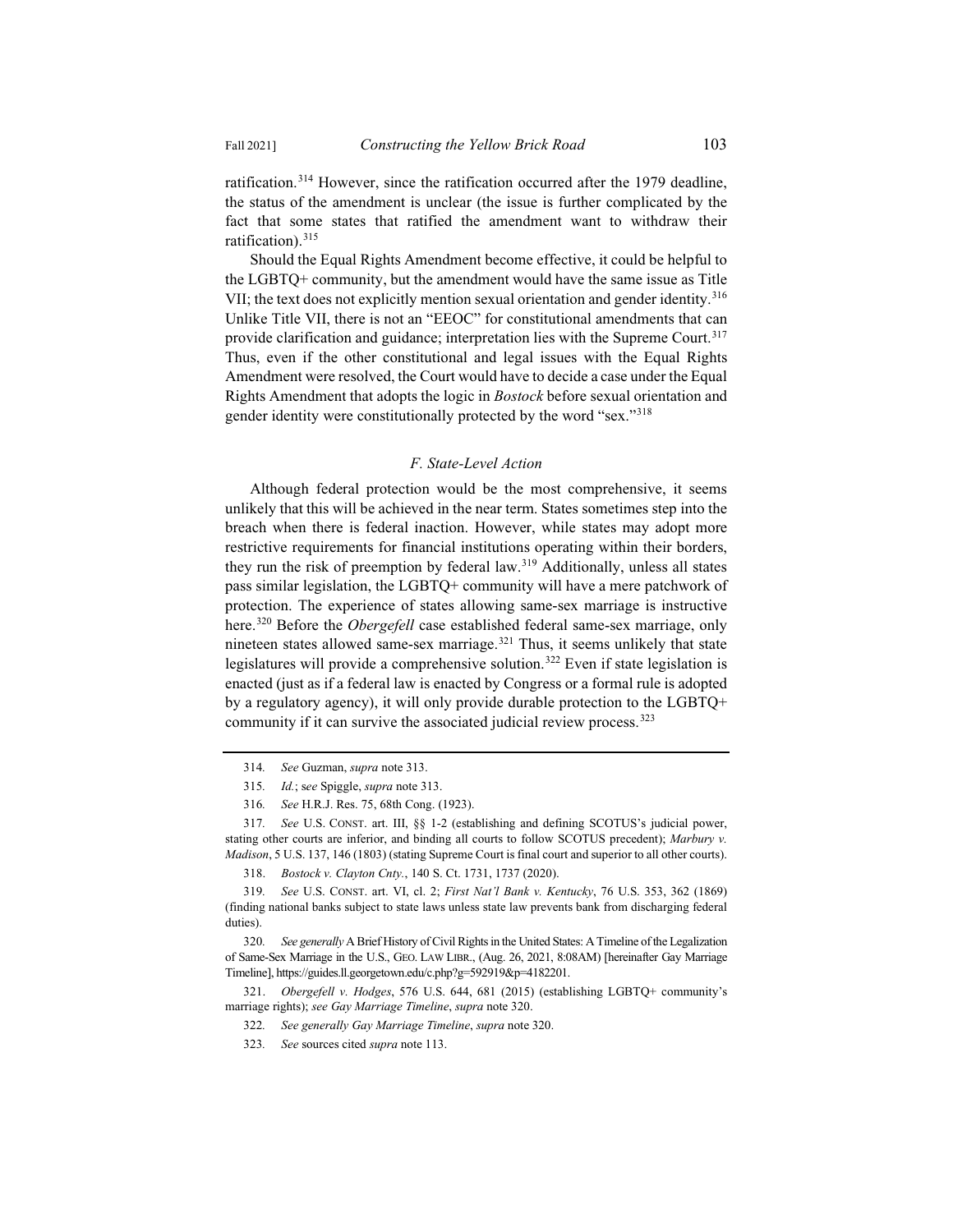ratification.[314] However, since the ratification occurred after the 1979 deadline, the status of the amendment is unclear (the issue is further complicated by the fact that some states that ratified the amendment want to withdraw their ratification).[315]

Should the Equal Rights Amendment become effective, it could be helpful to the LGBTQ+ community, but the amendment would have the same issue as Title VII; the text does not explicitly mention sexual orientation and gender identity.[316] Unlike Title VII, there is not an "EEOC" for constitutional amendments that can provide clarification and guidance; interpretation lies with the Supreme Court.[317] Thus, even if the other constitutional and legal issues with the Equal Rights Amendment were resolved, the Court would have to decide a case under the Equal Rights Amendment that adopts the logic in *Bostock* before sexual orientation and gender identity were constitutionally protected by the word "sex."[318]

### *F. State-Level Action*

Although federal protection would be the most comprehensive, it seems unlikely that this will be achieved in the near term. States sometimes step into the breach when there is federal inaction. However, while states may adopt more restrictive requirements for financial institutions operating within their borders, they run the risk of preemption by federal law.[319] Additionally, unless all states pass similar legislation, the LGBTQ+ community will have a mere patchwork of protection. The experience of states allowing same-sex marriage is instructive here.[320] Before the *Obergefell* case established federal same-sex marriage, only nineteen states allowed same-sex marriage.[321] Thus, it seems unlikely that state legislatures will provide a comprehensive solution.[322] Even if state legislation is enacted (just as if a federal law is enacted by Congress or a formal rule is adopted by a regulatory agency), it will only provide durable protection to the LGBTQ+ community if it can survive the associated judicial review process.[323]

---

314. *See* Guzman, *supra* note 313.

315. *Id.*; *see* Spiggle, *supra* note 313.

316. *See* H.R.J. Res. 75, 68th Cong. (1923).

317. *See* U.S. CONST. art. III, §§ 1-2 (establishing and defining SCOTUS's judicial power, stating other courts are inferior, and binding all courts to follow SCOTUS precedent); *Marbury v. Madison*, 5 U.S. 137, 146 (1803) (stating Supreme Court is final court and superior to all other courts).

318. *Bostock v. Clayton Cnty.*, 140 S. Ct. 1731, 1737 (2020).

319. *See* U.S. CONST. art. VI, cl. 2; *First Nat'l Bank v. Kentucky*, 76 U.S. 353, 362 (1869) (finding national banks subject to state laws unless state law prevents bank from discharging federal duties).

320. *See generally* A Brief History of Civil Rights in the United States: A Timeline of the Legalization of Same-Sex Marriage in the U.S., GEO. LAW LIBR., (Aug. 26, 2021, 8:08AM) [hereinafter Gay Marriage Timeline], https://guides.ll.georgetown.edu/c.php?g=592919&p=4182201.

321. *Obergefell v. Hodges*, 576 U.S. 644, 681 (2015) (establishing LGBTQ+ community's marriage rights); *see Gay Marriage Timeline*, *supra* note 320.

322. *See generally Gay Marriage Timeline*, *supra* note 320.

323. *See* sources cited *supra* note 113.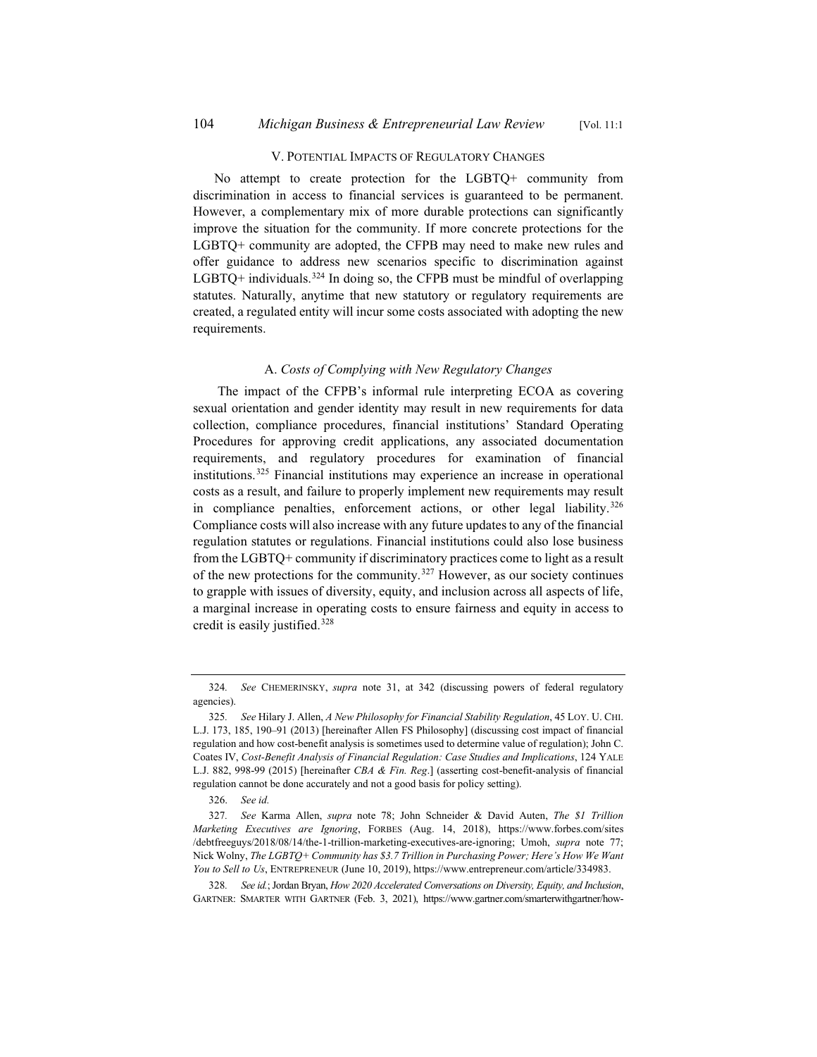## V. POTENTIAL IMPACTS OF REGULATORY CHANGES

No attempt to create protection for the LGBTQ+ community from discrimination in access to financial services is guaranteed to be permanent. However, a complementary mix of more durable protections can significantly improve the situation for the community. If more concrete protections for the LGBTQ+ community are adopted, the CFPB may need to make new rules and offer guidance to address new scenarios specific to discrimination against LGBTQ+ individuals.[324] In doing so, the CFPB must be mindful of overlapping statutes. Naturally, anytime that new statutory or regulatory requirements are created, a regulated entity will incur some costs associated with adopting the new requirements.

### A. *Costs of Complying with New Regulatory Changes*

The impact of the CFPB's informal rule interpreting ECOA as covering sexual orientation and gender identity may result in new requirements for data collection, compliance procedures, financial institutions' Standard Operating Procedures for approving credit applications, any associated documentation requirements, and regulatory procedures for examination of financial institutions.[325] Financial institutions may experience an increase in operational costs as a result, and failure to properly implement new requirements may result in compliance penalties, enforcement actions, or other legal liability.[326] Compliance costs will also increase with any future updates to any of the financial regulation statutes or regulations. Financial institutions could also lose business from the LGBTQ+ community if discriminatory practices come to light as a result of the new protections for the community.[327] However, as our society continues to grapple with issues of diversity, equity, and inclusion across all aspects of life, a marginal increase in operating costs to ensure fairness and equity in access to credit is easily justified.[328]

---

324. *See* CHEMERINSKY, *supra* note 31, at 342 (discussing powers of federal regulatory agencies).

325. *See* Hilary J. Allen, *A New Philosophy for Financial Stability Regulation*, 45 LOY. U. CHI. L.J. 173, 185, 190–91 (2013) [hereinafter Allen FS Philosophy] (discussing cost impact of financial regulation and how cost-benefit analysis is sometimes used to determine value of regulation); John C. Coates IV, *Cost-Benefit Analysis of Financial Regulation: Case Studies and Implications*, 124 YALE L.J. 882, 998-99 (2015) [hereinafter *CBA & Fin. Reg*.] (asserting cost-benefit-analysis of financial regulation cannot be done accurately and not a good basis for policy setting).

326. *See id.*

327. *See* Karma Allen, *supra* note 78; John Schneider & David Auten, *The $1 Trillion Marketing Executives are Ignoring*, FORBES (Aug. 14, 2018), https://www.forbes.com/sites/debtfreeguys/2018/08/14/the-1-trillion-marketing-executives-are-ignoring; Umoh, *supra* note 77; Nick Wolny, *The LGBTQ+ Community has $3.7 Trillion in Purchasing Power; Here's How We Want You to Sell to Us*, ENTREPRENEUR (June 10, 2019), https://www.entrepreneur.com/article/334983.

328. *See id.*; Jordan Bryan, *How 2020 Accelerated Conversations on Diversity, Equity, and Inclusion*, GARTNER: SMARTER WITH GARTNER (Feb. 3, 2021), https://www.gartner.com/smarterwithgartner/how-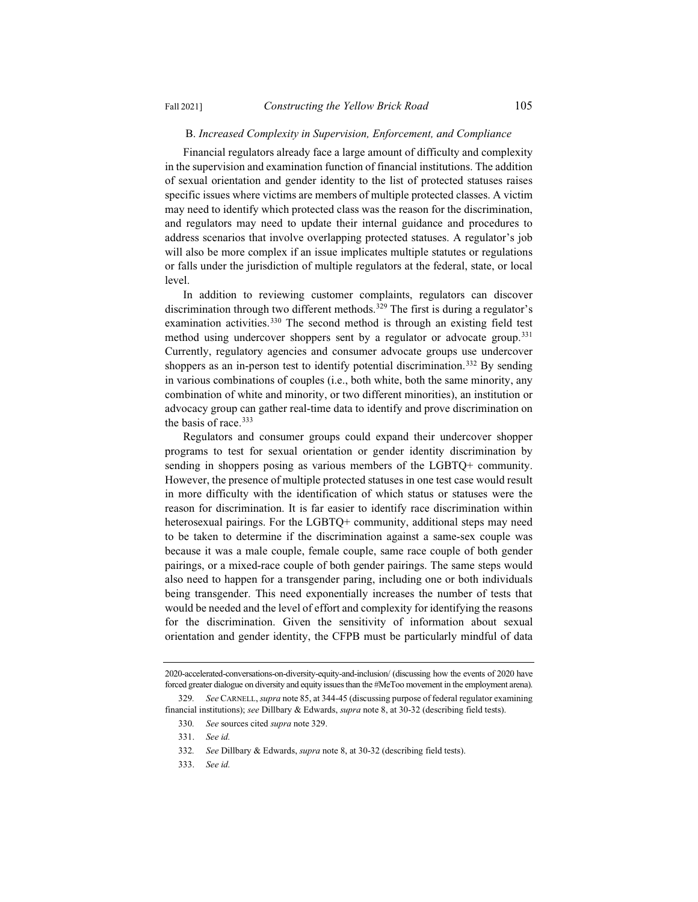### B. *Increased Complexity in Supervision, Enforcement, and Compliance*

Financial regulators already face a large amount of difficulty and complexity in the supervision and examination function of financial institutions. The addition of sexual orientation and gender identity to the list of protected statuses raises specific issues where victims are members of multiple protected classes. A victim may need to identify which protected class was the reason for the discrimination, and regulators may need to update their internal guidance and procedures to address scenarios that involve overlapping protected statuses. A regulator's job will also be more complex if an issue implicates multiple statutes or regulations or falls under the jurisdiction of multiple regulators at the federal, state, or local level.

In addition to reviewing customer complaints, regulators can discover discrimination through two different methods.[329] The first is during a regulator's examination activities.[330] The second method is through an existing field test method using undercover shoppers sent by a regulator or advocate group.[331] Currently, regulatory agencies and consumer advocate groups use undercover shoppers as an in-person test to identify potential discrimination.[332] By sending in various combinations of couples (i.e., both white, both the same minority, any combination of white and minority, or two different minorities), an institution or advocacy group can gather real-time data to identify and prove discrimination on the basis of race.[333]

Regulators and consumer groups could expand their undercover shopper programs to test for sexual orientation or gender identity discrimination by sending in shoppers posing as various members of the LGBTQ+ community. However, the presence of multiple protected statuses in one test case would result in more difficulty with the identification of which status or statuses were the reason for discrimination. It is far easier to identify race discrimination within heterosexual pairings. For the LGBTQ+ community, additional steps may need to be taken to determine if the discrimination against a same-sex couple was because it was a male couple, female couple, same race couple of both gender pairings, or a mixed-race couple of both gender pairings. The same steps would also need to happen for a transgender paring, including one or both individuals being transgender. This need exponentially increases the number of tests that would be needed and the level of effort and complexity for identifying the reasons for the discrimination. Given the sensitivity of information about sexual orientation and gender identity, the CFPB must be particularly mindful of data

---

2020-accelerated-conversations-on-diversity-equity-and-inclusion/ (discussing how the events of 2020 have forced greater dialogue on diversity and equity issues than the #MeToo movement in the employment arena).

329. *See* CARNELL, *supra* note 85, at 344-45 (discussing purpose of federal regulator examining financial institutions); *see* Dillbary & Edwards, *supra* note 8, at 30-32 (describing field tests).

330. *See* sources cited *supra* note 329.

331. *See id.*

332. *See* Dillbary & Edwards, *supra* note 8, at 30-32 (describing field tests).

333. *See id.*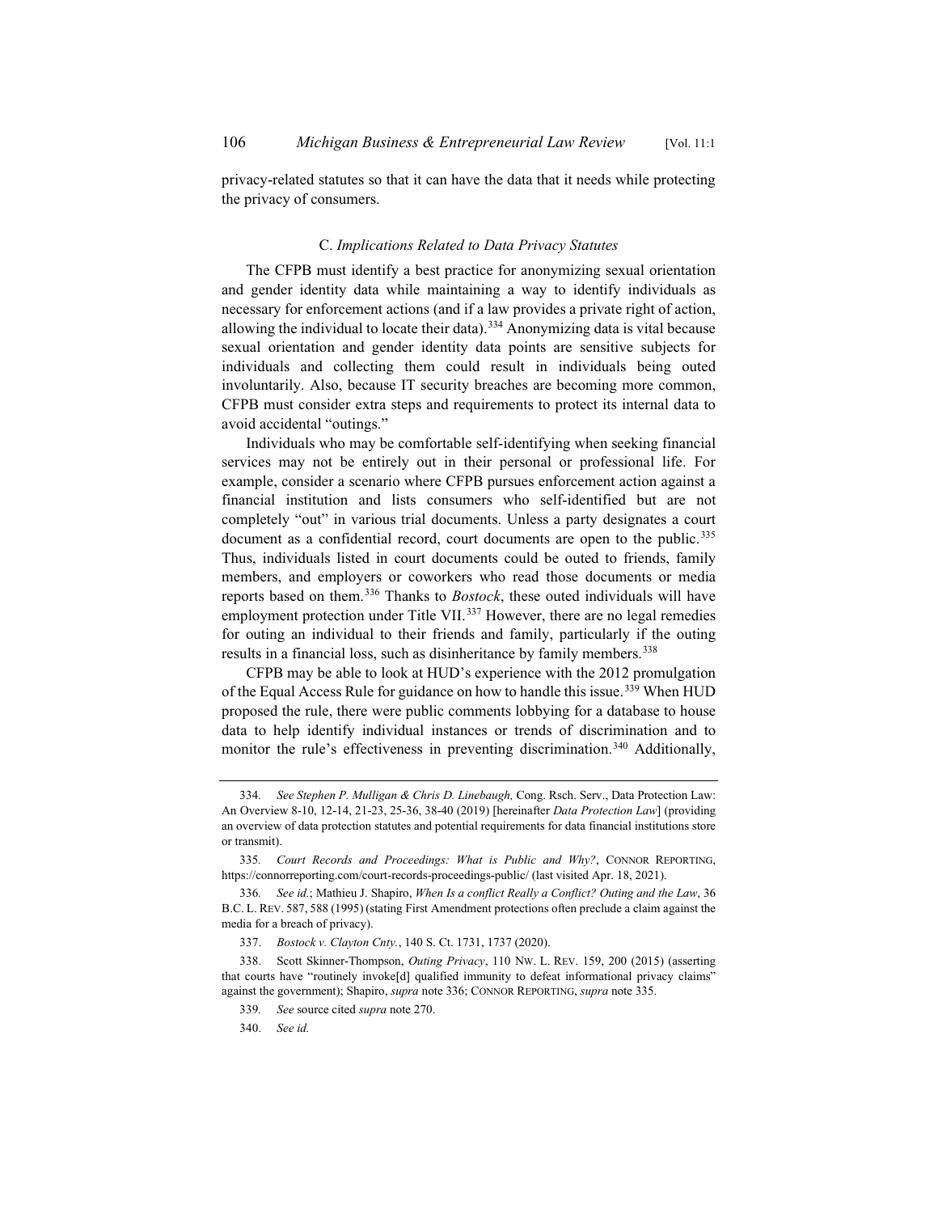privacy-related statutes so that it can have the data that it needs while protecting the privacy of consumers.

### C. *Implications Related to Data Privacy Statutes*

The CFPB must identify a best practice for anonymizing sexual orientation and gender identity data while maintaining a way to identify individuals as necessary for enforcement actions (and if a law provides a private right of action, allowing the individual to locate their data).[334] Anonymizing data is vital because sexual orientation and gender identity data points are sensitive subjects for individuals and collecting them could result in individuals being outed involuntarily. Also, because IT security breaches are becoming more common, CFPB must consider extra steps and requirements to protect its internal data to avoid accidental "outings."

Individuals who may be comfortable self-identifying when seeking financial services may not be entirely out in their personal or professional life. For example, consider a scenario where CFPB pursues enforcement action against a financial institution and lists consumers who self-identified but are not completely "out" in various trial documents. Unless a party designates a court document as a confidential record, court documents are open to the public.[335] Thus, individuals listed in court documents could be outed to friends, family members, and employers or coworkers who read those documents or media reports based on them.[336] Thanks to *Bostock*, these outed individuals will have employment protection under Title VII.[337] However, there are no legal remedies for outing an individual to their friends and family, particularly if the outing results in a financial loss, such as disinheritance by family members.[338]

CFPB may be able to look at HUD's experience with the 2012 promulgation of the Equal Access Rule for guidance on how to handle this issue.[339] When HUD proposed the rule, there were public comments lobbying for a database to house data to help identify individual instances or trends of discrimination and to monitor the rule's effectiveness in preventing discrimination.[340] Additionally,

---

334. *See Stephen P. Mulligan & Chris D. Linebaugh,* Cong. Rsch. Serv., Data Protection Law: An Overview 8-10, 12-14, 21-23, 25-36, 38-40 (2019) [hereinafter *Data Protection Law*] (providing an overview of data protection statutes and potential requirements for data financial institutions store or transmit).

335. *Court Records and Proceedings: What is Public and Why?*, CONNOR REPORTING, https://connorreporting.com/court-records-proceedings-public/ (last visited Apr. 18, 2021).

336. *See id.*; Mathieu J. Shapiro, *When Is a conflict Really a Conflict? Outing and the Law*, 36 B.C. L. REV. 587, 588 (1995) (stating First Amendment protections often preclude a claim against the media for a breach of privacy).

337. *Bostock v. Clayton Cnty.*, 140 S. Ct. 1731, 1737 (2020).

338. Scott Skinner-Thompson, *Outing Privacy*, 110 NW. L. REV. 159, 200 (2015) (asserting that courts have "routinely invoke[d] qualified immunity to defeat informational privacy claims" against the government); Shapiro, *supra* note 336; CONNOR REPORTING, *supra* note 335.

339. *See* source cited *supra* note 270.

340. *See id.*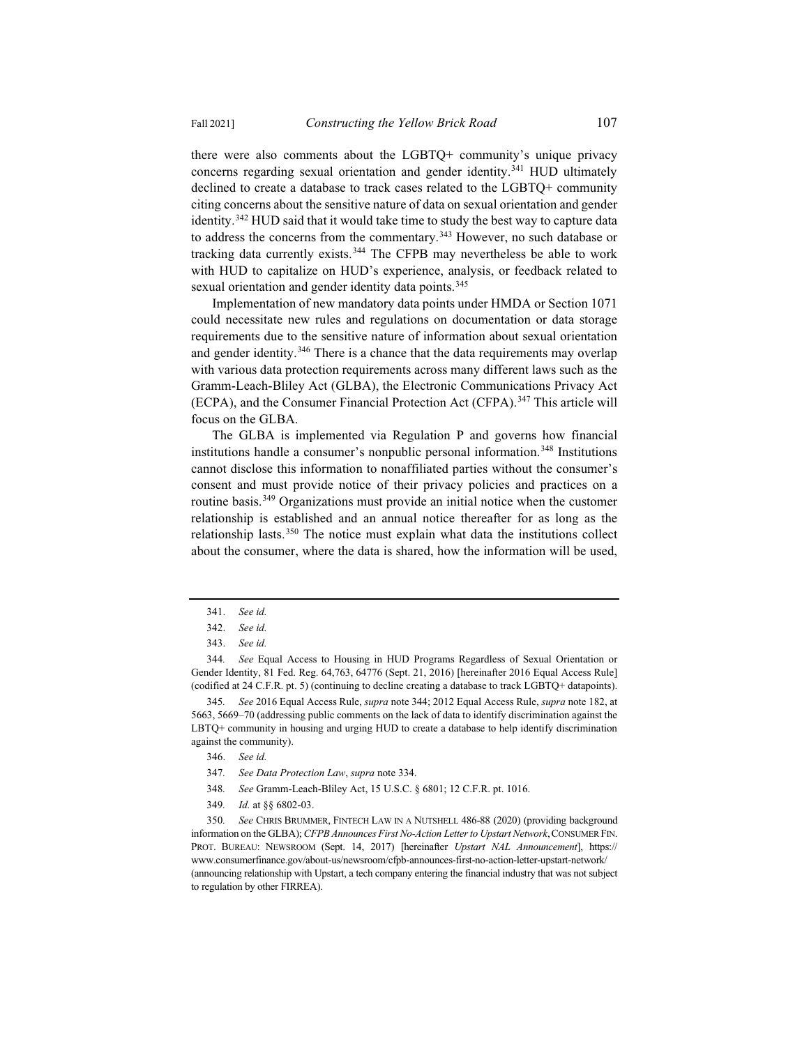there were also comments about the LGBTQ+ community's unique privacy concerns regarding sexual orientation and gender identity.[341] HUD ultimately declined to create a database to track cases related to the LGBTQ+ community citing concerns about the sensitive nature of data on sexual orientation and gender identity.[342] HUD said that it would take time to study the best way to capture data to address the concerns from the commentary.[343] However, no such database or tracking data currently exists.[344] The CFPB may nevertheless be able to work with HUD to capitalize on HUD's experience, analysis, or feedback related to sexual orientation and gender identity data points.[345]

Implementation of new mandatory data points under HMDA or Section 1071 could necessitate new rules and regulations on documentation or data storage requirements due to the sensitive nature of information about sexual orientation and gender identity.[346] There is a chance that the data requirements may overlap with various data protection requirements across many different laws such as the Gramm-Leach-Bliley Act (GLBA), the Electronic Communications Privacy Act (ECPA), and the Consumer Financial Protection Act (CFPA).[347] This article will focus on the GLBA.

The GLBA is implemented via Regulation P and governs how financial institutions handle a consumer's nonpublic personal information.[348] Institutions cannot disclose this information to nonaffiliated parties without the consumer's consent and must provide notice of their privacy policies and practices on a routine basis.[349] Organizations must provide an initial notice when the customer relationship is established and an annual notice thereafter for as long as the relationship lasts.[350] The notice must explain what data the institutions collect about the consumer, where the data is shared, how the information will be used,

---

341. *See id.*

342. *See id.*

343. *See id.*

344. *See* Equal Access to Housing in HUD Programs Regardless of Sexual Orientation or Gender Identity, 81 Fed. Reg. 64,763, 64776 (Sept. 21, 2016) [hereinafter 2016 Equal Access Rule] (codified at 24 C.F.R. pt. 5) (continuing to decline creating a database to track LGBTQ+ datapoints).

345. *See* 2016 Equal Access Rule, *supra* note 344; 2012 Equal Access Rule, *supra* note 182, at 5663, 5669–70 (addressing public comments on the lack of data to identify discrimination against the LBTQ+ community in housing and urging HUD to create a database to help identify discrimination against the community).

346. *See id.*

347. *See Data Protection Law*, *supra* note 334.

348. *See* Gramm-Leach-Bliley Act, 15 U.S.C. § 6801; 12 C.F.R. pt. 1016.

349. *Id.* at §§ 6802-03.

350. *See* CHRIS BRUMMER, FINTECH LAW IN A NUTSHELL 486-88 (2020) (providing background information on the GLBA); *CFPB Announces First No-Action Letter to Upstart Network*, CONSUMER FIN. PROT. BUREAU: NEWSROOM (Sept. 14, 2017) [hereinafter *Upstart NAL Announcement*], https://www.consumerfinance.gov/about-us/newsroom/cfpb-announces-first-no-action-letter-upstart-network/ (announcing relationship with Upstart, a tech company entering the financial industry that was not subject to regulation by other FIRREA).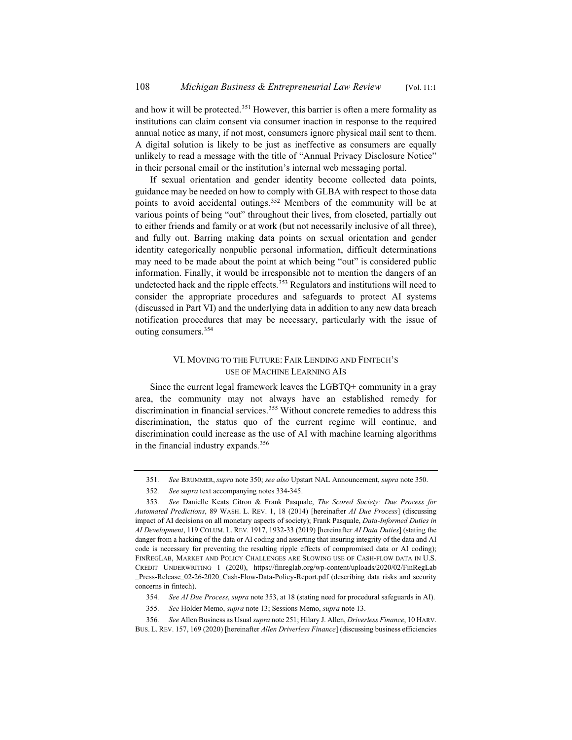and how it will be protected.[351] However, this barrier is often a mere formality as institutions can claim consent via consumer inaction in response to the required annual notice as many, if not most, consumers ignore physical mail sent to them. A digital solution is likely to be just as ineffective as consumers are equally unlikely to read a message with the title of "Annual Privacy Disclosure Notice" in their personal email or the institution's internal web messaging portal.

If sexual orientation and gender identity become collected data points, guidance may be needed on how to comply with GLBA with respect to those data points to avoid accidental outings.[352] Members of the community will be at various points of being "out" throughout their lives, from closeted, partially out to either friends and family or at work (but not necessarily inclusive of all three), and fully out. Barring making data points on sexual orientation and gender identity categorically nonpublic personal information, difficult determinations may need to be made about the point at which being "out" is considered public information. Finally, it would be irresponsible not to mention the dangers of an undetected hack and the ripple effects.[353] Regulators and institutions will need to consider the appropriate procedures and safeguards to protect AI systems (discussed in Part VI) and the underlying data in addition to any new data breach notification procedures that may be necessary, particularly with the issue of outing consumers.[354]

## VI. Moving to the Future: Fair Lending and Fintech's use of Machine Learning AIs

Since the current legal framework leaves the LGBTQ+ community in a gray area, the community may not always have an established remedy for discrimination in financial services.[355] Without concrete remedies to address this discrimination, the status quo of the current regime will continue, and discrimination could increase as the use of AI with machine learning algorithms in the financial industry expands.[356]

---

351. *See* Brummer, *supra* note 350; *see also* Upstart NAL Announcement, *supra* note 350.

352. *See* s*upra* text accompanying notes 334-345.

353. *See* Danielle Keats Citron & Frank Pasquale, *The Scored Society: Due Process for Automated Predictions*, 89 Wash. L. Rev. 1, 18 (2014) [hereinafter *AI Due Process*] (discussing impact of AI decisions on all monetary aspects of society); Frank Pasquale, *Data-Informed Duties in AI Development*, 119 Colum. L. Rev. 1917, 1932-33 (2019) [hereinafter *AI Data Duties*] (stating the danger from a hacking of the data or AI coding and asserting that insuring integrity of the data and AI code is necessary for preventing the resulting ripple effects of compromised data or AI coding); FinRegLab, Market and Policy Challenges are Slowing use of Cash-flow data in U.S. Credit Underwriting 1 (2020), https://finreglab.org/wp-content/uploads/2020/02/FinRegLab_Press-Release_02-26-2020_Cash-Flow-Data-Policy-Report.pdf (describing data risks and security concerns in fintech).

354. *See AI Due Process*, *supra* note 353, at 18 (stating need for procedural safeguards in AI).

355. *See* Holder Memo, *supra* note 13; Sessions Memo, *supra* note 13.

356. *See* Allen Business as Usual *supra* note 251; Hilary J. Allen, *Driverless Finance*, 10 Harv. Bus. L. Rev. 157, 169 (2020) [hereinafter *Allen Driverless Finance*] (discussing business efficiencies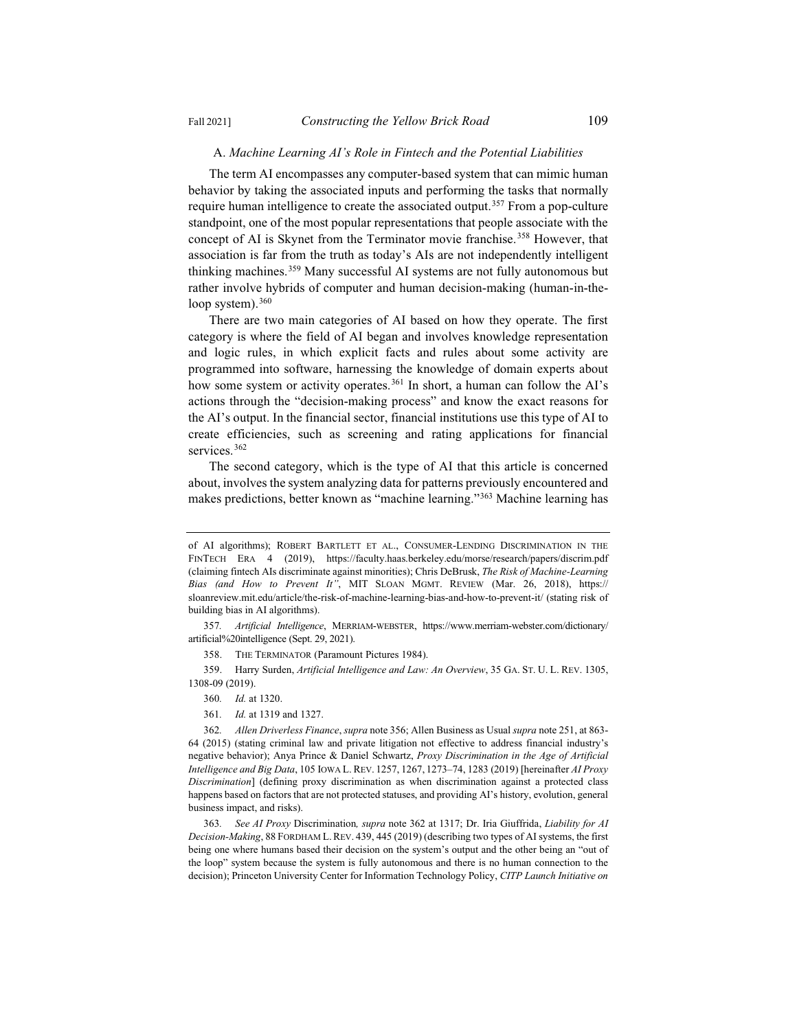### A. *Machine Learning AI's Role in Fintech and the Potential Liabilities*

The term AI encompasses any computer-based system that can mimic human behavior by taking the associated inputs and performing the tasks that normally require human intelligence to create the associated output.[357] From a pop-culture standpoint, one of the most popular representations that people associate with the concept of AI is Skynet from the Terminator movie franchise.[358] However, that association is far from the truth as today's AIs are not independently intelligent thinking machines.[359] Many successful AI systems are not fully autonomous but rather involve hybrids of computer and human decision-making (human-in-the-loop system).[360]

There are two main categories of AI based on how they operate. The first category is where the field of AI began and involves knowledge representation and logic rules, in which explicit facts and rules about some activity are programmed into software, harnessing the knowledge of domain experts about how some system or activity operates.[361] In short, a human can follow the AI's actions through the "decision-making process" and know the exact reasons for the AI's output. In the financial sector, financial institutions use this type of AI to create efficiencies, such as screening and rating applications for financial services.[362]

The second category, which is the type of AI that this article is concerned about, involves the system analyzing data for patterns previously encountered and makes predictions, better known as "machine learning."[363] Machine learning has

---

of AI algorithms); ROBERT BARTLETT ET AL., CONSUMER-LENDING DISCRIMINATION IN THE FINTECH ERA 4 (2019), https://faculty.haas.berkeley.edu/morse/research/papers/discrim.pdf (claiming fintech AIs discriminate against minorities); Chris DeBrusk, *The Risk of Machine-Learning Bias (and How to Prevent It"*, MIT SLOAN MGMT. REVIEW (Mar. 26, 2018), https://sloanreview.mit.edu/article/the-risk-of-machine-learning-bias-and-how-to-prevent-it/ (stating risk of building bias in AI algorithms).

357. *Artificial Intelligence*, MERRIAM-WEBSTER, https://www.merriam-webster.com/dictionary/artificial%20intelligence (Sept. 29, 2021).

358. THE TERMINATOR (Paramount Pictures 1984).

359. Harry Surden, *Artificial Intelligence and Law: An Overview*, 35 GA. ST. U. L. REV. 1305, 1308-09 (2019).

360. *Id.* at 1320.

361. *Id.* at 1319 and 1327.

362. *Allen Driverless Finance*, *supra* note 356; Allen Business as Usual *supra* note 251, at 863-64 (2015) (stating criminal law and private litigation not effective to address financial industry's negative behavior); Anya Prince & Daniel Schwartz, *Proxy Discrimination in the Age of Artificial Intelligence and Big Data*, 105 IOWA L. REV. 1257, 1267, 1273–74, 1283 (2019) [hereinafter *AI Proxy Discrimination*] (defining proxy discrimination as when discrimination against a protected class happens based on factors that are not protected statuses, and providing AI's history, evolution, general business impact, and risks).

363. *See AI Proxy* Discrimination*, supra* note 362 at 1317; Dr. Iria Giuffrida, *Liability for AI Decision-Making*, 88 FORDHAM L. REV. 439, 445 (2019) (describing two types of AI systems, the first being one where humans based their decision on the system's output and the other being an "out of the loop" system because the system is fully autonomous and there is no human connection to the decision); Princeton University Center for Information Technology Policy, *CITP Launch Initiative on*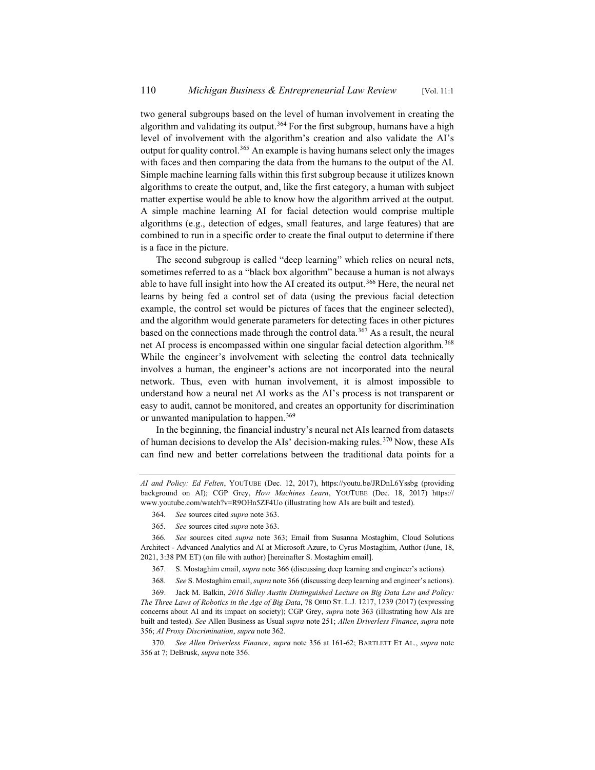two general subgroups based on the level of human involvement in creating the algorithm and validating its output.[364] For the first subgroup, humans have a high level of involvement with the algorithm's creation and also validate the AI's output for quality control.[365] An example is having humans select only the images with faces and then comparing the data from the humans to the output of the AI. Simple machine learning falls within this first subgroup because it utilizes known algorithms to create the output, and, like the first category, a human with subject matter expertise would be able to know how the algorithm arrived at the output. A simple machine learning AI for facial detection would comprise multiple algorithms (e.g., detection of edges, small features, and large features) that are combined to run in a specific order to create the final output to determine if there is a face in the picture.

The second subgroup is called "deep learning" which relies on neural nets, sometimes referred to as a "black box algorithm" because a human is not always able to have full insight into how the AI created its output.[366] Here, the neural net learns by being fed a control set of data (using the previous facial detection example, the control set would be pictures of faces that the engineer selected), and the algorithm would generate parameters for detecting faces in other pictures based on the connections made through the control data.[367] As a result, the neural net AI process is encompassed within one singular facial detection algorithm.[368] While the engineer's involvement with selecting the control data technically involves a human, the engineer's actions are not incorporated into the neural network. Thus, even with human involvement, it is almost impossible to understand how a neural net AI works as the AI's process is not transparent or easy to audit, cannot be monitored, and creates an opportunity for discrimination or unwanted manipulation to happen.[369]

In the beginning, the financial industry's neural net AIs learned from datasets of human decisions to develop the AIs' decision-making rules.[370] Now, these AIs can find new and better correlations between the traditional data points for a

---

*AI and Policy: Ed Felten*, YOUTUBE (Dec. 12, 2017), https://youtu.be/JRDnL6Yssbg (providing background on AI); CGP Grey, *How Machines Learn*, YOUTUBE (Dec. 18, 2017) https://www.youtube.com/watch?v=R9OHn5ZF4Uo (illustrating how AIs are built and tested).

364. *See* sources cited *supra* note 363.

365. *See* sources cited *supra* note 363.

366. *See* sources cited *supra* note 363; Email from Susanna Mostaghim, Cloud Solutions Architect - Advanced Analytics and AI at Microsoft Azure, to Cyrus Mostaghim, Author (June, 18, 2021, 3:38 PM ET) (on file with author) [hereinafter S. Mostaghim email].

367. S. Mostaghim email, *supra* note 366 (discussing deep learning and engineer's actions).

368. *See* S. Mostaghim email, *supra* note 366 (discussing deep learning and engineer's actions).

369. Jack M. Balkin, *2016 Sidley Austin Distinguished Lecture on Big Data Law and Policy: The Three Laws of Robotics in the Age of Big Data*, 78 OHIO ST. L.J. 1217, 1239 (2017) (expressing concerns about AI and its impact on society); CGP Grey, *supra* note 363 (illustrating how AIs are built and tested). *See* Allen Business as Usual *supra* note 251; *Allen Driverless Finance*, *supra* note 356; *AI Proxy Discrimination*, *supra* note 362.

370. *See Allen Driverless Finance*, *supra* note 356 at 161-62; BARTLETT ET AL., *supra* note 356 at 7; DeBrusk, *supra* note 356.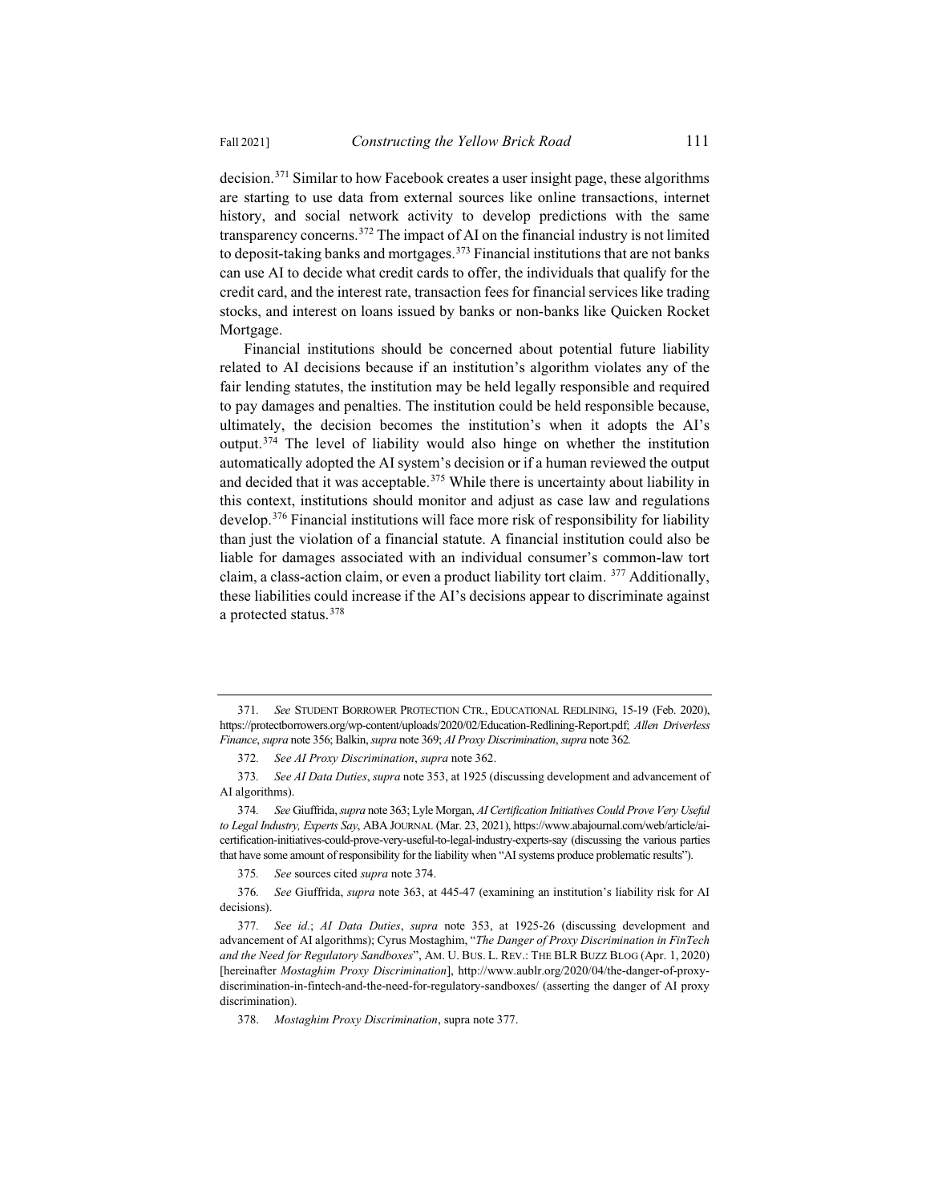decision.[371] Similar to how Facebook creates a user insight page, these algorithms are starting to use data from external sources like online transactions, internet history, and social network activity to develop predictions with the same transparency concerns.[372] The impact of AI on the financial industry is not limited to deposit-taking banks and mortgages.[373] Financial institutions that are not banks can use AI to decide what credit cards to offer, the individuals that qualify for the credit card, and the interest rate, transaction fees for financial services like trading stocks, and interest on loans issued by banks or non-banks like Quicken Rocket Mortgage.

Financial institutions should be concerned about potential future liability related to AI decisions because if an institution's algorithm violates any of the fair lending statutes, the institution may be held legally responsible and required to pay damages and penalties. The institution could be held responsible because, ultimately, the decision becomes the institution's when it adopts the AI's output.[374] The level of liability would also hinge on whether the institution automatically adopted the AI system's decision or if a human reviewed the output and decided that it was acceptable.[375] While there is uncertainty about liability in this context, institutions should monitor and adjust as case law and regulations develop.[376] Financial institutions will face more risk of responsibility for liability than just the violation of a financial statute. A financial institution could also be liable for damages associated with an individual consumer's common-law tort claim, a class-action claim, or even a product liability tort claim. [377] Additionally, these liabilities could increase if the AI's decisions appear to discriminate against a protected status.[378]

---

371. *See* STUDENT BORROWER PROTECTION CTR., EDUCATIONAL REDLINING, 15-19 (Feb. 2020), https://protectborrowers.org/wp-content/uploads/2020/02/Education-Redlining-Report.pdf; *Allen Driverless Finance*, *supra* note 356; Balkin, *supra* note 369; *AI Proxy Discrimination*, *supra* note 362.

372. *See AI Proxy Discrimination*, *supra* note 362.

373. *See AI Data Duties*, *supra* note 353, at 1925 (discussing development and advancement of AI algorithms).

374. *See* Giuffrida, *supra* note 363; Lyle Morgan, *AI Certification Initiatives Could Prove Very Useful to Legal Industry, Experts Say*, ABA JOURNAL (Mar. 23, 2021), https://www.abajournal.com/web/article/ai-certification-initiatives-could-prove-very-useful-to-legal-industry-experts-say (discussing the various parties that have some amount of responsibility for the liability when "AI systems produce problematic results").

375. *See* sources cited *supra* note 374.

376. *See* Giuffrida, *supra* note 363, at 445-47 (examining an institution's liability risk for AI decisions).

377. *See id.*; *AI Data Duties*, *supra* note 353, at 1925-26 (discussing development and advancement of AI algorithms); Cyrus Mostaghim, "*The Danger of Proxy Discrimination in FinTech and the Need for Regulatory Sandboxes*", AM. U. BUS. L. REV.: THE BLR BUZZ BLOG (Apr. 1, 2020) [hereinafter *Mostaghim Proxy Discrimination*], http://www.aublr.org/2020/04/the-danger-of-proxy-discrimination-in-fintech-and-the-need-for-regulatory-sandboxes/ (asserting the danger of AI proxy discrimination).

378. *Mostaghim Proxy Discrimination*, supra note 377.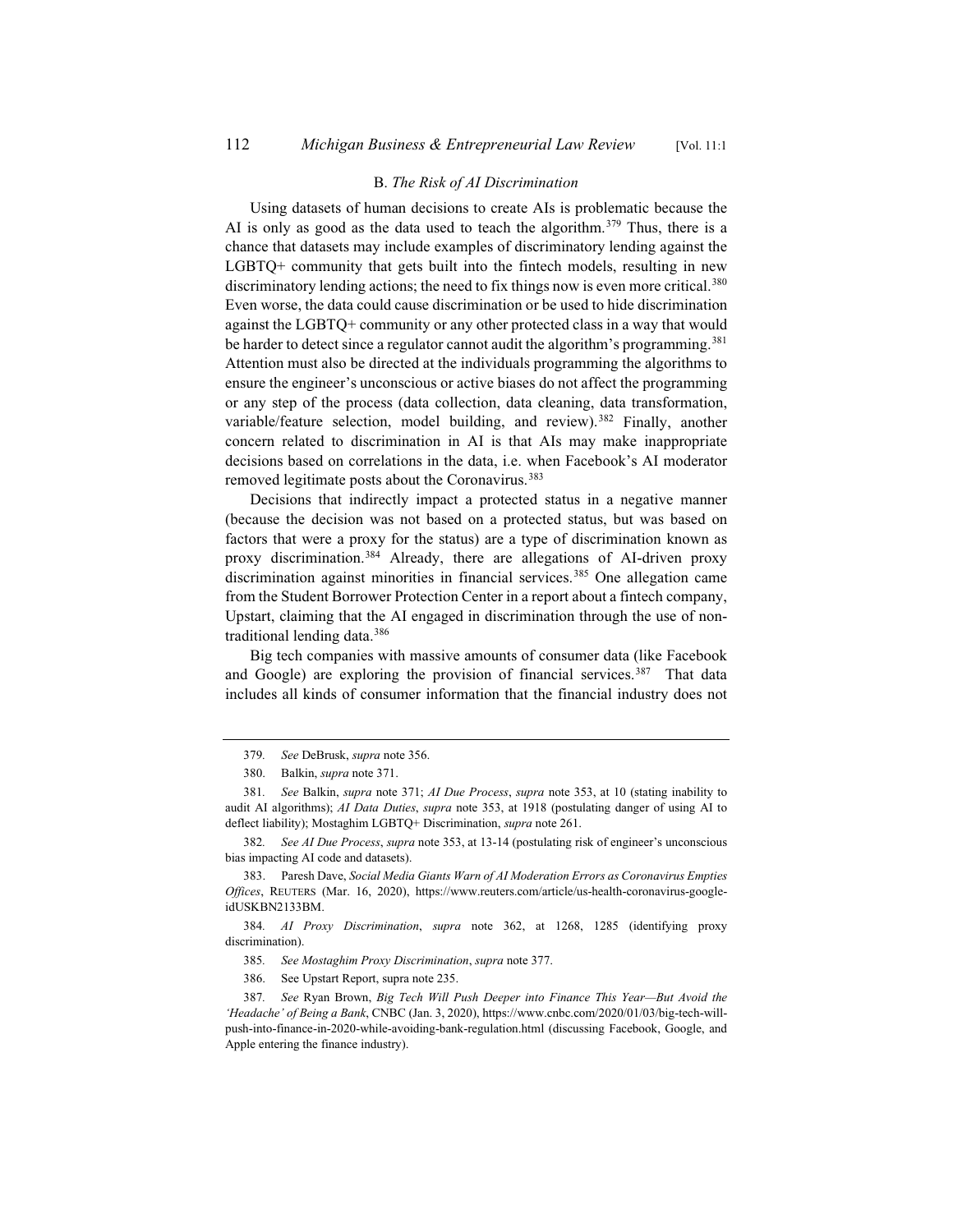### B. *The Risk of AI Discrimination*

Using datasets of human decisions to create AIs is problematic because the AI is only as good as the data used to teach the algorithm.[379] Thus, there is a chance that datasets may include examples of discriminatory lending against the LGBTQ+ community that gets built into the fintech models, resulting in new discriminatory lending actions; the need to fix things now is even more critical.[380] Even worse, the data could cause discrimination or be used to hide discrimination against the LGBTQ+ community or any other protected class in a way that would be harder to detect since a regulator cannot audit the algorithm's programming.[381] Attention must also be directed at the individuals programming the algorithms to ensure the engineer's unconscious or active biases do not affect the programming or any step of the process (data collection, data cleaning, data transformation, variable/feature selection, model building, and review).[382] Finally, another concern related to discrimination in AI is that AIs may make inappropriate decisions based on correlations in the data, i.e. when Facebook's AI moderator removed legitimate posts about the Coronavirus.[383]

Decisions that indirectly impact a protected status in a negative manner (because the decision was not based on a protected status, but was based on factors that were a proxy for the status) are a type of discrimination known as proxy discrimination.[384] Already, there are allegations of AI-driven proxy discrimination against minorities in financial services.[385] One allegation came from the Student Borrower Protection Center in a report about a fintech company, Upstart, claiming that the AI engaged in discrimination through the use of non-traditional lending data.[386]

Big tech companies with massive amounts of consumer data (like Facebook and Google) are exploring the provision of financial services.[387] That data includes all kinds of consumer information that the financial industry does not

---

379. *See* DeBrusk, *supra* note 356.

380. Balkin, *supra* note 371.

381. *See* Balkin, *supra* note 371; *AI Due Process*, *supra* note 353, at 10 (stating inability to audit AI algorithms); *AI Data Duties*, *supra* note 353, at 1918 (postulating danger of using AI to deflect liability); Mostaghim LGBTQ+ Discrimination, *supra* note 261.

382. *See AI Due Process*, *supra* note 353, at 13-14 (postulating risk of engineer's unconscious bias impacting AI code and datasets).

383. Paresh Dave, *Social Media Giants Warn of AI Moderation Errors as Coronavirus Empties Offices*, REUTERS (Mar. 16, 2020), https://www.reuters.com/article/us-health-coronavirus-google-idUSKBN2133BM.

384. *AI Proxy Discrimination*, *supra* note 362, at 1268, 1285 (identifying proxy discrimination).

385. *See Mostaghim Proxy Discrimination*, *supra* note 377.

386. See Upstart Report, supra note 235.

387. *See* Ryan Brown, *Big Tech Will Push Deeper into Finance This Year—But Avoid the 'Headache' of Being a Bank*, CNBC (Jan. 3, 2020), https://www.cnbc.com/2020/01/03/big-tech-will-push-into-finance-in-2020-while-avoiding-bank-regulation.html (discussing Facebook, Google, and Apple entering the finance industry).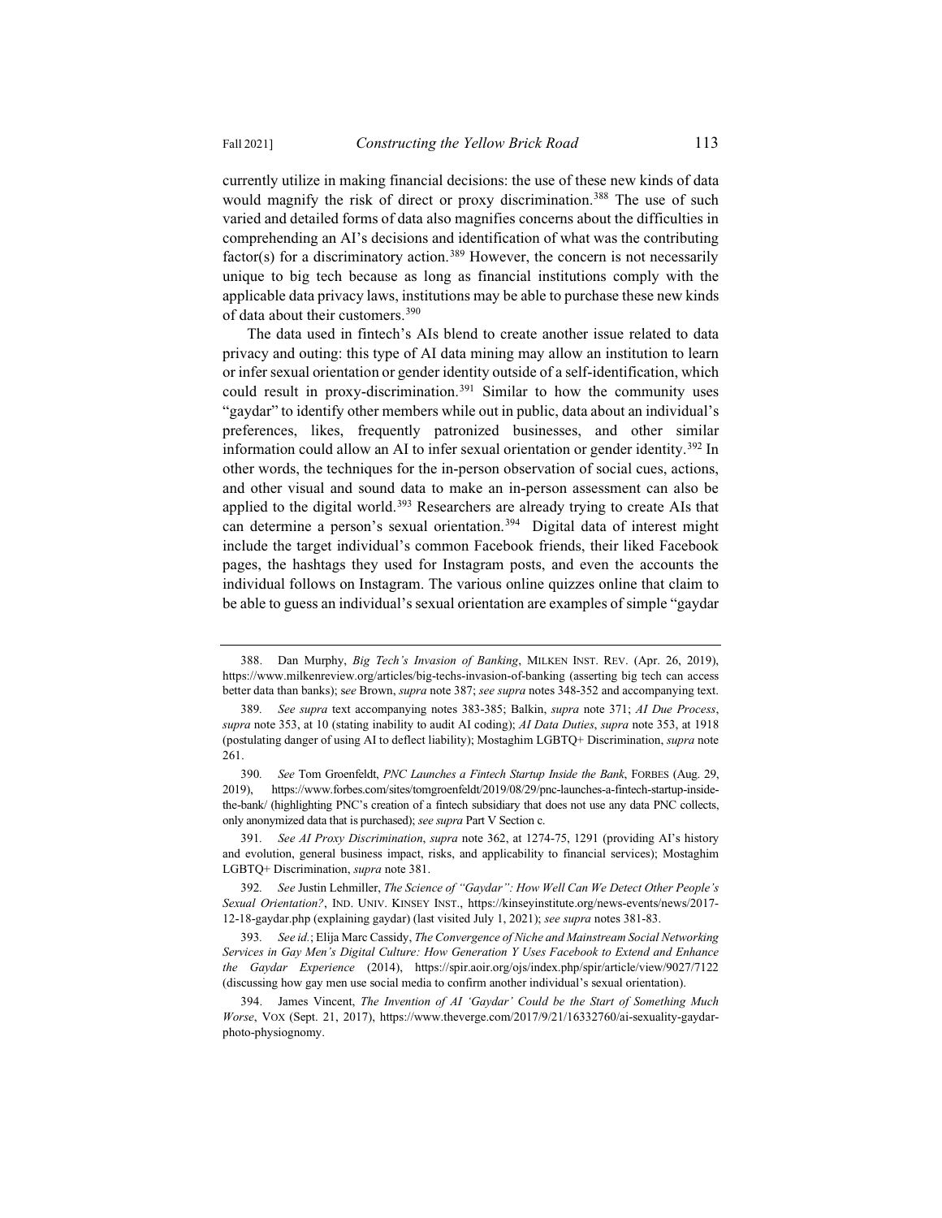currently utilize in making financial decisions: the use of these new kinds of data would magnify the risk of direct or proxy discrimination.[388] The use of such varied and detailed forms of data also magnifies concerns about the difficulties in comprehending an AI's decisions and identification of what was the contributing factor(s) for a discriminatory action.[389] However, the concern is not necessarily unique to big tech because as long as financial institutions comply with the applicable data privacy laws, institutions may be able to purchase these new kinds of data about their customers.[390]

The data used in fintech's AIs blend to create another issue related to data privacy and outing: this type of AI data mining may allow an institution to learn or infer sexual orientation or gender identity outside of a self-identification, which could result in proxy-discrimination.[391] Similar to how the community uses "gaydar" to identify other members while out in public, data about an individual's preferences, likes, frequently patronized businesses, and other similar information could allow an AI to infer sexual orientation or gender identity.[392] In other words, the techniques for the in-person observation of social cues, actions, and other visual and sound data to make an in-person assessment can also be applied to the digital world.[393] Researchers are already trying to create AIs that can determine a person's sexual orientation.[394] Digital data of interest might include the target individual's common Facebook friends, their liked Facebook pages, the hashtags they used for Instagram posts, and even the accounts the individual follows on Instagram. The various online quizzes online that claim to be able to guess an individual's sexual orientation are examples of simple "gaydar

---

388. Dan Murphy, *Big Tech's Invasion of Banking*, MILKEN INST. REV. (Apr. 26, 2019), https://www.milkenreview.org/articles/big-techs-invasion-of-banking (asserting big tech can access better data than banks); s*ee* Brown, *supra* note 387; *see supra* notes 348-352 and accompanying text.

389. *See supra* text accompanying notes 383-385; Balkin, *supra* note 371; *AI Due Process*, *supra* note 353, at 10 (stating inability to audit AI coding); *AI Data Duties*, *supra* note 353, at 1918 (postulating danger of using AI to deflect liability); Mostaghim LGBTQ+ Discrimination, *supra* note 261.

390. *See* Tom Groenfeldt, *PNC Launches a Fintech Startup Inside the Bank*, FORBES (Aug. 29, 2019), https://www.forbes.com/sites/tomgroenfeldt/2019/08/29/pnc-launches-a-fintech-startup-inside-the-bank/ (highlighting PNC's creation of a fintech subsidiary that does not use any data PNC collects, only anonymized data that is purchased); *see supra* Part V Section c.

391. *See AI Proxy Discrimination*, *supra* note 362, at 1274-75, 1291 (providing AI's history and evolution, general business impact, risks, and applicability to financial services); Mostaghim LGBTQ+ Discrimination, *supra* note 381.

392. *See* Justin Lehmiller, *The Science of "Gaydar": How Well Can We Detect Other People's Sexual Orientation?*, IND. UNIV. KINSEY INST., https://kinseyinstitute.org/news-events/news/2017-12-18-gaydar.php (explaining gaydar) (last visited July 1, 2021); *see supra* notes 381-83.

393. *See id.*; Elija Marc Cassidy, *The Convergence of Niche and Mainstream Social Networking Services in Gay Men's Digital Culture: How Generation Y Uses Facebook to Extend and Enhance the Gaydar Experience* (2014), https://spir.aoir.org/ojs/index.php/spir/article/view/9027/7122 (discussing how gay men use social media to confirm another individual's sexual orientation).

394. James Vincent, *The Invention of AI 'Gaydar' Could be the Start of Something Much Worse*, VOX (Sept. 21, 2017), https://www.theverge.com/2017/9/21/16332760/ai-sexuality-gaydar-photo-physiognomy.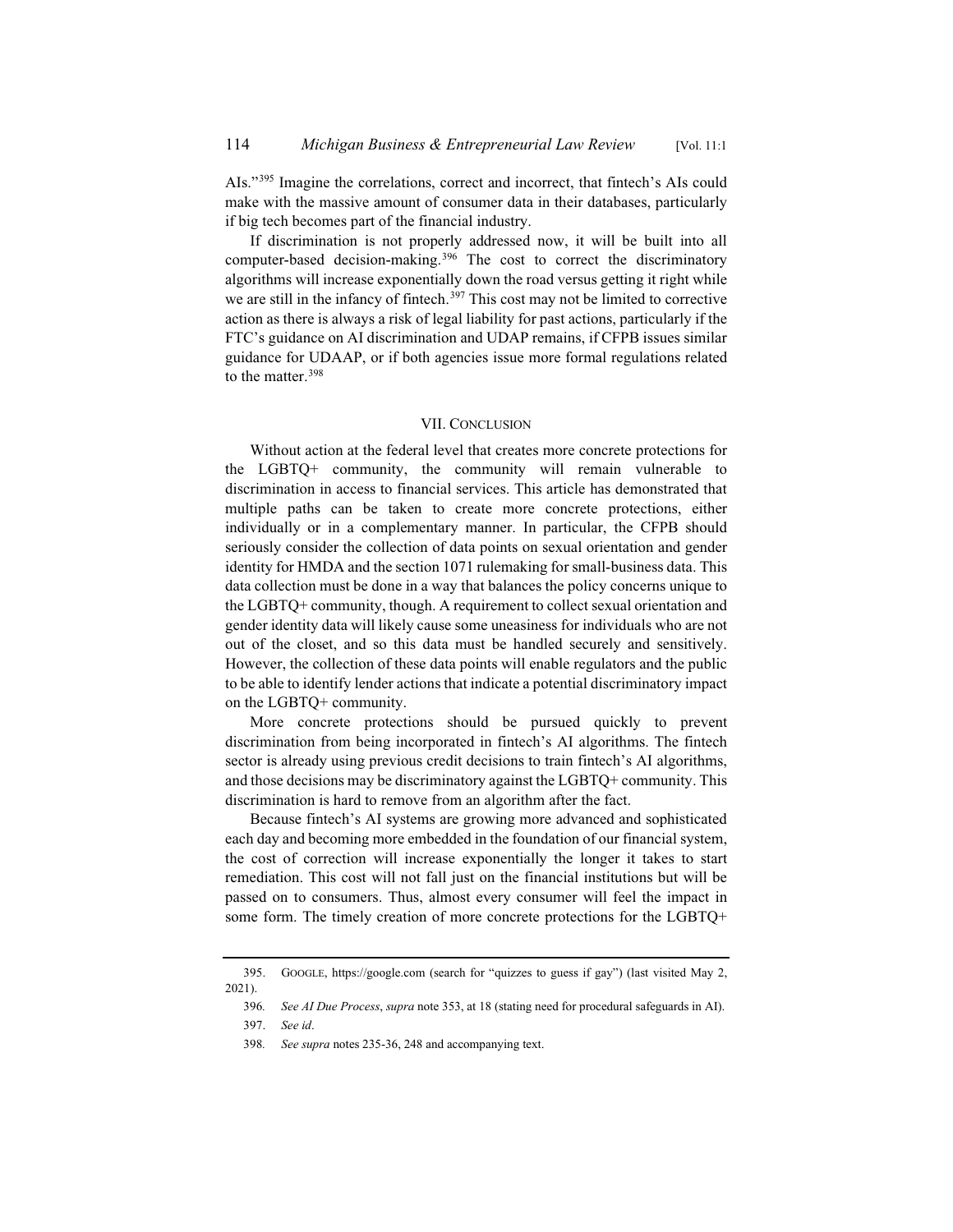AIs."[395] Imagine the correlations, correct and incorrect, that fintech's AIs could make with the massive amount of consumer data in their databases, particularly if big tech becomes part of the financial industry.

If discrimination is not properly addressed now, it will be built into all computer-based decision-making.[396] The cost to correct the discriminatory algorithms will increase exponentially down the road versus getting it right while we are still in the infancy of fintech.[397] This cost may not be limited to corrective action as there is always a risk of legal liability for past actions, particularly if the FTC's guidance on AI discrimination and UDAP remains, if CFPB issues similar guidance for UDAAP, or if both agencies issue more formal regulations related to the matter.[398]

## VII. Conclusion

Without action at the federal level that creates more concrete protections for the LGBTQ+ community, the community will remain vulnerable to discrimination in access to financial services. This article has demonstrated that multiple paths can be taken to create more concrete protections, either individually or in a complementary manner. In particular, the CFPB should seriously consider the collection of data points on sexual orientation and gender identity for HMDA and the section 1071 rulemaking for small-business data. This data collection must be done in a way that balances the policy concerns unique to the LGBTQ+ community, though. A requirement to collect sexual orientation and gender identity data will likely cause some uneasiness for individuals who are not out of the closet, and so this data must be handled securely and sensitively. However, the collection of these data points will enable regulators and the public to be able to identify lender actions that indicate a potential discriminatory impact on the LGBTQ+ community.

More concrete protections should be pursued quickly to prevent discrimination from being incorporated in fintech's AI algorithms. The fintech sector is already using previous credit decisions to train fintech's AI algorithms, and those decisions may be discriminatory against the LGBTQ+ community. This discrimination is hard to remove from an algorithm after the fact.

Because fintech's AI systems are growing more advanced and sophisticated each day and becoming more embedded in the foundation of our financial system, the cost of correction will increase exponentially the longer it takes to start remediation. This cost will not fall just on the financial institutions but will be passed on to consumers. Thus, almost every consumer will feel the impact in some form. The timely creation of more concrete protections for the LGBTQ+

---

395. Google, https://google.com (search for "quizzes to guess if gay") (last visited May 2, 2021).

396. *See AI Due Process*, *supra* note 353, at 18 (stating need for procedural safeguards in AI).

397. *See id*.

398. *See supra* notes 235-36, 248 and accompanying text.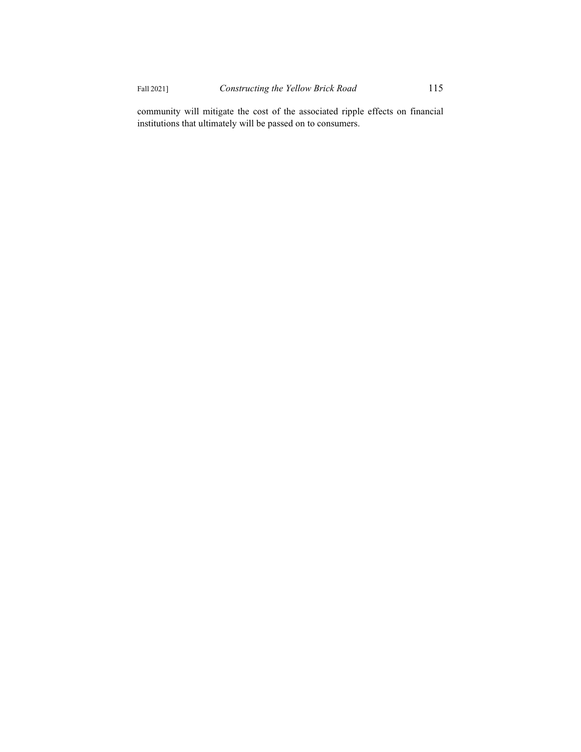community will mitigate the cost of the associated ripple effects on financial institutions that ultimately will be passed on to consumers.